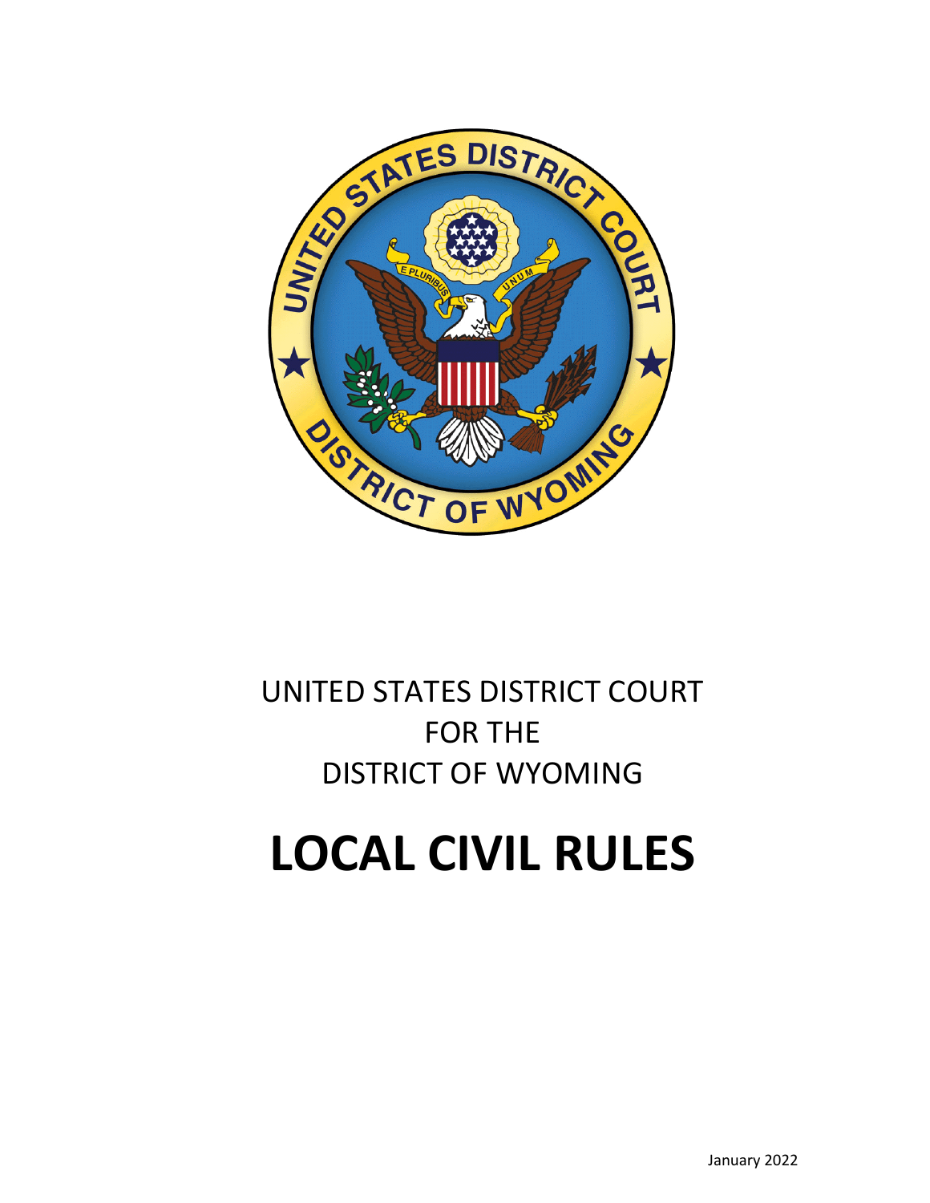UNITED STATES DISTRICT COURT
FOR THE
DISTRICT OF WYOMING

# LOCAL CIVIL RULES

January 2022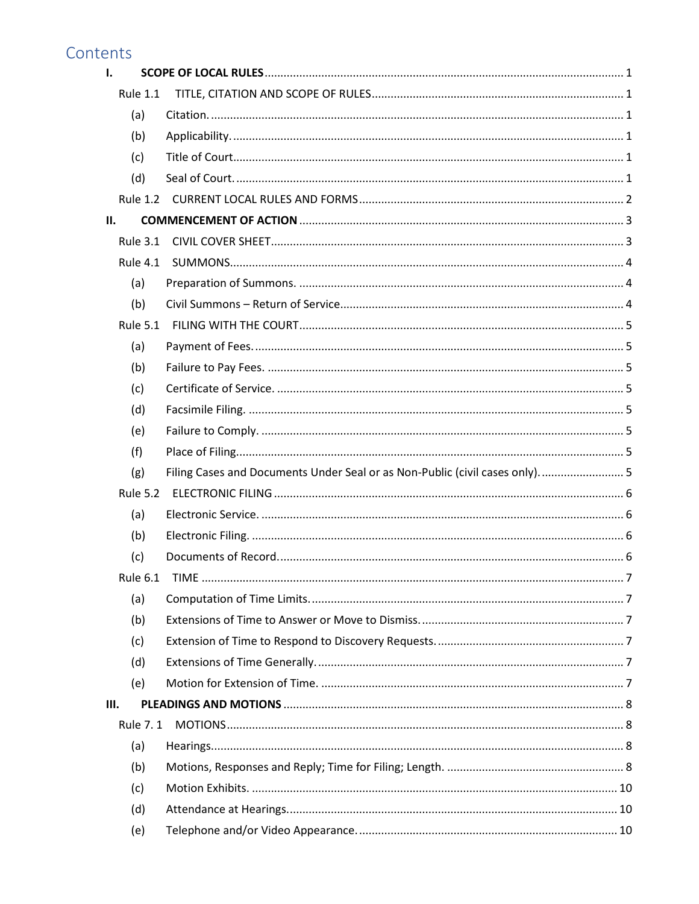# Contents

- **I. SCOPE OF LOCAL RULES** ... 1
  - Rule 1.1 TITLE, CITATION AND SCOPE OF RULES ... 1
    - (a) Citation. ... 1
    - (b) Applicability. ... 1
    - (c) Title of Court ... 1
    - (d) Seal of Court. ... 1
  - Rule 1.2 CURRENT LOCAL RULES AND FORMS ... 2
- **II. COMMENCEMENT OF ACTION** ... 3
  - Rule 3.1 CIVIL COVER SHEET ... 3
  - Rule 4.1 SUMMONS ... 4
    - (a) Preparation of Summons. ... 4
    - (b) Civil Summons – Return of Service ... 4
  - Rule 5.1 FILING WITH THE COURT ... 5
    - (a) Payment of Fees. ... 5
    - (b) Failure to Pay Fees. ... 5
    - (c) Certificate of Service. ... 5
    - (d) Facsimile Filing. ... 5
    - (e) Failure to Comply. ... 5
    - (f) Place of Filing ... 5
    - (g) Filing Cases and Documents Under Seal or as Non-Public (civil cases only). ... 5
  - Rule 5.2 ELECTRONIC FILING ... 6
    - (a) Electronic Service. ... 6
    - (b) Electronic Filing. ... 6
    - (c) Documents of Record. ... 6
  - Rule 6.1 TIME ... 7
    - (a) Computation of Time Limits. ... 7
    - (b) Extensions of Time to Answer or Move to Dismiss. ... 7
    - (c) Extension of Time to Respond to Discovery Requests. ... 7
    - (d) Extensions of Time Generally. ... 7
    - (e) Motion for Extension of Time. ... 7
- **III. PLEADINGS AND MOTIONS** ... 8
  - Rule 7. 1 MOTIONS ... 8
    - (a) Hearings ... 8
    - (b) Motions, Responses and Reply; Time for Filing; Length. ... 8
    - (c) Motion Exhibits. ... 10
    - (d) Attendance at Hearings ... 10
    - (e) Telephone and/or Video Appearance. ... 10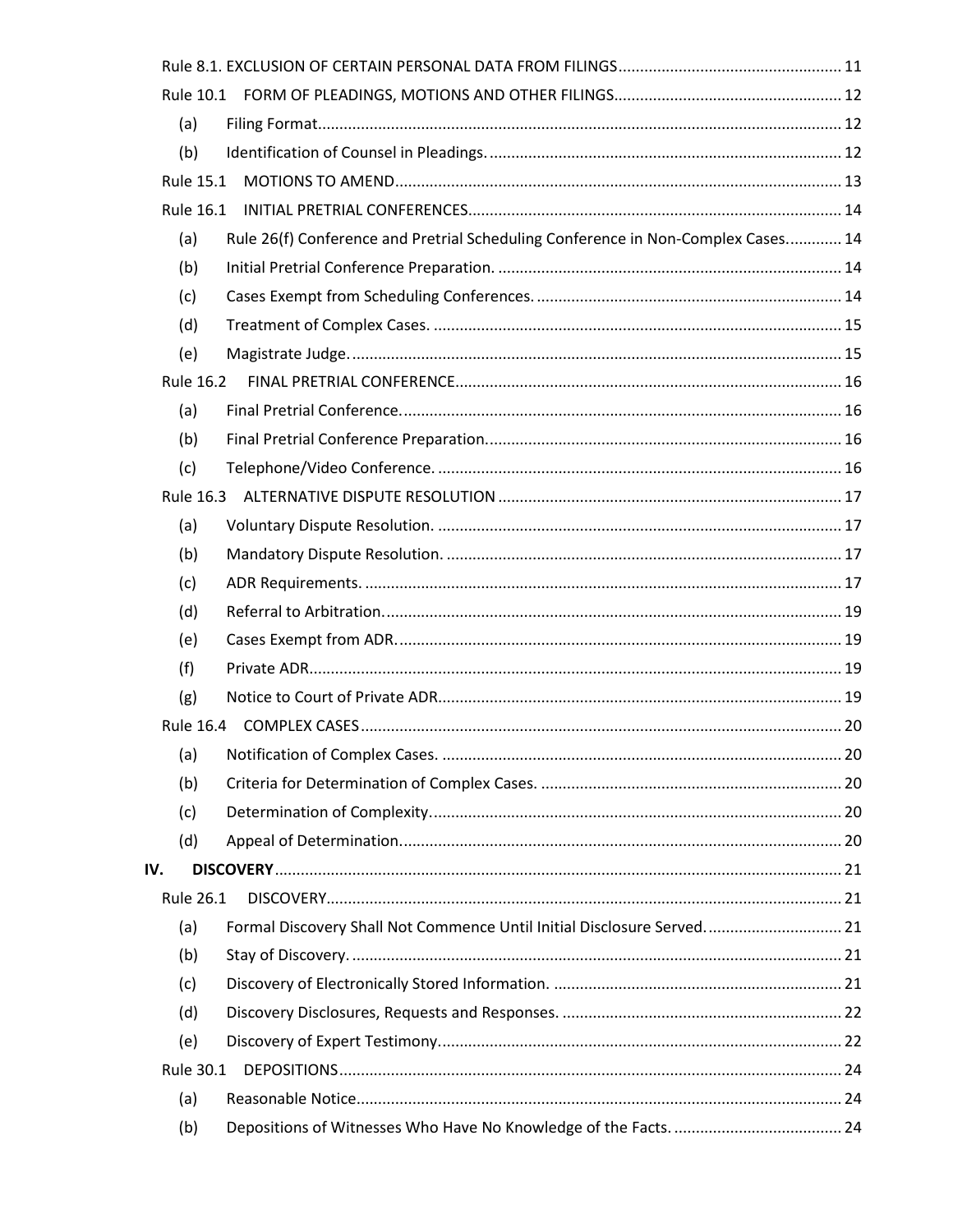Rule 8.1. EXCLUSION OF CERTAIN PERSONAL DATA FROM FILINGS .......... 11

Rule 10.1 FORM OF PLEADINGS, MOTIONS AND OTHER FILINGS .......... 12

- (a) Filing Format .......... 12
- (b) Identification of Counsel in Pleadings. .......... 12

Rule 15.1 MOTIONS TO AMEND .......... 13

Rule 16.1 INITIAL PRETRIAL CONFERENCES .......... 14

- (a) Rule 26(f) Conference and Pretrial Scheduling Conference in Non-Complex Cases. .......... 14
- (b) Initial Pretrial Conference Preparation. .......... 14
- (c) Cases Exempt from Scheduling Conferences. .......... 14
- (d) Treatment of Complex Cases. .......... 15
- (e) Magistrate Judge. .......... 15

Rule 16.2 FINAL PRETRIAL CONFERENCE .......... 16

- (a) Final Pretrial Conference. .......... 16
- (b) Final Pretrial Conference Preparation. .......... 16
- (c) Telephone/Video Conference. .......... 16

Rule 16.3 ALTERNATIVE DISPUTE RESOLUTION .......... 17

- (a) Voluntary Dispute Resolution. .......... 17
- (b) Mandatory Dispute Resolution. .......... 17
- (c) ADR Requirements. .......... 17
- (d) Referral to Arbitration. .......... 19
- (e) Cases Exempt from ADR. .......... 19
- (f) Private ADR .......... 19
- (g) Notice to Court of Private ADR .......... 19

Rule 16.4 COMPLEX CASES .......... 20

- (a) Notification of Complex Cases. .......... 20
- (b) Criteria for Determination of Complex Cases. .......... 20
- (c) Determination of Complexity. .......... 20
- (d) Appeal of Determination. .......... 20

**IV. DISCOVERY** .......... 21

Rule 26.1 DISCOVERY .......... 21

- (a) Formal Discovery Shall Not Commence Until Initial Disclosure Served. .......... 21
- (b) Stay of Discovery. .......... 21
- (c) Discovery of Electronically Stored Information. .......... 21
- (d) Discovery Disclosures, Requests and Responses. .......... 22
- (e) Discovery of Expert Testimony. .......... 22

Rule 30.1 DEPOSITIONS .......... 24

- (a) Reasonable Notice .......... 24
- (b) Depositions of Witnesses Who Have No Knowledge of the Facts. .......... 24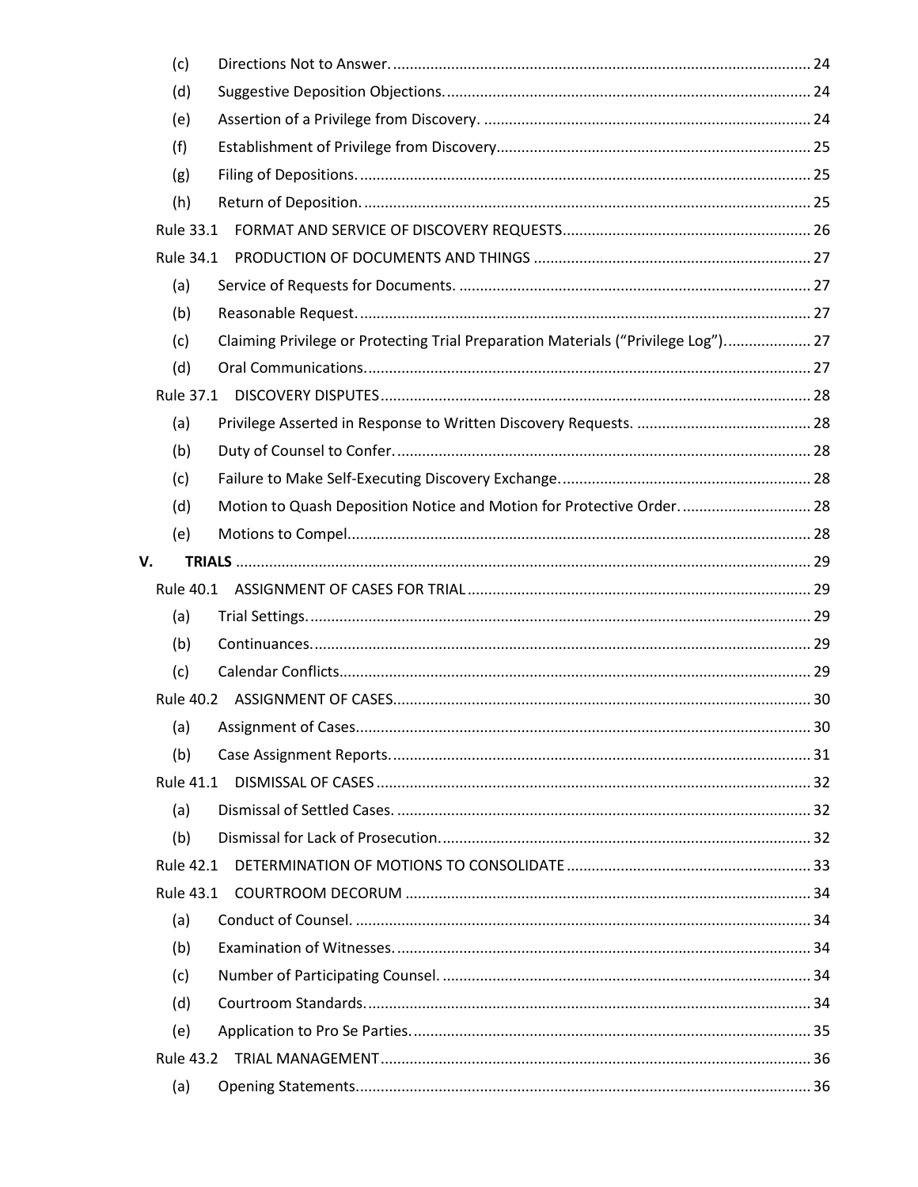(c) Directions Not to Answer. 24

(d) Suggestive Deposition Objections. 24

(e) Assertion of a Privilege from Discovery. 24

(f) Establishment of Privilege from Discovery 25

(g) Filing of Depositions. 25

(h) Return of Deposition. 25

Rule 33.1 FORMAT AND SERVICE OF DISCOVERY REQUESTS 26

Rule 34.1 PRODUCTION OF DOCUMENTS AND THINGS 27

(a) Service of Requests for Documents. 27

(b) Reasonable Request. 27

(c) Claiming Privilege or Protecting Trial Preparation Materials ("Privilege Log"). 27

(d) Oral Communications. 27

Rule 37.1 DISCOVERY DISPUTES 28

(a) Privilege Asserted in Response to Written Discovery Requests. 28

(b) Duty of Counsel to Confer. 28

(c) Failure to Make Self-Executing Discovery Exchange. 28

(d) Motion to Quash Deposition Notice and Motion for Protective Order. 28

(e) Motions to Compel. 28

**V. TRIALS** 29

Rule 40.1 ASSIGNMENT OF CASES FOR TRIAL 29

(a) Trial Settings. 29

(b) Continuances. 29

(c) Calendar Conflicts. 29

Rule 40.2 ASSIGNMENT OF CASES. 30

(a) Assignment of Cases. 30

(b) Case Assignment Reports. 31

Rule 41.1 DISMISSAL OF CASES 32

(a) Dismissal of Settled Cases. 32

(b) Dismissal for Lack of Prosecution. 32

Rule 42.1 DETERMINATION OF MOTIONS TO CONSOLIDATE 33

Rule 43.1 COURTROOM DECORUM 34

(a) Conduct of Counsel. 34

(b) Examination of Witnesses. 34

(c) Number of Participating Counsel. 34

(d) Courtroom Standards. 34

(e) Application to Pro Se Parties. 35

Rule 43.2 TRIAL MANAGEMENT 36

(a) Opening Statements. 36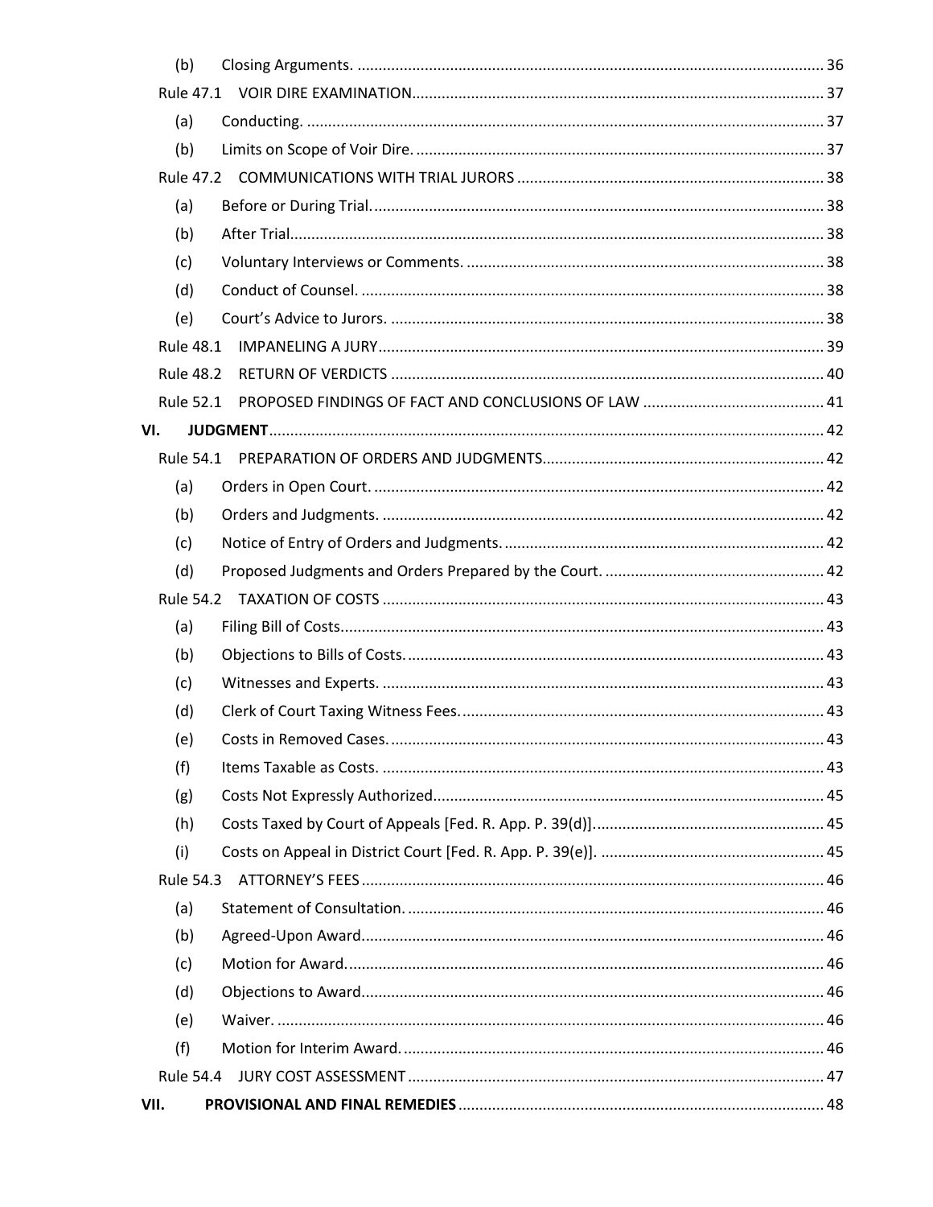(b) Closing Arguments. .......... 36

Rule 47.1 VOIR DIRE EXAMINATION .......... 37

(a) Conducting. .......... 37

(b) Limits on Scope of Voir Dire. .......... 37

Rule 47.2 COMMUNICATIONS WITH TRIAL JURORS .......... 38

(a) Before or During Trial. .......... 38

(b) After Trial. .......... 38

(c) Voluntary Interviews or Comments. .......... 38

(d) Conduct of Counsel. .......... 38

(e) Court's Advice to Jurors. .......... 38

Rule 48.1 IMPANELING A JURY .......... 39

Rule 48.2 RETURN OF VERDICTS .......... 40

Rule 52.1 PROPOSED FINDINGS OF FACT AND CONCLUSIONS OF LAW .......... 41

**VI. JUDGMENT** .......... 42

Rule 54.1 PREPARATION OF ORDERS AND JUDGMENTS .......... 42

(a) Orders in Open Court. .......... 42

(b) Orders and Judgments. .......... 42

(c) Notice of Entry of Orders and Judgments. .......... 42

(d) Proposed Judgments and Orders Prepared by the Court. .......... 42

Rule 54.2 TAXATION OF COSTS .......... 43

(a) Filing Bill of Costs. .......... 43

(b) Objections to Bills of Costs. .......... 43

(c) Witnesses and Experts. .......... 43

(d) Clerk of Court Taxing Witness Fees. .......... 43

(e) Costs in Removed Cases. .......... 43

(f) Items Taxable as Costs. .......... 43

(g) Costs Not Expressly Authorized. .......... 45

(h) Costs Taxed by Court of Appeals [Fed. R. App. P. 39(d)]. .......... 45

(i) Costs on Appeal in District Court [Fed. R. App. P. 39(e)]. .......... 45

Rule 54.3 ATTORNEY'S FEES .......... 46

(a) Statement of Consultation. .......... 46

(b) Agreed-Upon Award. .......... 46

(c) Motion for Award. .......... 46

(d) Objections to Award. .......... 46

(e) Waiver. .......... 46

(f) Motion for Interim Award. .......... 46

Rule 54.4 JURY COST ASSESSMENT .......... 47

**VII. PROVISIONAL AND FINAL REMEDIES** .......... 48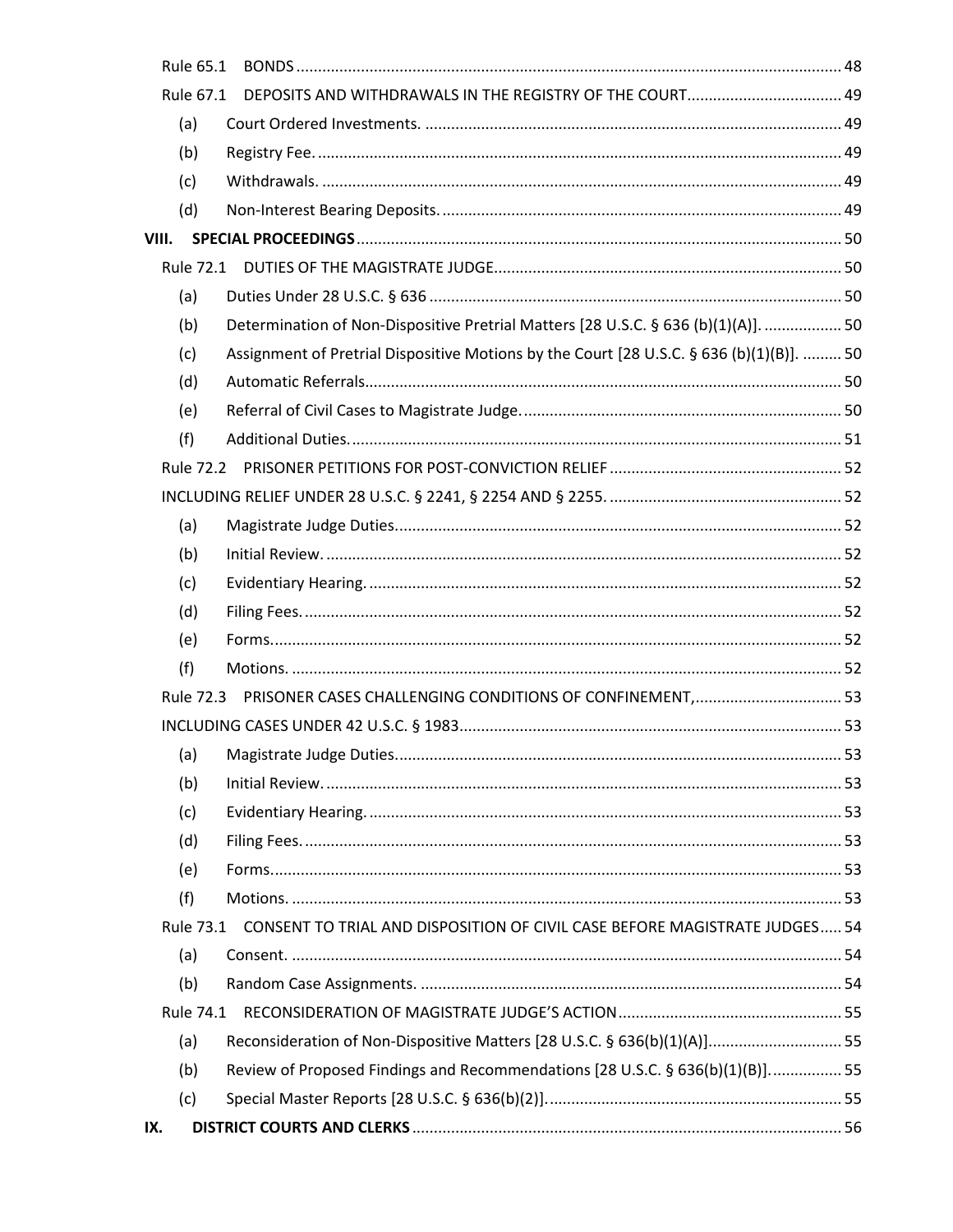Rule 65.1 BONDS ........................................................................................................................ 48

Rule 67.1 DEPOSITS AND WITHDRAWALS IN THE REGISTRY OF THE COURT.................................... 49

(a) Court Ordered Investments. ................................................................................................ 49

(b) Registry Fee. ......................................................................................................................... 49

(c) Withdrawals. ........................................................................................................................ 49

(d) Non-Interest Bearing Deposits. ............................................................................................ 49

**VIII. SPECIAL PROCEEDINGS** ................................................................................................................ 50

Rule 72.1 DUTIES OF THE MAGISTRATE JUDGE................................................................................. 50

(a) Duties Under 28 U.S.C. § 636 ............................................................................................... 50

(b) Determination of Non-Dispositive Pretrial Matters [28 U.S.C. § 636 (b)(1)(A)]. .................. 50

(c) Assignment of Pretrial Dispositive Motions by the Court [28 U.S.C. § 636 (b)(1)(B)]. ......... 50

(d) Automatic Referrals.............................................................................................................. 50

(e) Referral of Civil Cases to Magistrate Judge. .......................................................................... 50

(f) Additional Duties. ................................................................................................................. 51

Rule 72.2 PRISONER PETITIONS FOR POST-CONVICTION RELIEF ...................................................... 52

INCLUDING RELIEF UNDER 28 U.S.C. § 2241, § 2254 AND § 2255. ...................................................... 52

(a) Magistrate Judge Duties....................................................................................................... 52

(b) Initial Review. ....................................................................................................................... 52

(c) Evidentiary Hearing. ............................................................................................................. 52

(d) Filing Fees. ............................................................................................................................ 52

(e) Forms.................................................................................................................................... 52

(f) Motions. ............................................................................................................................... 52

Rule 72.3 PRISONER CASES CHALLENGING CONDITIONS OF CONFINEMENT,.................................. 53

INCLUDING CASES UNDER 42 U.S.C. § 1983......................................................................................... 53

(a) Magistrate Judge Duties....................................................................................................... 53

(b) Initial Review. ....................................................................................................................... 53

(c) Evidentiary Hearing. ............................................................................................................. 53

(d) Filing Fees. ............................................................................................................................ 53

(e) Forms.................................................................................................................................... 53

(f) Motions. ............................................................................................................................... 53

Rule 73.1 CONSENT TO TRIAL AND DISPOSITION OF CIVIL CASE BEFORE MAGISTRATE JUDGES..... 54

(a) Consent. ............................................................................................................................... 54

(b) Random Case Assignments. ................................................................................................. 54

Rule 74.1 RECONSIDERATION OF MAGISTRATE JUDGE'S ACTION .................................................... 55

(a) Reconsideration of Non-Dispositive Matters [28 U.S.C. § 636(b)(1)(A)]............................... 55

(b) Review of Proposed Findings and Recommendations [28 U.S.C. § 636(b)(1)(B)]................. 55

(c) Special Master Reports [28 U.S.C. § 636(b)(2)]..................................................................... 55

**IX. DISTRICT COURTS AND CLERKS** ................................................................................................... 56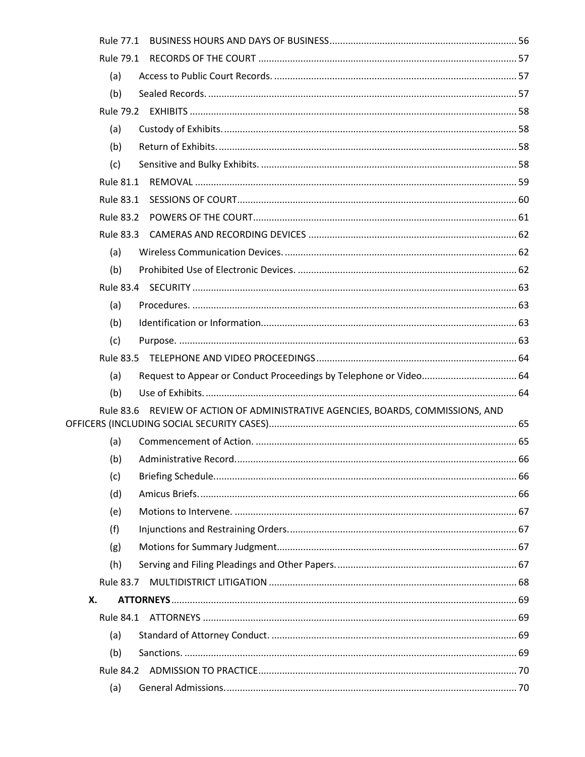Rule 77.1 BUSINESS HOURS AND DAYS OF BUSINESS ........ 56

Rule 79.1 RECORDS OF THE COURT ........ 57

(a) Access to Public Court Records. ........ 57

(b) Sealed Records. ........ 57

Rule 79.2 EXHIBITS ........ 58

(a) Custody of Exhibits. ........ 58

(b) Return of Exhibits. ........ 58

(c) Sensitive and Bulky Exhibits. ........ 58

Rule 81.1 REMOVAL ........ 59

Rule 83.1 SESSIONS OF COURT ........ 60

Rule 83.2 POWERS OF THE COURT ........ 61

Rule 83.3 CAMERAS AND RECORDING DEVICES ........ 62

(a) Wireless Communication Devices. ........ 62

(b) Prohibited Use of Electronic Devices. ........ 62

Rule 83.4 SECURITY ........ 63

(a) Procedures. ........ 63

(b) Identification or Information. ........ 63

(c) Purpose. ........ 63

Rule 83.5 TELEPHONE AND VIDEO PROCEEDINGS ........ 64

(a) Request to Appear or Conduct Proceedings by Telephone or Video. ........ 64

(b) Use of Exhibits. ........ 64

Rule 83.6 REVIEW OF ACTION OF ADMINISTRATIVE AGENCIES, BOARDS, COMMISSIONS, AND OFFICERS (INCLUDING SOCIAL SECURITY CASES) ........ 65

(a) Commencement of Action. ........ 65

(b) Administrative Record. ........ 66

(c) Briefing Schedule. ........ 66

(d) Amicus Briefs. ........ 66

(e) Motions to Intervene. ........ 67

(f) Injunctions and Restraining Orders. ........ 67

(g) Motions for Summary Judgment. ........ 67

(h) Serving and Filing Pleadings and Other Papers. ........ 67

Rule 83.7 MULTIDISTRICT LITIGATION ........ 68

**X. ATTORNEYS** ........ 69

Rule 84.1 ATTORNEYS ........ 69

(a) Standard of Attorney Conduct. ........ 69

(b) Sanctions. ........ 69

Rule 84.2 ADMISSION TO PRACTICE ........ 70

(a) General Admissions. ........ 70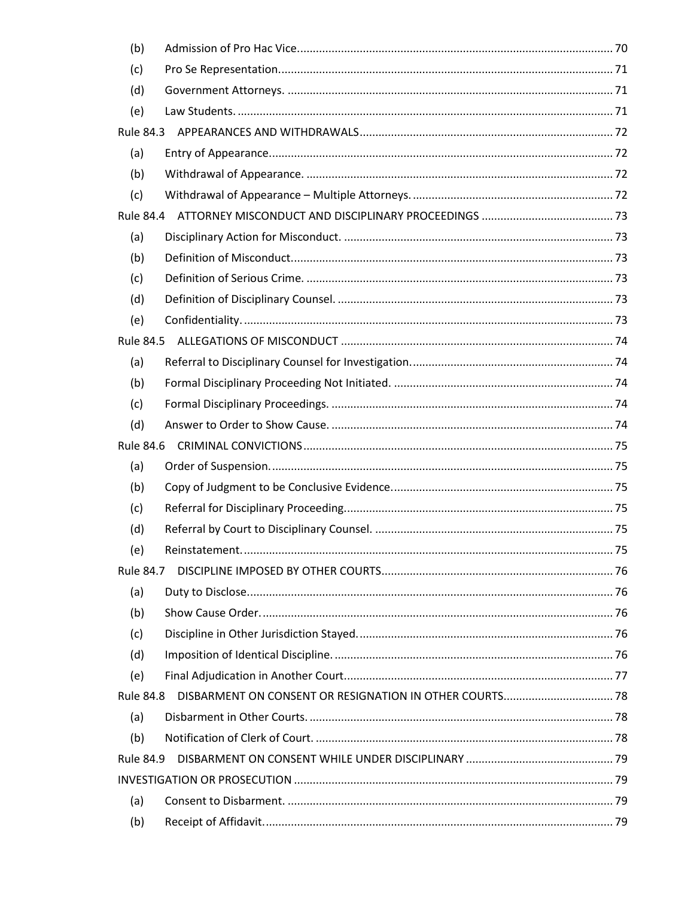(b) Admission of Pro Hac Vice.................................................................................................. 70

(c) Pro Se Representation......................................................................................................... 71

(d) Government Attorneys. ...................................................................................................... 71

(e) Law Students. ...................................................................................................................... 71

Rule 84.3 APPEARANCES AND WITHDRAWALS................................................................................ 72

(a) Entry of Appearance............................................................................................................ 72

(b) Withdrawal of Appearance. ................................................................................................ 72

(c) Withdrawal of Appearance – Multiple Attorneys. ............................................................... 72

Rule 84.4 ATTORNEY MISCONDUCT AND DISCIPLINARY PROCEEDINGS .......................................... 73

(a) Disciplinary Action for Misconduct. ..................................................................................... 73

(b) Definition of Misconduct..................................................................................................... 73

(c) Definition of Serious Crime. ................................................................................................ 73

(d) Definition of Disciplinary Counsel. ....................................................................................... 73

(e) Confidentiality. .................................................................................................................... 73

Rule 84.5 ALLEGATIONS OF MISCONDUCT ...................................................................................... 74

(a) Referral to Disciplinary Counsel for Investigation................................................................ 74

(b) Formal Disciplinary Proceeding Not Initiated. ..................................................................... 74

(c) Formal Disciplinary Proceedings. ......................................................................................... 74

(d) Answer to Order to Show Cause. ......................................................................................... 74

Rule 84.6 CRIMINAL CONVICTIONS.................................................................................................. 75

(a) Order of Suspension............................................................................................................ 75

(b) Copy of Judgment to be Conclusive Evidence...................................................................... 75

(c) Referral for Disciplinary Proceeding..................................................................................... 75

(d) Referral by Court to Disciplinary Counsel. ........................................................................... 75

(e) Reinstatement..................................................................................................................... 75

Rule 84.7 DISCIPLINE IMPOSED BY OTHER COURTS......................................................................... 76

(a) Duty to Disclose................................................................................................................... 76

(b) Show Cause Order............................................................................................................... 76

(c) Discipline in Other Jurisdiction Stayed................................................................................. 76

(d) Imposition of Identical Discipline. ........................................................................................ 76

(e) Final Adjudication in Another Court..................................................................................... 77

Rule 84.8 DISBARMENT ON CONSENT OR RESIGNATION IN OTHER COURTS.................................. 78

(a) Disbarment in Other Courts. ................................................................................................ 78

(b) Notification of Clerk of Court. ............................................................................................. 78

Rule 84.9 DISBARMENT ON CONSENT WHILE UNDER DISCIPLINARY .............................................. 79

INVESTIGATION OR PROSECUTION .................................................................................................... 79

(a) Consent to Disbarment. ....................................................................................................... 79

(b) Receipt of Affidavit.............................................................................................................. 79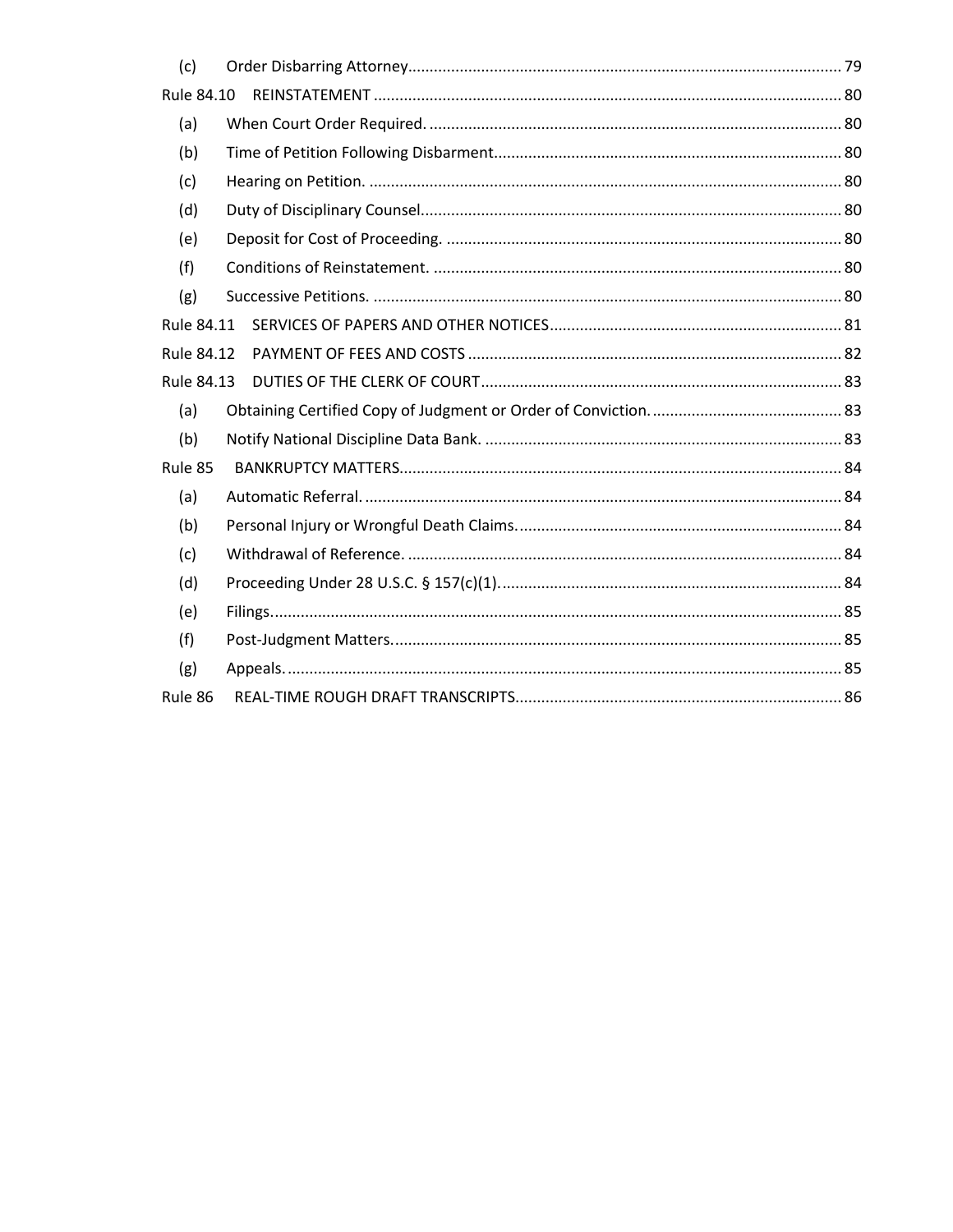(c) Order Disbarring Attorney.................................................................................................... 79

Rule 84.10 REINSTATEMENT ............................................................................................................ 80

(a) When Court Order Required. ............................................................................................... 80

(b) Time of Petition Following Disbarment................................................................................ 80

(c) Hearing on Petition. ............................................................................................................. 80

(d) Duty of Disciplinary Counsel................................................................................................. 80

(e) Deposit for Cost of Proceeding. ........................................................................................... 80

(f) Conditions of Reinstatement. .............................................................................................. 80

(g) Successive Petitions. ............................................................................................................ 80

Rule 84.11 SERVICES OF PAPERS AND OTHER NOTICES.................................................................... 81

Rule 84.12 PAYMENT OF FEES AND COSTS ....................................................................................... 82

Rule 84.13 DUTIES OF THE CLERK OF COURT.................................................................................... 83

(a) Obtaining Certified Copy of Judgment or Order of Conviction. ............................................ 83

(b) Notify National Discipline Data Bank. .................................................................................. 83

Rule 85 BANKRUPTCY MATTERS...................................................................................................... 84

(a) Automatic Referral. .............................................................................................................. 84

(b) Personal Injury or Wrongful Death Claims............................................................................ 84

(c) Withdrawal of Reference. .................................................................................................... 84

(d) Proceeding Under 28 U.S.C. § 157(c)(1)................................................................................ 84

(e) Filings.................................................................................................................................... 85

(f) Post-Judgment Matters........................................................................................................ 85

(g) Appeals................................................................................................................................. 85

Rule 86 REAL-TIME ROUGH DRAFT TRANSCRIPTS............................................................................ 86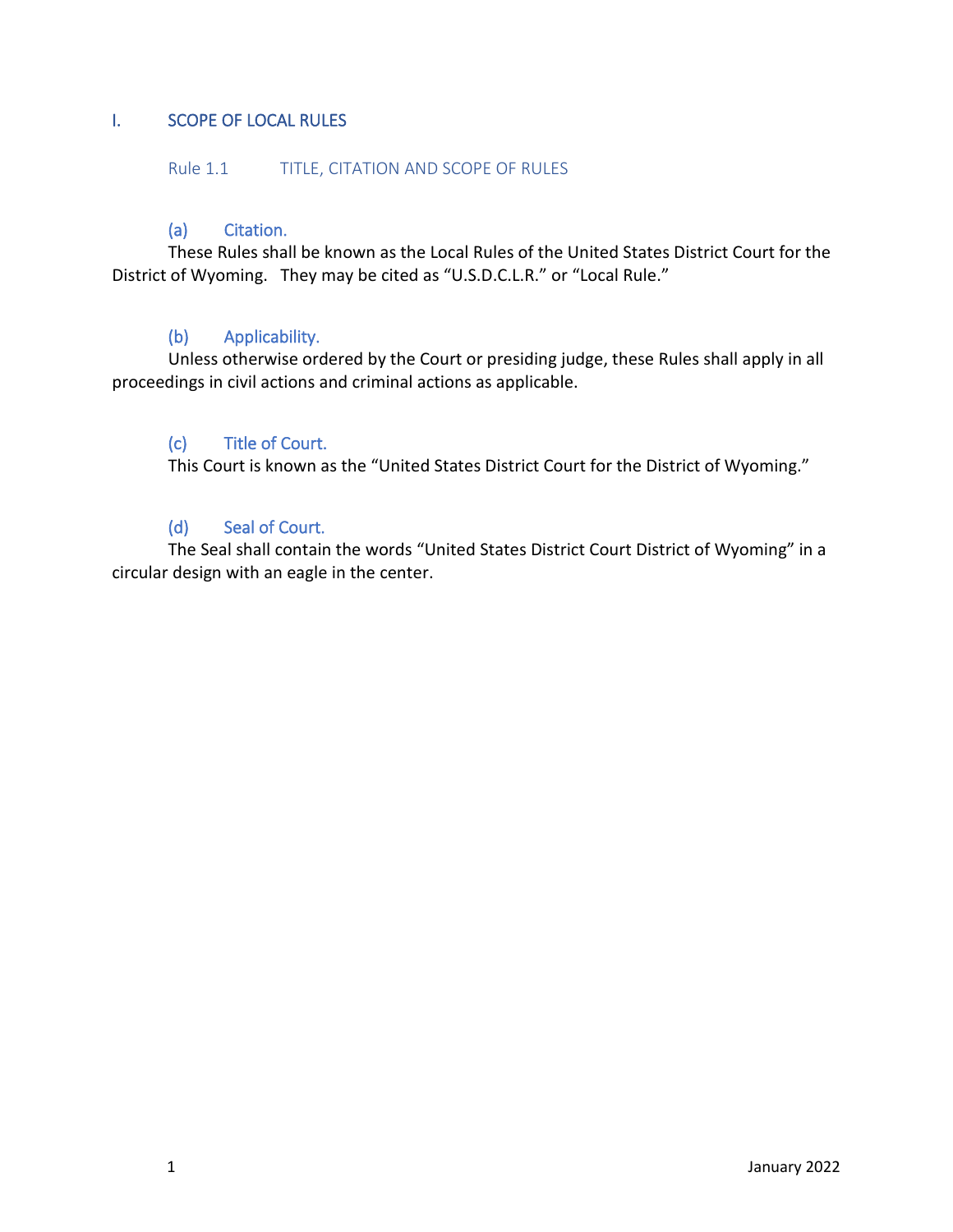# I. SCOPE OF LOCAL RULES

## Rule 1.1 TITLE, CITATION AND SCOPE OF RULES

### (a) Citation.

These Rules shall be known as the Local Rules of the United States District Court for the District of Wyoming. They may be cited as "U.S.D.C.L.R." or "Local Rule."

### (b) Applicability.

Unless otherwise ordered by the Court or presiding judge, these Rules shall apply in all proceedings in civil actions and criminal actions as applicable.

### (c) Title of Court.

This Court is known as the "United States District Court for the District of Wyoming."

### (d) Seal of Court.

The Seal shall contain the words "United States District Court District of Wyoming" in a circular design with an eagle in the center.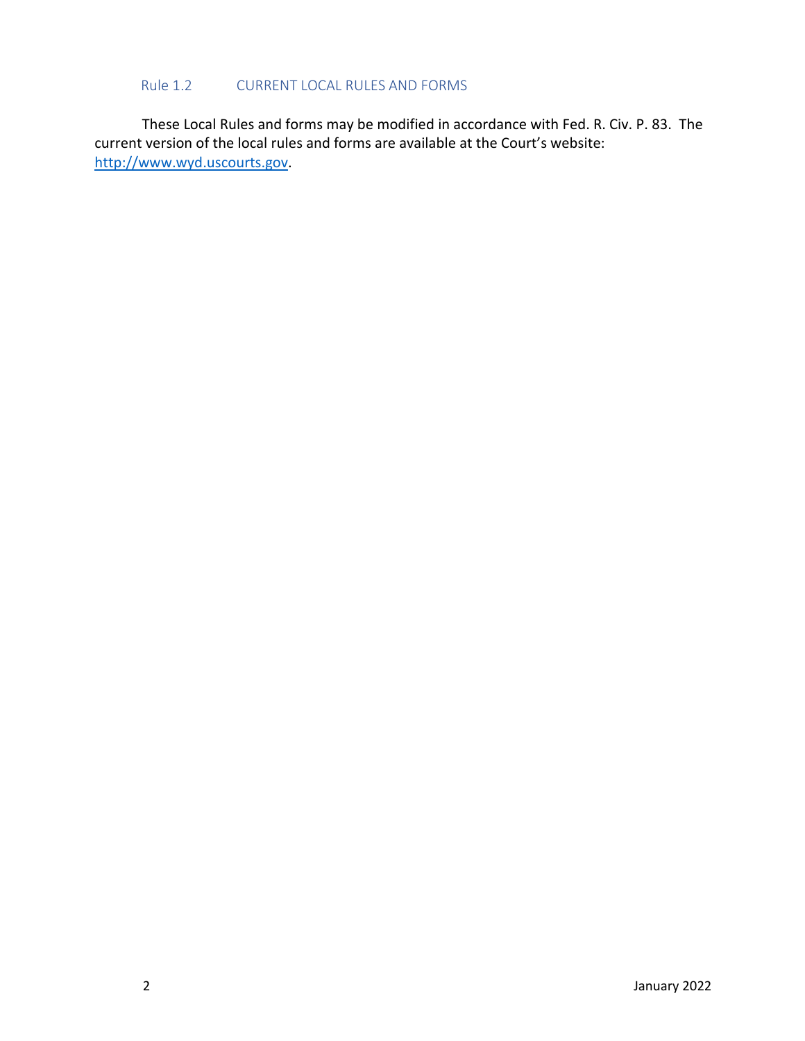### Rule 1.2 CURRENT LOCAL RULES AND FORMS

These Local Rules and forms may be modified in accordance with Fed. R. Civ. P. 83. The current version of the local rules and forms are available at the Court's website: [http://www.wyd.uscourts.gov](http://www.wyd.uscourts.gov).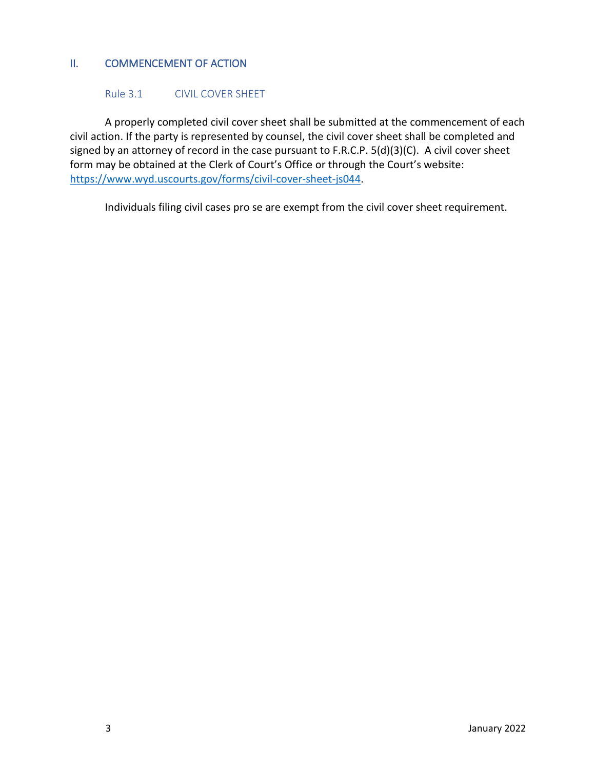## II. COMMENCEMENT OF ACTION

### Rule 3.1 CIVIL COVER SHEET

A properly completed civil cover sheet shall be submitted at the commencement of each civil action. If the party is represented by counsel, the civil cover sheet shall be completed and signed by an attorney of record in the case pursuant to F.R.C.P. 5(d)(3)(C). A civil cover sheet form may be obtained at the Clerk of Court's Office or through the Court's website: https://www.wyd.uscourts.gov/forms/civil-cover-sheet-js044.

Individuals filing civil cases pro se are exempt from the civil cover sheet requirement.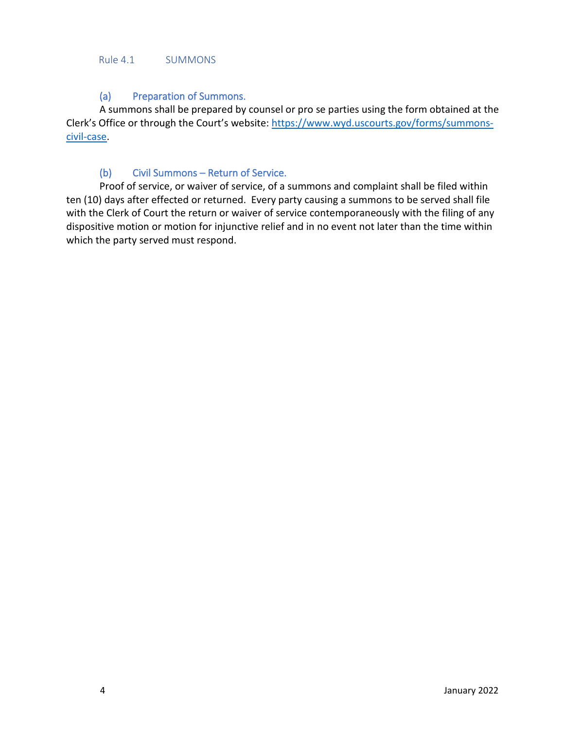## Rule 4.1 SUMMONS

### (a) Preparation of Summons.

A summons shall be prepared by counsel or pro se parties using the form obtained at the Clerk's Office or through the Court's website: [https://www.wyd.uscourts.gov/forms/summons-civil-case](https://www.wyd.uscourts.gov/forms/summons-civil-case).

### (b) Civil Summons – Return of Service.

Proof of service, or waiver of service, of a summons and complaint shall be filed within ten (10) days after effected or returned. Every party causing a summons to be served shall file with the Clerk of Court the return or waiver of service contemporaneously with the filing of any dispositive motion or motion for injunctive relief and in no event not later than the time within which the party served must respond.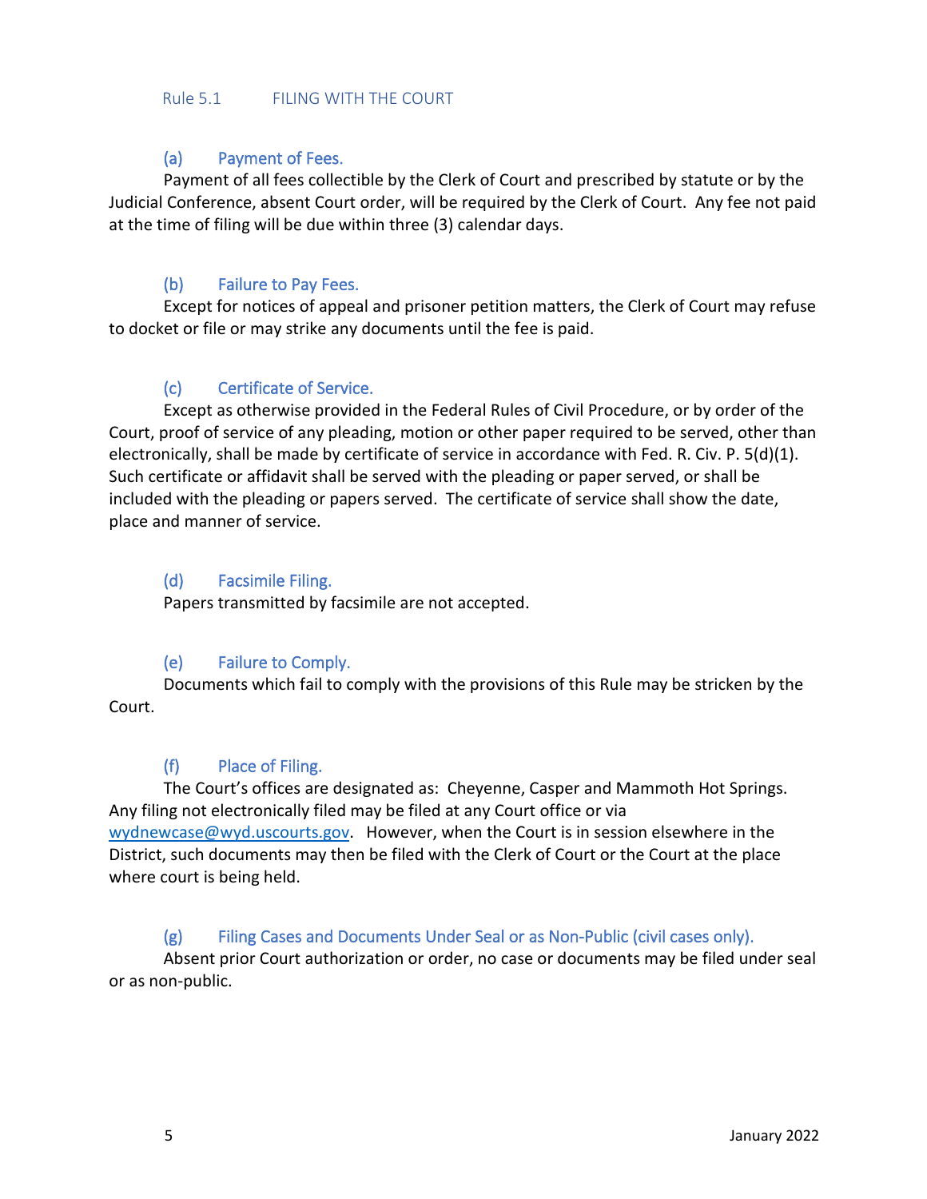## Rule 5.1 FILING WITH THE COURT

### (a) Payment of Fees.

Payment of all fees collectible by the Clerk of Court and prescribed by statute or by the Judicial Conference, absent Court order, will be required by the Clerk of Court. Any fee not paid at the time of filing will be due within three (3) calendar days.

### (b) Failure to Pay Fees.

Except for notices of appeal and prisoner petition matters, the Clerk of Court may refuse to docket or file or may strike any documents until the fee is paid.

### (c) Certificate of Service.

Except as otherwise provided in the Federal Rules of Civil Procedure, or by order of the Court, proof of service of any pleading, motion or other paper required to be served, other than electronically, shall be made by certificate of service in accordance with Fed. R. Civ. P. 5(d)(1). Such certificate or affidavit shall be served with the pleading or paper served, or shall be included with the pleading or papers served. The certificate of service shall show the date, place and manner of service.

### (d) Facsimile Filing.

Papers transmitted by facsimile are not accepted.

### (e) Failure to Comply.

Documents which fail to comply with the provisions of this Rule may be stricken by the Court.

### (f) Place of Filing.

The Court's offices are designated as: Cheyenne, Casper and Mammoth Hot Springs. Any filing not electronically filed may be filed at any Court office or via wydnewcase@wyd.uscourts.gov. However, when the Court is in session elsewhere in the District, such documents may then be filed with the Clerk of Court or the Court at the place where court is being held.

### (g) Filing Cases and Documents Under Seal or as Non-Public (civil cases only).

Absent prior Court authorization or order, no case or documents may be filed under seal or as non-public.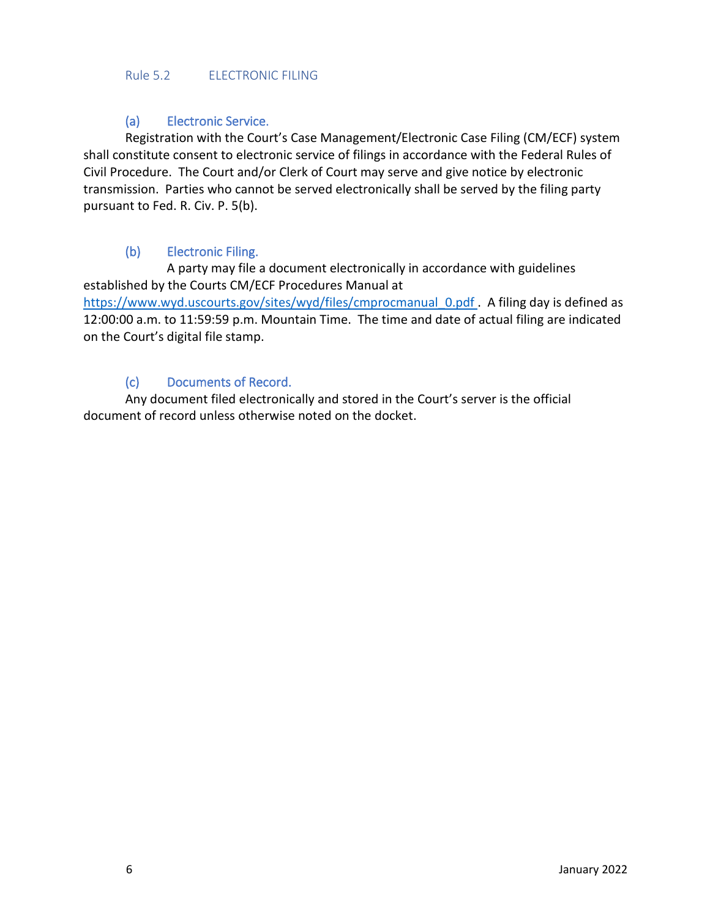## Rule 5.2 ELECTRONIC FILING

### (a) Electronic Service.

Registration with the Court's Case Management/Electronic Case Filing (CM/ECF) system shall constitute consent to electronic service of filings in accordance with the Federal Rules of Civil Procedure. The Court and/or Clerk of Court may serve and give notice by electronic transmission. Parties who cannot be served electronically shall be served by the filing party pursuant to Fed. R. Civ. P. 5(b).

### (b) Electronic Filing.

A party may file a document electronically in accordance with guidelines established by the Courts CM/ECF Procedures Manual at https://www.wyd.uscourts.gov/sites/wyd/files/cmprocmanual_0.pdf . A filing day is defined as 12:00:00 a.m. to 11:59:59 p.m. Mountain Time. The time and date of actual filing are indicated on the Court's digital file stamp.

### (c) Documents of Record.

Any document filed electronically and stored in the Court's server is the official document of record unless otherwise noted on the docket.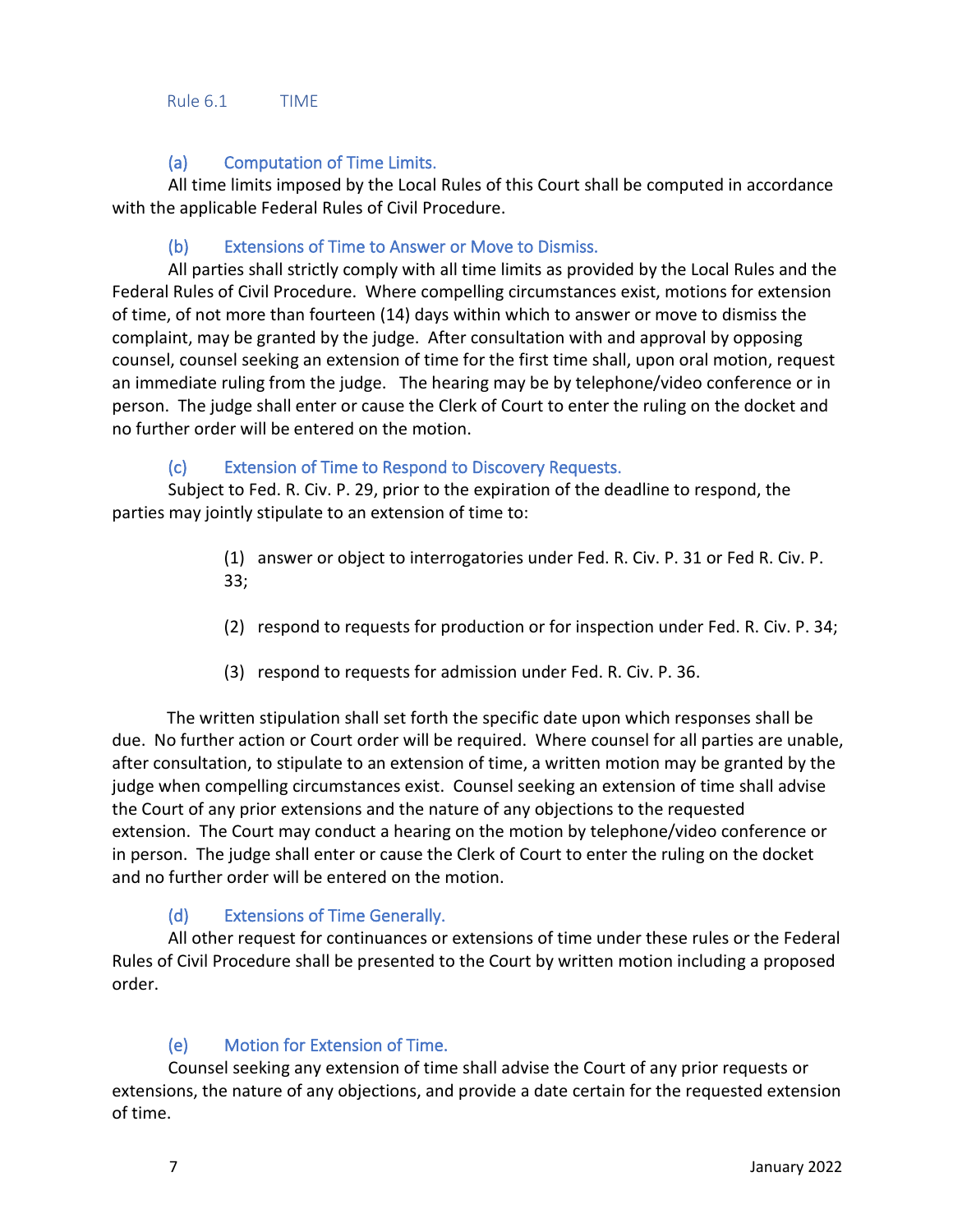## Rule 6.1 TIME

### (a) Computation of Time Limits.

All time limits imposed by the Local Rules of this Court shall be computed in accordance with the applicable Federal Rules of Civil Procedure.

### (b) Extensions of Time to Answer or Move to Dismiss.

All parties shall strictly comply with all time limits as provided by the Local Rules and the Federal Rules of Civil Procedure. Where compelling circumstances exist, motions for extension of time, of not more than fourteen (14) days within which to answer or move to dismiss the complaint, may be granted by the judge. After consultation with and approval by opposing counsel, counsel seeking an extension of time for the first time shall, upon oral motion, request an immediate ruling from the judge. The hearing may be by telephone/video conference or in person. The judge shall enter or cause the Clerk of Court to enter the ruling on the docket and no further order will be entered on the motion.

### (c) Extension of Time to Respond to Discovery Requests.

Subject to Fed. R. Civ. P. 29, prior to the expiration of the deadline to respond, the parties may jointly stipulate to an extension of time to:

(1) answer or object to interrogatories under Fed. R. Civ. P. 31 or Fed R. Civ. P. 33;

(2) respond to requests for production or for inspection under Fed. R. Civ. P. 34;

(3) respond to requests for admission under Fed. R. Civ. P. 36.

The written stipulation shall set forth the specific date upon which responses shall be due. No further action or Court order will be required. Where counsel for all parties are unable, after consultation, to stipulate to an extension of time, a written motion may be granted by the judge when compelling circumstances exist. Counsel seeking an extension of time shall advise the Court of any prior extensions and the nature of any objections to the requested extension. The Court may conduct a hearing on the motion by telephone/video conference or in person. The judge shall enter or cause the Clerk of Court to enter the ruling on the docket and no further order will be entered on the motion.

### (d) Extensions of Time Generally.

All other request for continuances or extensions of time under these rules or the Federal Rules of Civil Procedure shall be presented to the Court by written motion including a proposed order.

### (e) Motion for Extension of Time.

Counsel seeking any extension of time shall advise the Court of any prior requests or extensions, the nature of any objections, and provide a date certain for the requested extension of time.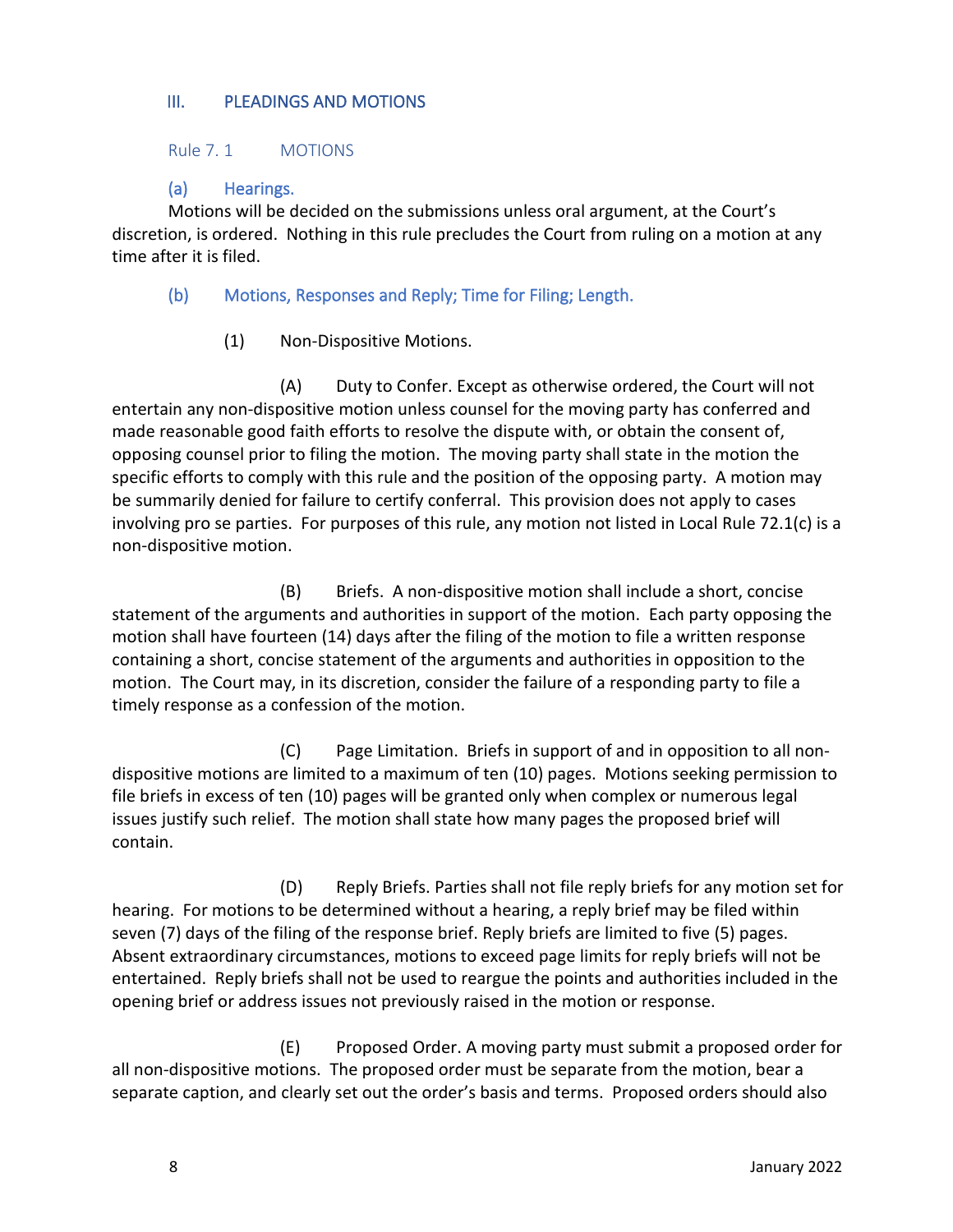## III. PLEADINGS AND MOTIONS

### Rule 7. 1 MOTIONS

#### (a) Hearings.

Motions will be decided on the submissions unless oral argument, at the Court's discretion, is ordered. Nothing in this rule precludes the Court from ruling on a motion at any time after it is filed.

#### (b) Motions, Responses and Reply; Time for Filing; Length.

(1) Non-Dispositive Motions.

(A) Duty to Confer. Except as otherwise ordered, the Court will not entertain any non-dispositive motion unless counsel for the moving party has conferred and made reasonable good faith efforts to resolve the dispute with, or obtain the consent of, opposing counsel prior to filing the motion. The moving party shall state in the motion the specific efforts to comply with this rule and the position of the opposing party. A motion may be summarily denied for failure to certify conferral. This provision does not apply to cases involving pro se parties. For purposes of this rule, any motion not listed in Local Rule 72.1(c) is a non-dispositive motion.

(B) Briefs. A non-dispositive motion shall include a short, concise statement of the arguments and authorities in support of the motion. Each party opposing the motion shall have fourteen (14) days after the filing of the motion to file a written response containing a short, concise statement of the arguments and authorities in opposition to the motion. The Court may, in its discretion, consider the failure of a responding party to file a timely response as a confession of the motion.

(C) Page Limitation. Briefs in support of and in opposition to all non-dispositive motions are limited to a maximum of ten (10) pages. Motions seeking permission to file briefs in excess of ten (10) pages will be granted only when complex or numerous legal issues justify such relief. The motion shall state how many pages the proposed brief will contain.

(D) Reply Briefs. Parties shall not file reply briefs for any motion set for hearing. For motions to be determined without a hearing, a reply brief may be filed within seven (7) days of the filing of the response brief. Reply briefs are limited to five (5) pages. Absent extraordinary circumstances, motions to exceed page limits for reply briefs will not be entertained. Reply briefs shall not be used to reargue the points and authorities included in the opening brief or address issues not previously raised in the motion or response.

(E) Proposed Order. A moving party must submit a proposed order for all non-dispositive motions. The proposed order must be separate from the motion, bear a separate caption, and clearly set out the order's basis and terms. Proposed orders should also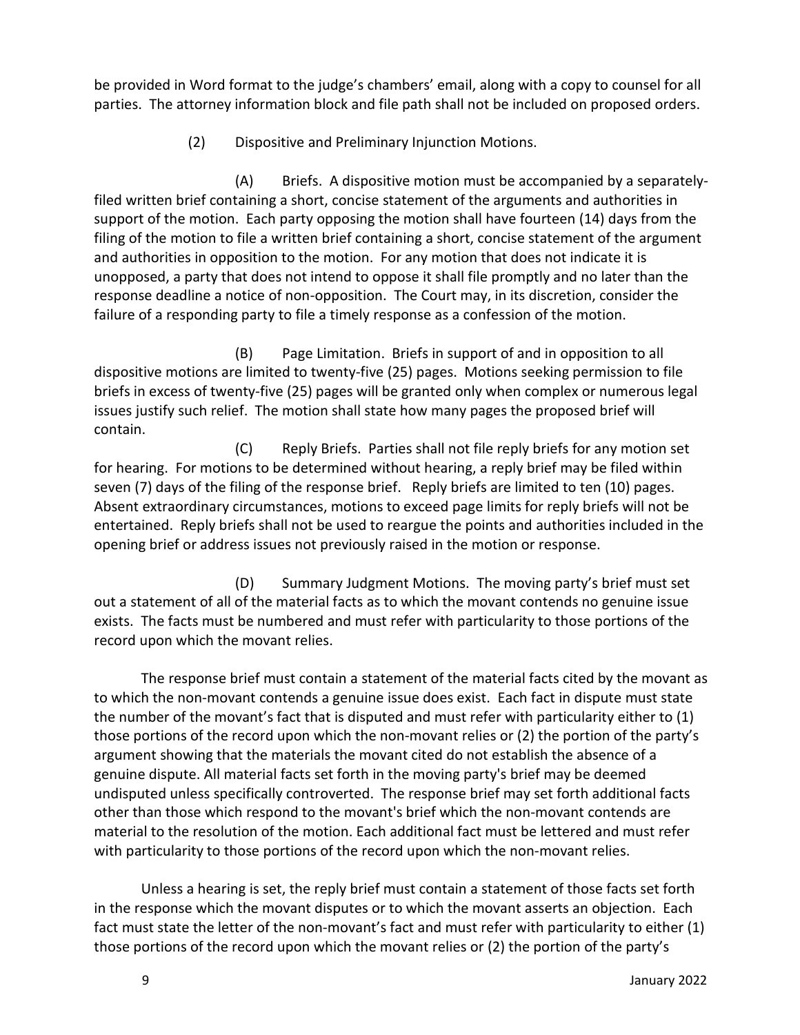be provided in Word format to the judge's chambers' email, along with a copy to counsel for all parties. The attorney information block and file path shall not be included on proposed orders.

(2) Dispositive and Preliminary Injunction Motions.

(A) Briefs. A dispositive motion must be accompanied by a separately-filed written brief containing a short, concise statement of the arguments and authorities in support of the motion. Each party opposing the motion shall have fourteen (14) days from the filing of the motion to file a written brief containing a short, concise statement of the argument and authorities in opposition to the motion. For any motion that does not indicate it is unopposed, a party that does not intend to oppose it shall file promptly and no later than the response deadline a notice of non-opposition. The Court may, in its discretion, consider the failure of a responding party to file a timely response as a confession of the motion.

(B) Page Limitation. Briefs in support of and in opposition to all dispositive motions are limited to twenty-five (25) pages. Motions seeking permission to file briefs in excess of twenty-five (25) pages will be granted only when complex or numerous legal issues justify such relief. The motion shall state how many pages the proposed brief will contain.

(C) Reply Briefs. Parties shall not file reply briefs for any motion set for hearing. For motions to be determined without hearing, a reply brief may be filed within seven (7) days of the filing of the response brief. Reply briefs are limited to ten (10) pages. Absent extraordinary circumstances, motions to exceed page limits for reply briefs will not be entertained. Reply briefs shall not be used to reargue the points and authorities included in the opening brief or address issues not previously raised in the motion or response.

(D) Summary Judgment Motions. The moving party's brief must set out a statement of all of the material facts as to which the movant contends no genuine issue exists. The facts must be numbered and must refer with particularity to those portions of the record upon which the movant relies.

The response brief must contain a statement of the material facts cited by the movant as to which the non-movant contends a genuine issue does exist. Each fact in dispute must state the number of the movant's fact that is disputed and must refer with particularity either to (1) those portions of the record upon which the non-movant relies or (2) the portion of the party's argument showing that the materials the movant cited do not establish the absence of a genuine dispute. All material facts set forth in the moving party's brief may be deemed undisputed unless specifically controverted. The response brief may set forth additional facts other than those which respond to the movant's brief which the non-movant contends are material to the resolution of the motion. Each additional fact must be lettered and must refer with particularity to those portions of the record upon which the non-movant relies.

Unless a hearing is set, the reply brief must contain a statement of those facts set forth in the response which the movant disputes or to which the movant asserts an objection. Each fact must state the letter of the non-movant's fact and must refer with particularity to either (1) those portions of the record upon which the movant relies or (2) the portion of the party's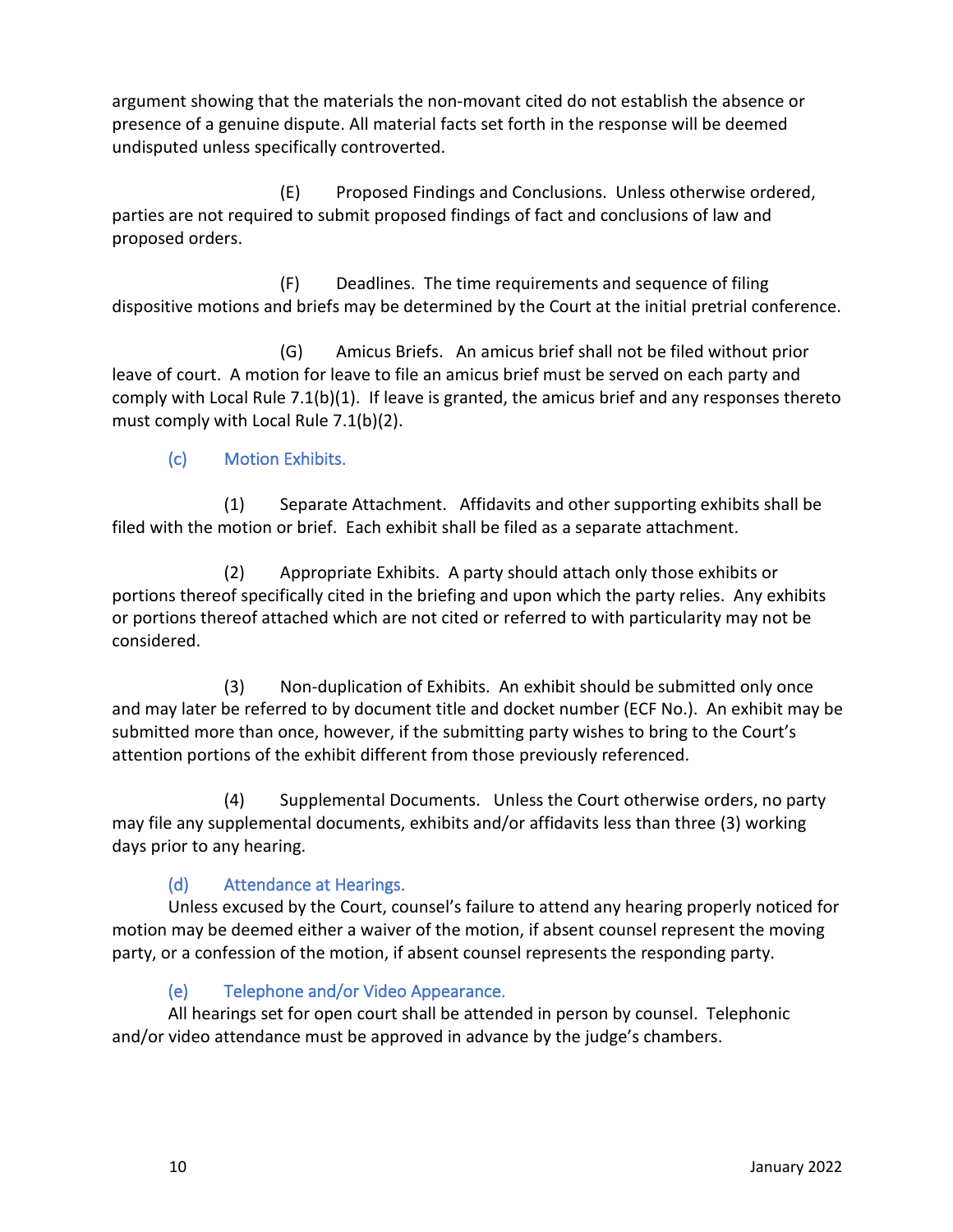argument showing that the materials the non-movant cited do not establish the absence or presence of a genuine dispute. All material facts set forth in the response will be deemed undisputed unless specifically controverted.

(E) Proposed Findings and Conclusions. Unless otherwise ordered, parties are not required to submit proposed findings of fact and conclusions of law and proposed orders.

(F) Deadlines. The time requirements and sequence of filing dispositive motions and briefs may be determined by the Court at the initial pretrial conference.

(G) Amicus Briefs. An amicus brief shall not be filed without prior leave of court. A motion for leave to file an amicus brief must be served on each party and comply with Local Rule 7.1(b)(1). If leave is granted, the amicus brief and any responses thereto must comply with Local Rule 7.1(b)(2).

### (c) Motion Exhibits.

(1) Separate Attachment. Affidavits and other supporting exhibits shall be filed with the motion or brief. Each exhibit shall be filed as a separate attachment.

(2) Appropriate Exhibits. A party should attach only those exhibits or portions thereof specifically cited in the briefing and upon which the party relies. Any exhibits or portions thereof attached which are not cited or referred to with particularity may not be considered.

(3) Non-duplication of Exhibits. An exhibit should be submitted only once and may later be referred to by document title and docket number (ECF No.). An exhibit may be submitted more than once, however, if the submitting party wishes to bring to the Court's attention portions of the exhibit different from those previously referenced.

(4) Supplemental Documents. Unless the Court otherwise orders, no party may file any supplemental documents, exhibits and/or affidavits less than three (3) working days prior to any hearing.

### (d) Attendance at Hearings.

Unless excused by the Court, counsel's failure to attend any hearing properly noticed for motion may be deemed either a waiver of the motion, if absent counsel represent the moving party, or a confession of the motion, if absent counsel represents the responding party.

### (e) Telephone and/or Video Appearance.

All hearings set for open court shall be attended in person by counsel. Telephonic and/or video attendance must be approved in advance by the judge's chambers.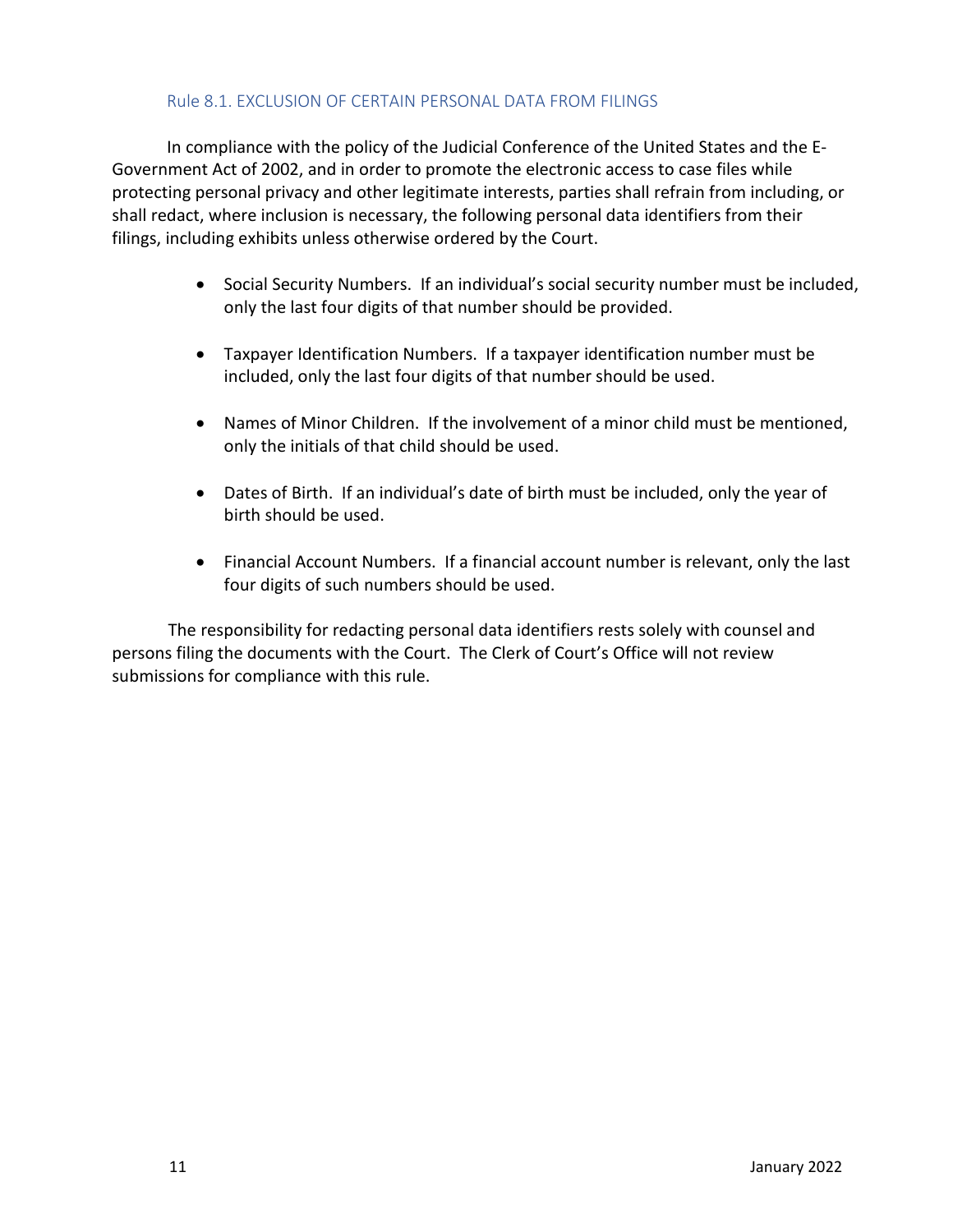## Rule 8.1. EXCLUSION OF CERTAIN PERSONAL DATA FROM FILINGS

In compliance with the policy of the Judicial Conference of the United States and the E-Government Act of 2002, and in order to promote the electronic access to case files while protecting personal privacy and other legitimate interests, parties shall refrain from including, or shall redact, where inclusion is necessary, the following personal data identifiers from their filings, including exhibits unless otherwise ordered by the Court.

- Social Security Numbers. If an individual's social security number must be included, only the last four digits of that number should be provided.
- Taxpayer Identification Numbers. If a taxpayer identification number must be included, only the last four digits of that number should be used.
- Names of Minor Children. If the involvement of a minor child must be mentioned, only the initials of that child should be used.
- Dates of Birth. If an individual's date of birth must be included, only the year of birth should be used.
- Financial Account Numbers. If a financial account number is relevant, only the last four digits of such numbers should be used.

The responsibility for redacting personal data identifiers rests solely with counsel and persons filing the documents with the Court. The Clerk of Court's Office will not review submissions for compliance with this rule.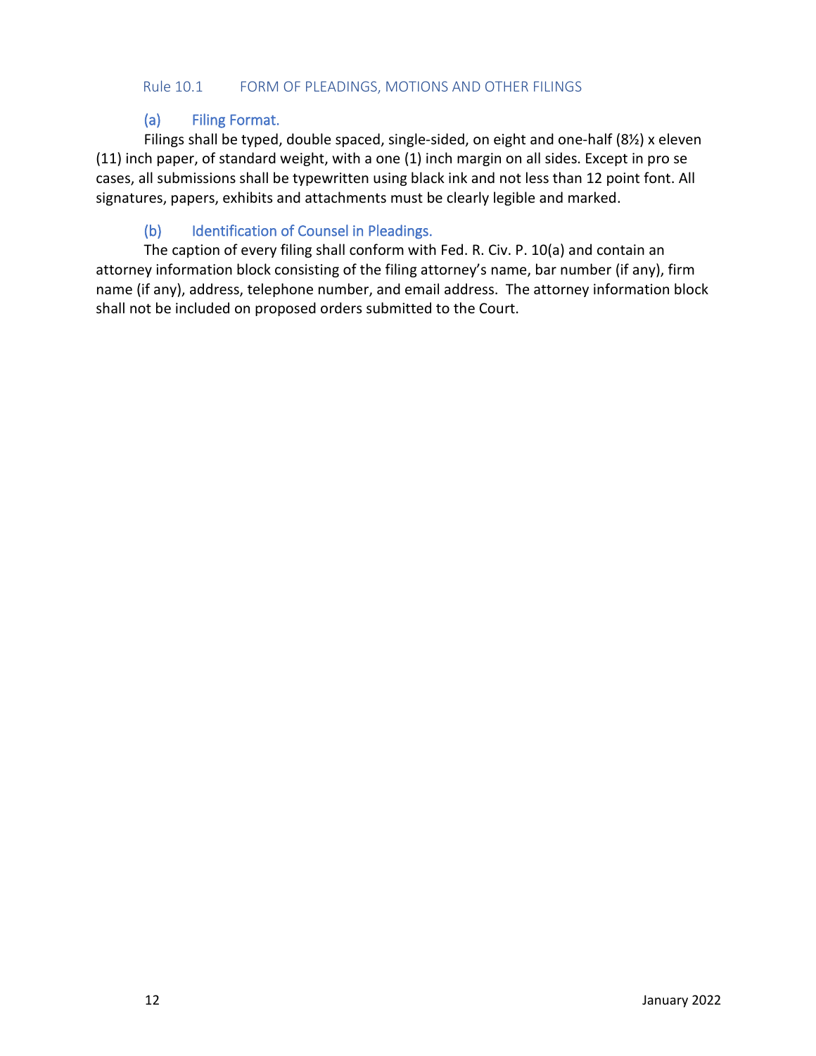## Rule 10.1 FORM OF PLEADINGS, MOTIONS AND OTHER FILINGS

### (a) Filing Format.

Filings shall be typed, double spaced, single-sided, on eight and one-half (8½) x eleven (11) inch paper, of standard weight, with a one (1) inch margin on all sides. Except in pro se cases, all submissions shall be typewritten using black ink and not less than 12 point font. All signatures, papers, exhibits and attachments must be clearly legible and marked.

### (b) Identification of Counsel in Pleadings.

The caption of every filing shall conform with Fed. R. Civ. P. 10(a) and contain an attorney information block consisting of the filing attorney's name, bar number (if any), firm name (if any), address, telephone number, and email address. The attorney information block shall not be included on proposed orders submitted to the Court.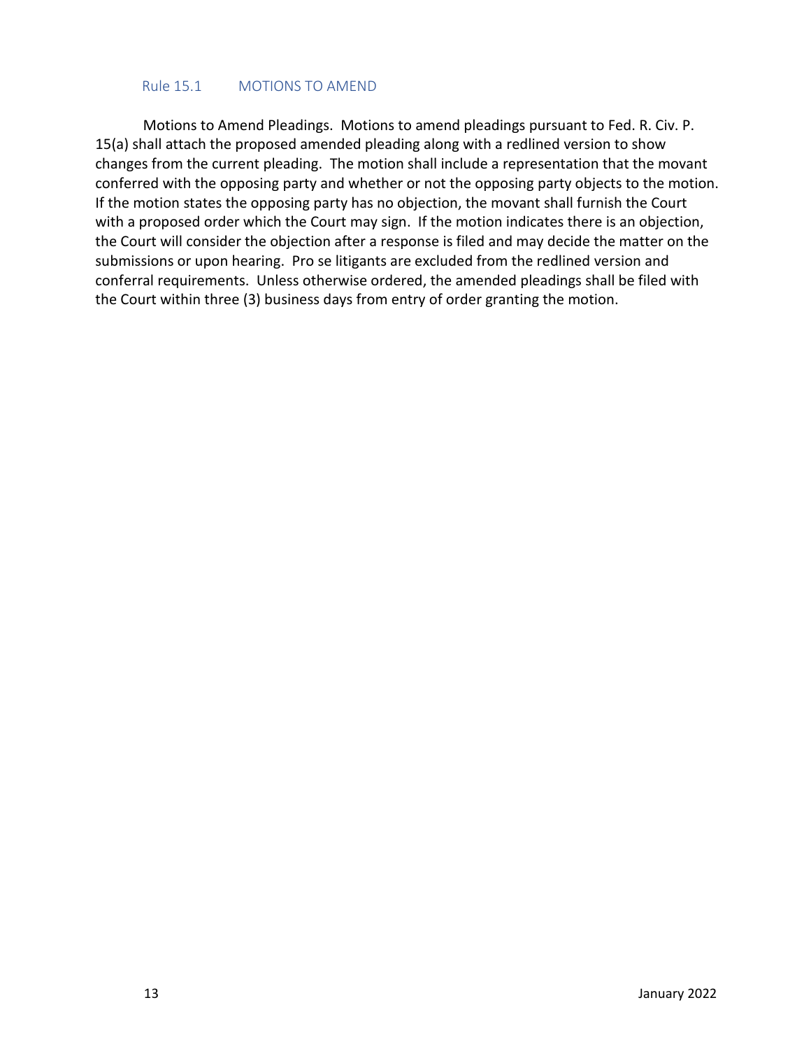## Rule 15.1 MOTIONS TO AMEND

Motions to Amend Pleadings. Motions to amend pleadings pursuant to Fed. R. Civ. P. 15(a) shall attach the proposed amended pleading along with a redlined version to show changes from the current pleading. The motion shall include a representation that the movant conferred with the opposing party and whether or not the opposing party objects to the motion. If the motion states the opposing party has no objection, the movant shall furnish the Court with a proposed order which the Court may sign. If the motion indicates there is an objection, the Court will consider the objection after a response is filed and may decide the matter on the submissions or upon hearing. Pro se litigants are excluded from the redlined version and conferral requirements. Unless otherwise ordered, the amended pleadings shall be filed with the Court within three (3) business days from entry of order granting the motion.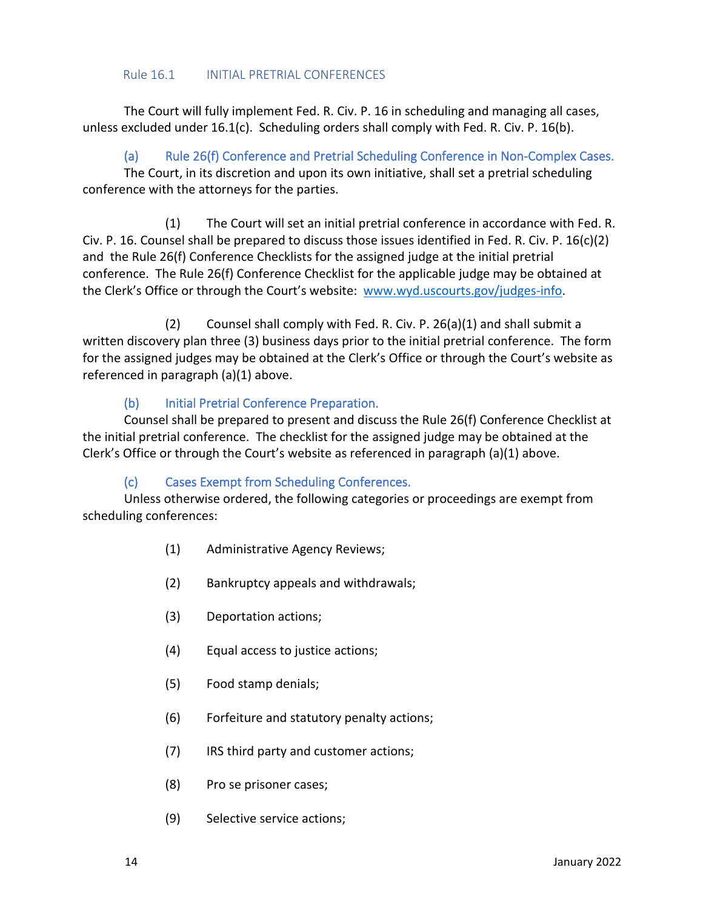## Rule 16.1 INITIAL PRETRIAL CONFERENCES

The Court will fully implement Fed. R. Civ. P. 16 in scheduling and managing all cases, unless excluded under 16.1(c). Scheduling orders shall comply with Fed. R. Civ. P. 16(b).

### (a) Rule 26(f) Conference and Pretrial Scheduling Conference in Non-Complex Cases.

The Court, in its discretion and upon its own initiative, shall set a pretrial scheduling conference with the attorneys for the parties.

(1) The Court will set an initial pretrial conference in accordance with Fed. R. Civ. P. 16. Counsel shall be prepared to discuss those issues identified in Fed. R. Civ. P. 16(c)(2) and the Rule 26(f) Conference Checklists for the assigned judge at the initial pretrial conference. The Rule 26(f) Conference Checklist for the applicable judge may be obtained at the Clerk's Office or through the Court's website: [www.wyd.uscourts.gov/judges-info](www.wyd.uscourts.gov/judges-info).

(2) Counsel shall comply with Fed. R. Civ. P. 26(a)(1) and shall submit a written discovery plan three (3) business days prior to the initial pretrial conference. The form for the assigned judges may be obtained at the Clerk's Office or through the Court's website as referenced in paragraph (a)(1) above.

### (b) Initial Pretrial Conference Preparation.

Counsel shall be prepared to present and discuss the Rule 26(f) Conference Checklist at the initial pretrial conference. The checklist for the assigned judge may be obtained at the Clerk's Office or through the Court's website as referenced in paragraph (a)(1) above.

### (c) Cases Exempt from Scheduling Conferences.

Unless otherwise ordered, the following categories or proceedings are exempt from scheduling conferences:

(1) Administrative Agency Reviews;

(2) Bankruptcy appeals and withdrawals;

(3) Deportation actions;

(4) Equal access to justice actions;

(5) Food stamp denials;

(6) Forfeiture and statutory penalty actions;

(7) IRS third party and customer actions;

(8) Pro se prisoner cases;

(9) Selective service actions;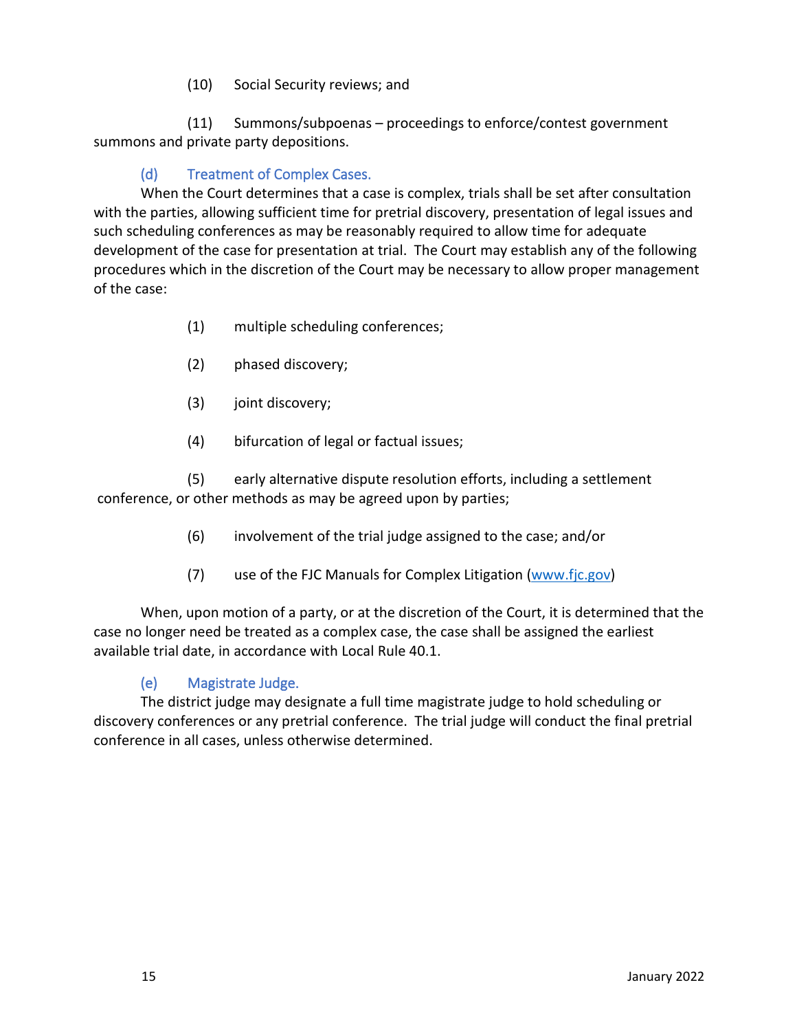(10) Social Security reviews; and

(11) Summons/subpoenas – proceedings to enforce/contest government summons and private party depositions.

### (d) Treatment of Complex Cases.

When the Court determines that a case is complex, trials shall be set after consultation with the parties, allowing sufficient time for pretrial discovery, presentation of legal issues and such scheduling conferences as may be reasonably required to allow time for adequate development of the case for presentation at trial. The Court may establish any of the following procedures which in the discretion of the Court may be necessary to allow proper management of the case:

(1) multiple scheduling conferences;

(2) phased discovery;

(3) joint discovery;

(4) bifurcation of legal or factual issues;

(5) early alternative dispute resolution efforts, including a settlement conference, or other methods as may be agreed upon by parties;

(6) involvement of the trial judge assigned to the case; and/or

(7) use of the FJC Manuals for Complex Litigation ([www.fjc.gov](http://www.fjc.gov))

When, upon motion of a party, or at the discretion of the Court, it is determined that the case no longer need be treated as a complex case, the case shall be assigned the earliest available trial date, in accordance with Local Rule 40.1.

### (e) Magistrate Judge.

The district judge may designate a full time magistrate judge to hold scheduling or discovery conferences or any pretrial conference. The trial judge will conduct the final pretrial conference in all cases, unless otherwise determined.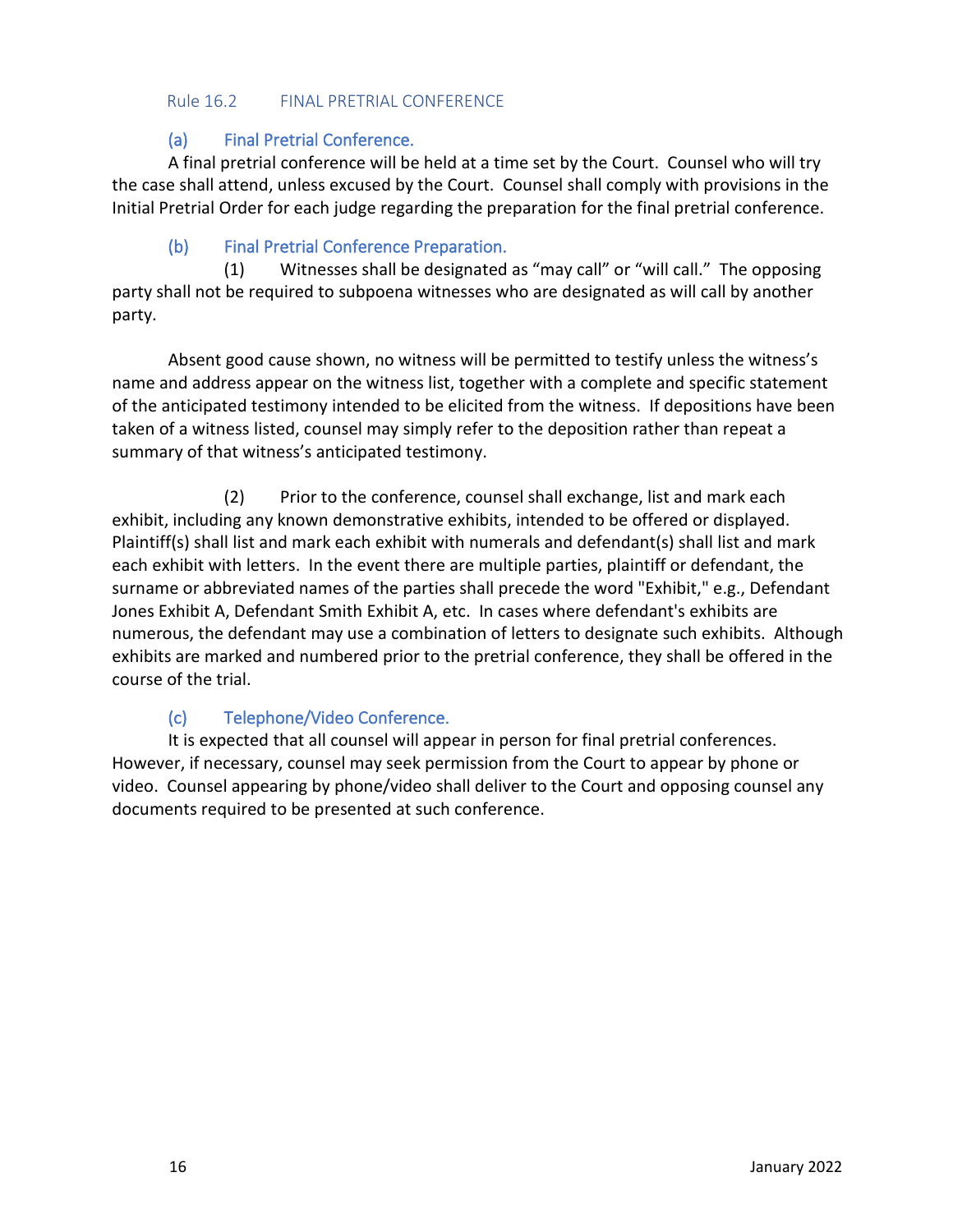## Rule 16.2 FINAL PRETRIAL CONFERENCE

### (a) Final Pretrial Conference.

A final pretrial conference will be held at a time set by the Court. Counsel who will try the case shall attend, unless excused by the Court. Counsel shall comply with provisions in the Initial Pretrial Order for each judge regarding the preparation for the final pretrial conference.

### (b) Final Pretrial Conference Preparation.

(1) Witnesses shall be designated as "may call" or "will call." The opposing party shall not be required to subpoena witnesses who are designated as will call by another party.

Absent good cause shown, no witness will be permitted to testify unless the witness's name and address appear on the witness list, together with a complete and specific statement of the anticipated testimony intended to be elicited from the witness. If depositions have been taken of a witness listed, counsel may simply refer to the deposition rather than repeat a summary of that witness's anticipated testimony.

(2) Prior to the conference, counsel shall exchange, list and mark each exhibit, including any known demonstrative exhibits, intended to be offered or displayed. Plaintiff(s) shall list and mark each exhibit with numerals and defendant(s) shall list and mark each exhibit with letters. In the event there are multiple parties, plaintiff or defendant, the surname or abbreviated names of the parties shall precede the word "Exhibit," e.g., Defendant Jones Exhibit A, Defendant Smith Exhibit A, etc. In cases where defendant's exhibits are numerous, the defendant may use a combination of letters to designate such exhibits. Although exhibits are marked and numbered prior to the pretrial conference, they shall be offered in the course of the trial.

### (c) Telephone/Video Conference.

It is expected that all counsel will appear in person for final pretrial conferences. However, if necessary, counsel may seek permission from the Court to appear by phone or video. Counsel appearing by phone/video shall deliver to the Court and opposing counsel any documents required to be presented at such conference.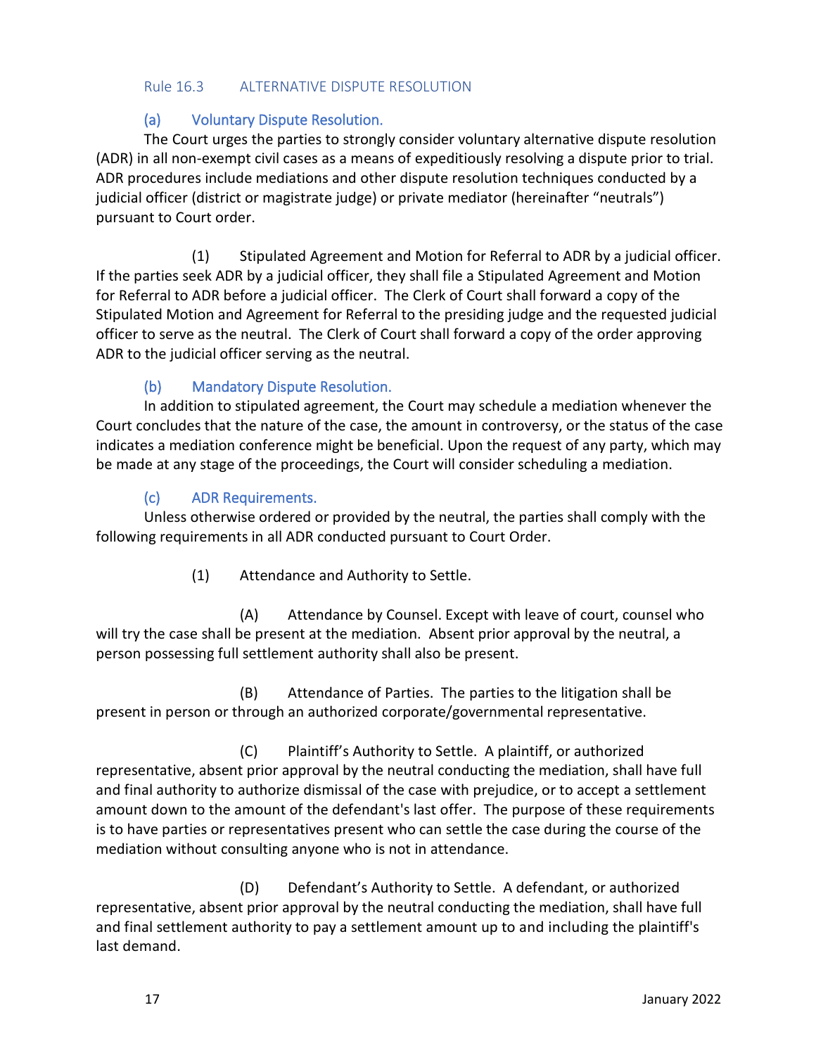## Rule 16.3 ALTERNATIVE DISPUTE RESOLUTION

### (a) Voluntary Dispute Resolution.

The Court urges the parties to strongly consider voluntary alternative dispute resolution (ADR) in all non-exempt civil cases as a means of expeditiously resolving a dispute prior to trial. ADR procedures include mediations and other dispute resolution techniques conducted by a judicial officer (district or magistrate judge) or private mediator (hereinafter "neutrals") pursuant to Court order.

(1) Stipulated Agreement and Motion for Referral to ADR by a judicial officer. If the parties seek ADR by a judicial officer, they shall file a Stipulated Agreement and Motion for Referral to ADR before a judicial officer. The Clerk of Court shall forward a copy of the Stipulated Motion and Agreement for Referral to the presiding judge and the requested judicial officer to serve as the neutral. The Clerk of Court shall forward a copy of the order approving ADR to the judicial officer serving as the neutral.

### (b) Mandatory Dispute Resolution.

In addition to stipulated agreement, the Court may schedule a mediation whenever the Court concludes that the nature of the case, the amount in controversy, or the status of the case indicates a mediation conference might be beneficial. Upon the request of any party, which may be made at any stage of the proceedings, the Court will consider scheduling a mediation.

### (c) ADR Requirements.

Unless otherwise ordered or provided by the neutral, the parties shall comply with the following requirements in all ADR conducted pursuant to Court Order.

(1) Attendance and Authority to Settle.

(A) Attendance by Counsel. Except with leave of court, counsel who will try the case shall be present at the mediation. Absent prior approval by the neutral, a person possessing full settlement authority shall also be present.

(B) Attendance of Parties. The parties to the litigation shall be present in person or through an authorized corporate/governmental representative.

(C) Plaintiff's Authority to Settle. A plaintiff, or authorized representative, absent prior approval by the neutral conducting the mediation, shall have full and final authority to authorize dismissal of the case with prejudice, or to accept a settlement amount down to the amount of the defendant's last offer. The purpose of these requirements is to have parties or representatives present who can settle the case during the course of the mediation without consulting anyone who is not in attendance.

(D) Defendant's Authority to Settle. A defendant, or authorized representative, absent prior approval by the neutral conducting the mediation, shall have full and final settlement authority to pay a settlement amount up to and including the plaintiff's last demand.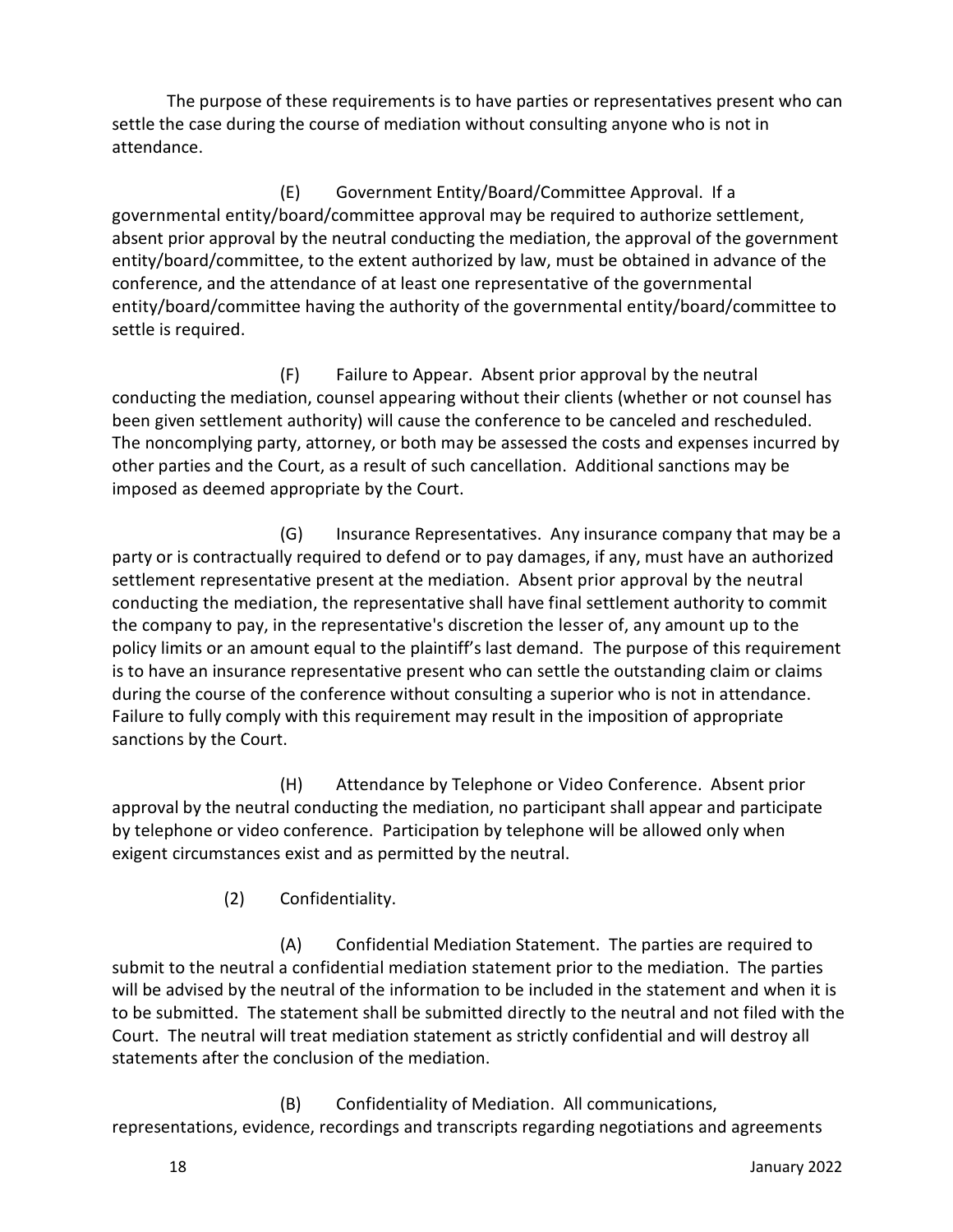The purpose of these requirements is to have parties or representatives present who can settle the case during the course of mediation without consulting anyone who is not in attendance.

(E) Government Entity/Board/Committee Approval. If a governmental entity/board/committee approval may be required to authorize settlement, absent prior approval by the neutral conducting the mediation, the approval of the government entity/board/committee, to the extent authorized by law, must be obtained in advance of the conference, and the attendance of at least one representative of the governmental entity/board/committee having the authority of the governmental entity/board/committee to settle is required.

(F) Failure to Appear. Absent prior approval by the neutral conducting the mediation, counsel appearing without their clients (whether or not counsel has been given settlement authority) will cause the conference to be canceled and rescheduled. The noncomplying party, attorney, or both may be assessed the costs and expenses incurred by other parties and the Court, as a result of such cancellation. Additional sanctions may be imposed as deemed appropriate by the Court.

(G) Insurance Representatives. Any insurance company that may be a party or is contractually required to defend or to pay damages, if any, must have an authorized settlement representative present at the mediation. Absent prior approval by the neutral conducting the mediation, the representative shall have final settlement authority to commit the company to pay, in the representative's discretion the lesser of, any amount up to the policy limits or an amount equal to the plaintiff's last demand. The purpose of this requirement is to have an insurance representative present who can settle the outstanding claim or claims during the course of the conference without consulting a superior who is not in attendance. Failure to fully comply with this requirement may result in the imposition of appropriate sanctions by the Court.

(H) Attendance by Telephone or Video Conference. Absent prior approval by the neutral conducting the mediation, no participant shall appear and participate by telephone or video conference. Participation by telephone will be allowed only when exigent circumstances exist and as permitted by the neutral.

(2) Confidentiality.

(A) Confidential Mediation Statement. The parties are required to submit to the neutral a confidential mediation statement prior to the mediation. The parties will be advised by the neutral of the information to be included in the statement and when it is to be submitted. The statement shall be submitted directly to the neutral and not filed with the Court. The neutral will treat mediation statement as strictly confidential and will destroy all statements after the conclusion of the mediation.

(B) Confidentiality of Mediation. All communications, representations, evidence, recordings and transcripts regarding negotiations and agreements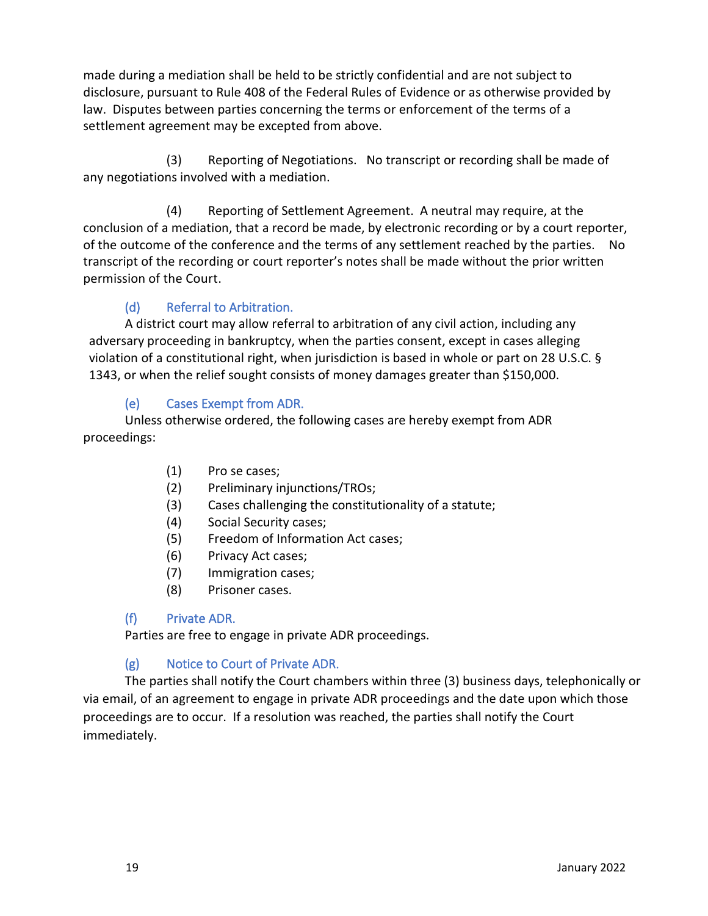made during a mediation shall be held to be strictly confidential and are not subject to disclosure, pursuant to Rule 408 of the Federal Rules of Evidence or as otherwise provided by law. Disputes between parties concerning the terms or enforcement of the terms of a settlement agreement may be excepted from above.

(3) Reporting of Negotiations. No transcript or recording shall be made of any negotiations involved with a mediation.

(4) Reporting of Settlement Agreement. A neutral may require, at the conclusion of a mediation, that a record be made, by electronic recording or by a court reporter, of the outcome of the conference and the terms of any settlement reached by the parties. No transcript of the recording or court reporter's notes shall be made without the prior written permission of the Court.

### (d) Referral to Arbitration.

A district court may allow referral to arbitration of any civil action, including any adversary proceeding in bankruptcy, when the parties consent, except in cases alleging violation of a constitutional right, when jurisdiction is based in whole or part on 28 U.S.C. § 1343, or when the relief sought consists of money damages greater than $150,000.

### (e) Cases Exempt from ADR.

Unless otherwise ordered, the following cases are hereby exempt from ADR proceedings:

(1) Pro se cases;
(2) Preliminary injunctions/TROs;
(3) Cases challenging the constitutionality of a statute;
(4) Social Security cases;
(5) Freedom of Information Act cases;
(6) Privacy Act cases;
(7) Immigration cases;
(8) Prisoner cases.

### (f) Private ADR.

Parties are free to engage in private ADR proceedings.

### (g) Notice to Court of Private ADR.

The parties shall notify the Court chambers within three (3) business days, telephonically or via email, of an agreement to engage in private ADR proceedings and the date upon which those proceedings are to occur. If a resolution was reached, the parties shall notify the Court immediately.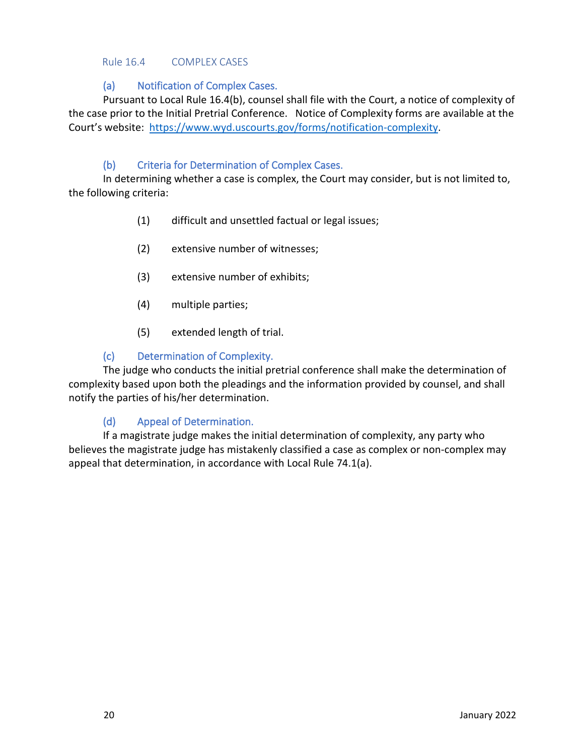## Rule 16.4 COMPLEX CASES

### (a) Notification of Complex Cases.

Pursuant to Local Rule 16.4(b), counsel shall file with the Court, a notice of complexity of the case prior to the Initial Pretrial Conference. Notice of Complexity forms are available at the Court's website: https://www.wyd.uscourts.gov/forms/notification-complexity.

### (b) Criteria for Determination of Complex Cases.

In determining whether a case is complex, the Court may consider, but is not limited to, the following criteria:

(1) difficult and unsettled factual or legal issues;

(2) extensive number of witnesses;

(3) extensive number of exhibits;

(4) multiple parties;

(5) extended length of trial.

### (c) Determination of Complexity.

The judge who conducts the initial pretrial conference shall make the determination of complexity based upon both the pleadings and the information provided by counsel, and shall notify the parties of his/her determination.

### (d) Appeal of Determination.

If a magistrate judge makes the initial determination of complexity, any party who believes the magistrate judge has mistakenly classified a case as complex or non-complex may appeal that determination, in accordance with Local Rule 74.1(a).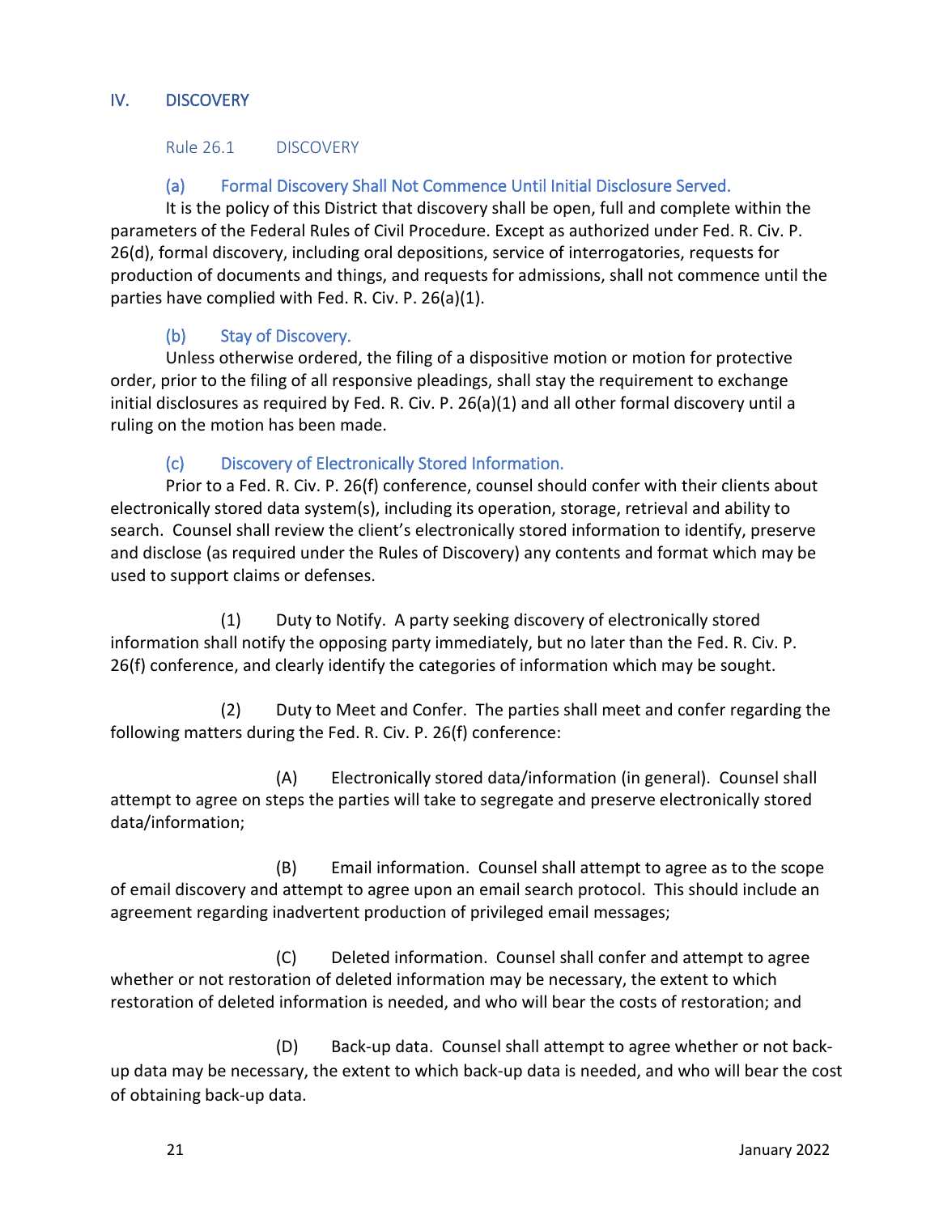## IV. DISCOVERY

### Rule 26.1 DISCOVERY

#### (a) Formal Discovery Shall Not Commence Until Initial Disclosure Served.

It is the policy of this District that discovery shall be open, full and complete within the parameters of the Federal Rules of Civil Procedure. Except as authorized under Fed. R. Civ. P. 26(d), formal discovery, including oral depositions, service of interrogatories, requests for production of documents and things, and requests for admissions, shall not commence until the parties have complied with Fed. R. Civ. P. 26(a)(1).

#### (b) Stay of Discovery.

Unless otherwise ordered, the filing of a dispositive motion or motion for protective order, prior to the filing of all responsive pleadings, shall stay the requirement to exchange initial disclosures as required by Fed. R. Civ. P. 26(a)(1) and all other formal discovery until a ruling on the motion has been made.

#### (c) Discovery of Electronically Stored Information.

Prior to a Fed. R. Civ. P. 26(f) conference, counsel should confer with their clients about electronically stored data system(s), including its operation, storage, retrieval and ability to search. Counsel shall review the client's electronically stored information to identify, preserve and disclose (as required under the Rules of Discovery) any contents and format which may be used to support claims or defenses.

(1) Duty to Notify. A party seeking discovery of electronically stored information shall notify the opposing party immediately, but no later than the Fed. R. Civ. P. 26(f) conference, and clearly identify the categories of information which may be sought.

(2) Duty to Meet and Confer. The parties shall meet and confer regarding the following matters during the Fed. R. Civ. P. 26(f) conference:

(A) Electronically stored data/information (in general). Counsel shall attempt to agree on steps the parties will take to segregate and preserve electronically stored data/information;

(B) Email information. Counsel shall attempt to agree as to the scope of email discovery and attempt to agree upon an email search protocol. This should include an agreement regarding inadvertent production of privileged email messages;

(C) Deleted information. Counsel shall confer and attempt to agree whether or not restoration of deleted information may be necessary, the extent to which restoration of deleted information is needed, and who will bear the costs of restoration; and

(D) Back-up data. Counsel shall attempt to agree whether or not back-up data may be necessary, the extent to which back-up data is needed, and who will bear the cost of obtaining back-up data.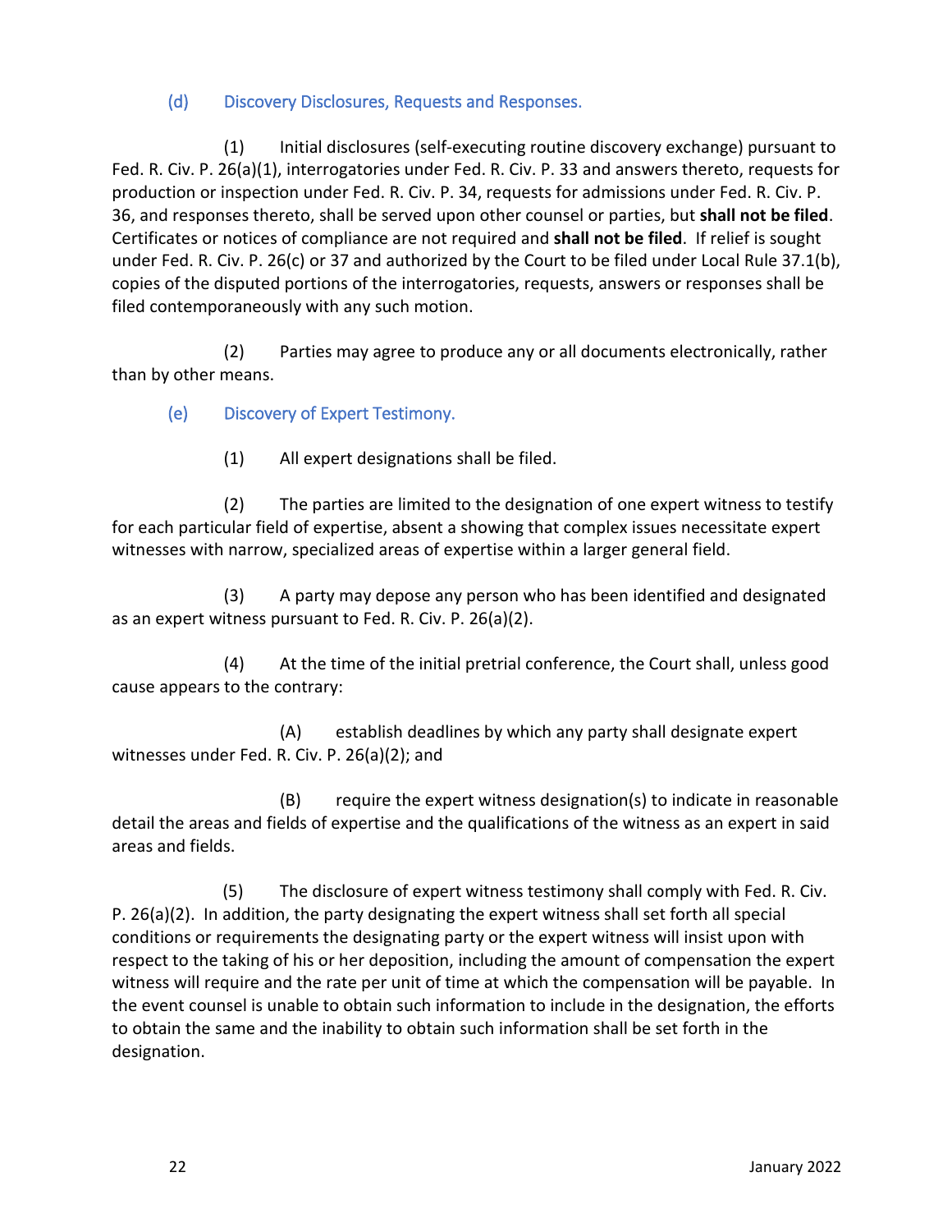### (d) Discovery Disclosures, Requests and Responses.

(1) Initial disclosures (self-executing routine discovery exchange) pursuant to Fed. R. Civ. P. 26(a)(1), interrogatories under Fed. R. Civ. P. 33 and answers thereto, requests for production or inspection under Fed. R. Civ. P. 34, requests for admissions under Fed. R. Civ. P. 36, and responses thereto, shall be served upon other counsel or parties, but **shall not be filed**. Certificates or notices of compliance are not required and **shall not be filed**. If relief is sought under Fed. R. Civ. P. 26(c) or 37 and authorized by the Court to be filed under Local Rule 37.1(b), copies of the disputed portions of the interrogatories, requests, answers or responses shall be filed contemporaneously with any such motion.

(2) Parties may agree to produce any or all documents electronically, rather than by other means.

### (e) Discovery of Expert Testimony.

(1) All expert designations shall be filed.

(2) The parties are limited to the designation of one expert witness to testify for each particular field of expertise, absent a showing that complex issues necessitate expert witnesses with narrow, specialized areas of expertise within a larger general field.

(3) A party may depose any person who has been identified and designated as an expert witness pursuant to Fed. R. Civ. P. 26(a)(2).

(4) At the time of the initial pretrial conference, the Court shall, unless good cause appears to the contrary:

(A) establish deadlines by which any party shall designate expert witnesses under Fed. R. Civ. P. 26(a)(2); and

(B) require the expert witness designation(s) to indicate in reasonable detail the areas and fields of expertise and the qualifications of the witness as an expert in said areas and fields.

(5) The disclosure of expert witness testimony shall comply with Fed. R. Civ. P. 26(a)(2). In addition, the party designating the expert witness shall set forth all special conditions or requirements the designating party or the expert witness will insist upon with respect to the taking of his or her deposition, including the amount of compensation the expert witness will require and the rate per unit of time at which the compensation will be payable. In the event counsel is unable to obtain such information to include in the designation, the efforts to obtain the same and the inability to obtain such information shall be set forth in the designation.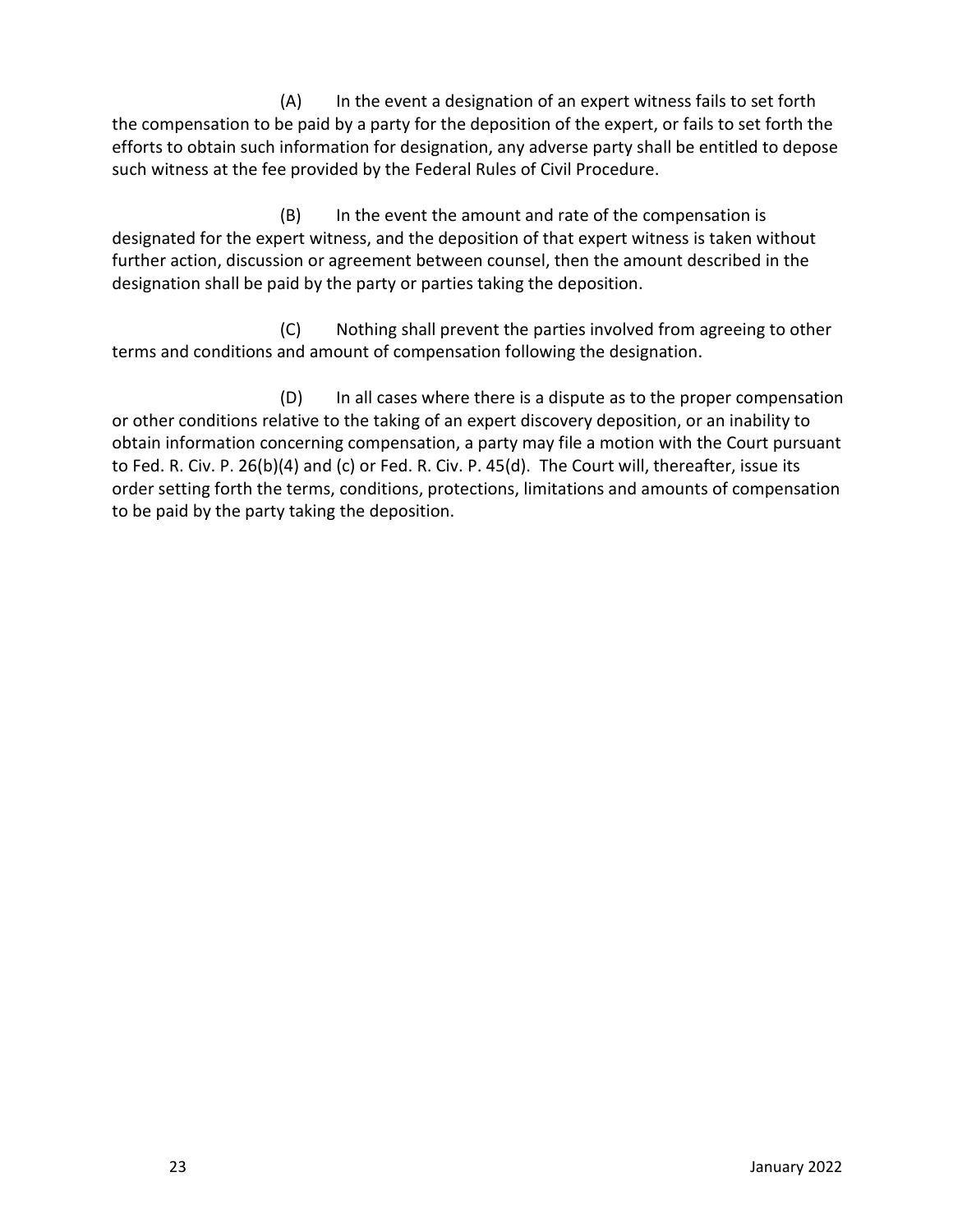(A) In the event a designation of an expert witness fails to set forth the compensation to be paid by a party for the deposition of the expert, or fails to set forth the efforts to obtain such information for designation, any adverse party shall be entitled to depose such witness at the fee provided by the Federal Rules of Civil Procedure.

(B) In the event the amount and rate of the compensation is designated for the expert witness, and the deposition of that expert witness is taken without further action, discussion or agreement between counsel, then the amount described in the designation shall be paid by the party or parties taking the deposition.

(C) Nothing shall prevent the parties involved from agreeing to other terms and conditions and amount of compensation following the designation.

(D) In all cases where there is a dispute as to the proper compensation or other conditions relative to the taking of an expert discovery deposition, or an inability to obtain information concerning compensation, a party may file a motion with the Court pursuant to Fed. R. Civ. P. 26(b)(4) and (c) or Fed. R. Civ. P. 45(d). The Court will, thereafter, issue its order setting forth the terms, conditions, protections, limitations and amounts of compensation to be paid by the party taking the deposition.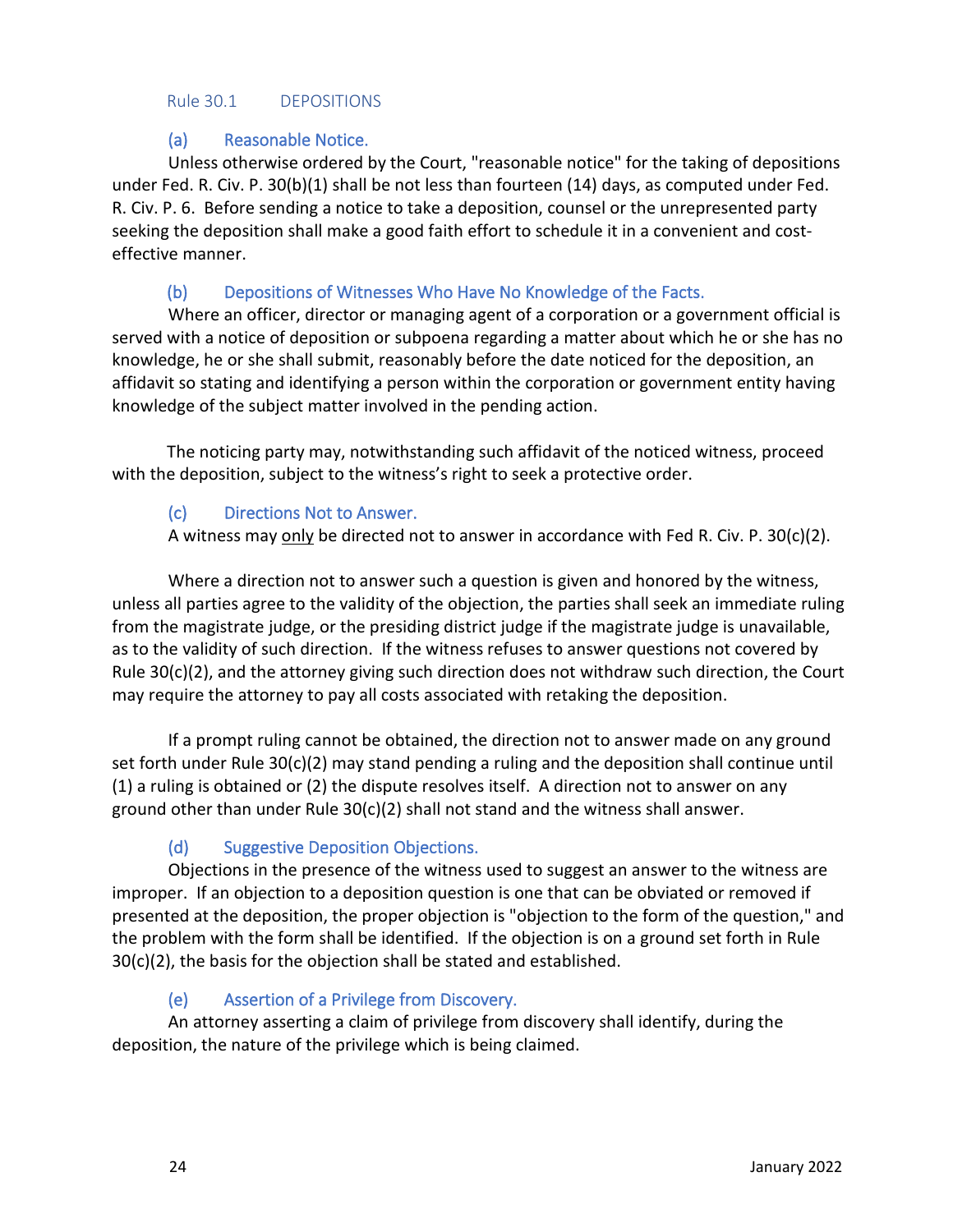## Rule 30.1 DEPOSITIONS

### (a) Reasonable Notice.

Unless otherwise ordered by the Court, "reasonable notice" for the taking of depositions under Fed. R. Civ. P. 30(b)(1) shall be not less than fourteen (14) days, as computed under Fed. R. Civ. P. 6. Before sending a notice to take a deposition, counsel or the unrepresented party seeking the deposition shall make a good faith effort to schedule it in a convenient and cost-effective manner.

### (b) Depositions of Witnesses Who Have No Knowledge of the Facts.

Where an officer, director or managing agent of a corporation or a government official is served with a notice of deposition or subpoena regarding a matter about which he or she has no knowledge, he or she shall submit, reasonably before the date noticed for the deposition, an affidavit so stating and identifying a person within the corporation or government entity having knowledge of the subject matter involved in the pending action.

The noticing party may, notwithstanding such affidavit of the noticed witness, proceed with the deposition, subject to the witness's right to seek a protective order.

### (c) Directions Not to Answer.

A witness may <u>only</u> be directed not to answer in accordance with Fed R. Civ. P. 30(c)(2).

Where a direction not to answer such a question is given and honored by the witness, unless all parties agree to the validity of the objection, the parties shall seek an immediate ruling from the magistrate judge, or the presiding district judge if the magistrate judge is unavailable, as to the validity of such direction. If the witness refuses to answer questions not covered by Rule 30(c)(2), and the attorney giving such direction does not withdraw such direction, the Court may require the attorney to pay all costs associated with retaking the deposition.

If a prompt ruling cannot be obtained, the direction not to answer made on any ground set forth under Rule 30(c)(2) may stand pending a ruling and the deposition shall continue until (1) a ruling is obtained or (2) the dispute resolves itself. A direction not to answer on any ground other than under Rule 30(c)(2) shall not stand and the witness shall answer.

### (d) Suggestive Deposition Objections.

Objections in the presence of the witness used to suggest an answer to the witness are improper. If an objection to a deposition question is one that can be obviated or removed if presented at the deposition, the proper objection is "objection to the form of the question," and the problem with the form shall be identified. If the objection is on a ground set forth in Rule 30(c)(2), the basis for the objection shall be stated and established.

### (e) Assertion of a Privilege from Discovery.

An attorney asserting a claim of privilege from discovery shall identify, during the deposition, the nature of the privilege which is being claimed.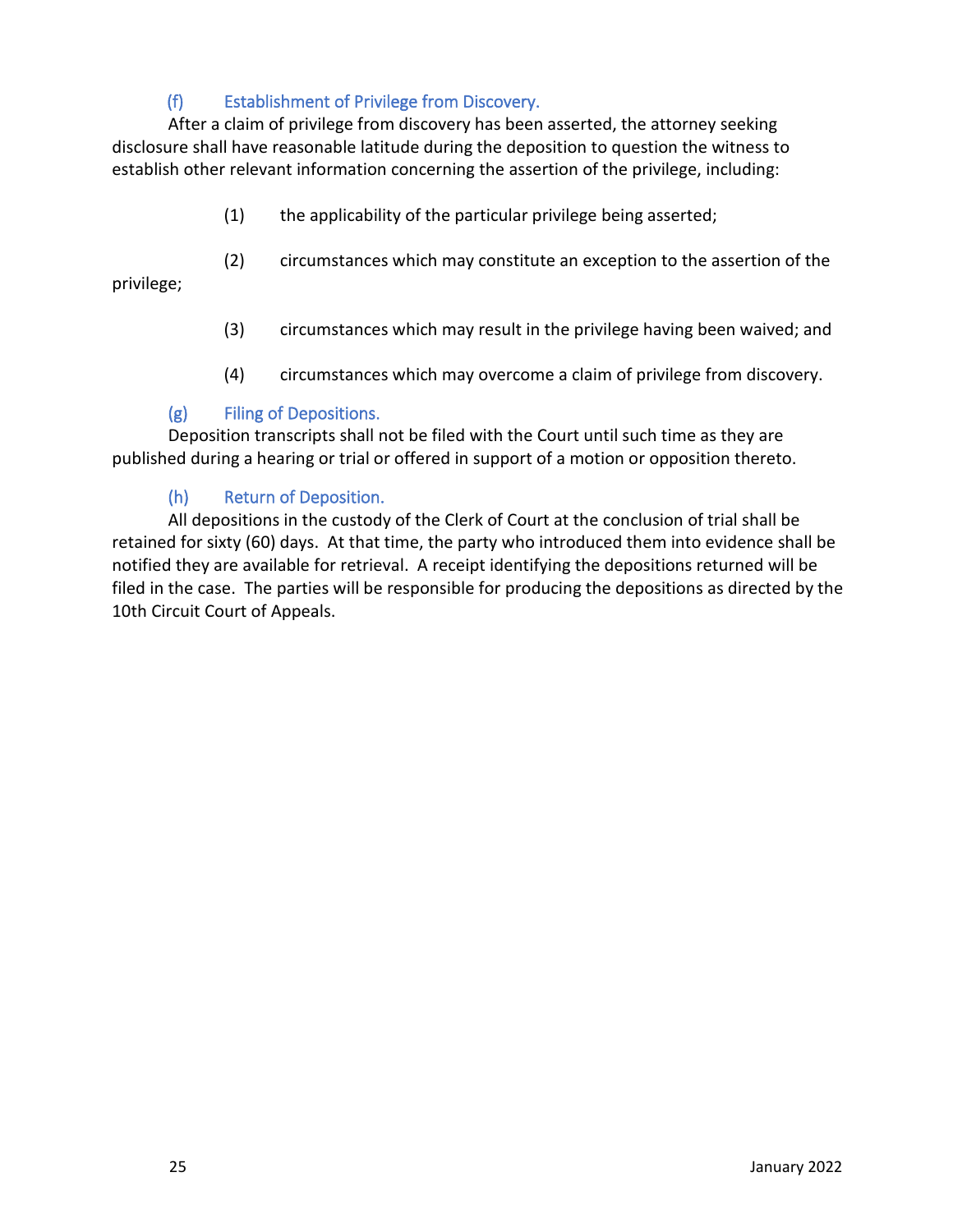### (f) Establishment of Privilege from Discovery.

After a claim of privilege from discovery has been asserted, the attorney seeking disclosure shall have reasonable latitude during the deposition to question the witness to establish other relevant information concerning the assertion of the privilege, including:

(1) the applicability of the particular privilege being asserted;

(2) circumstances which may constitute an exception to the assertion of the privilege;

(3) circumstances which may result in the privilege having been waived; and

(4) circumstances which may overcome a claim of privilege from discovery.

### (g) Filing of Depositions.

Deposition transcripts shall not be filed with the Court until such time as they are published during a hearing or trial or offered in support of a motion or opposition thereto.

### (h) Return of Deposition.

All depositions in the custody of the Clerk of Court at the conclusion of trial shall be retained for sixty (60) days. At that time, the party who introduced them into evidence shall be notified they are available for retrieval. A receipt identifying the depositions returned will be filed in the case. The parties will be responsible for producing the depositions as directed by the 10th Circuit Court of Appeals.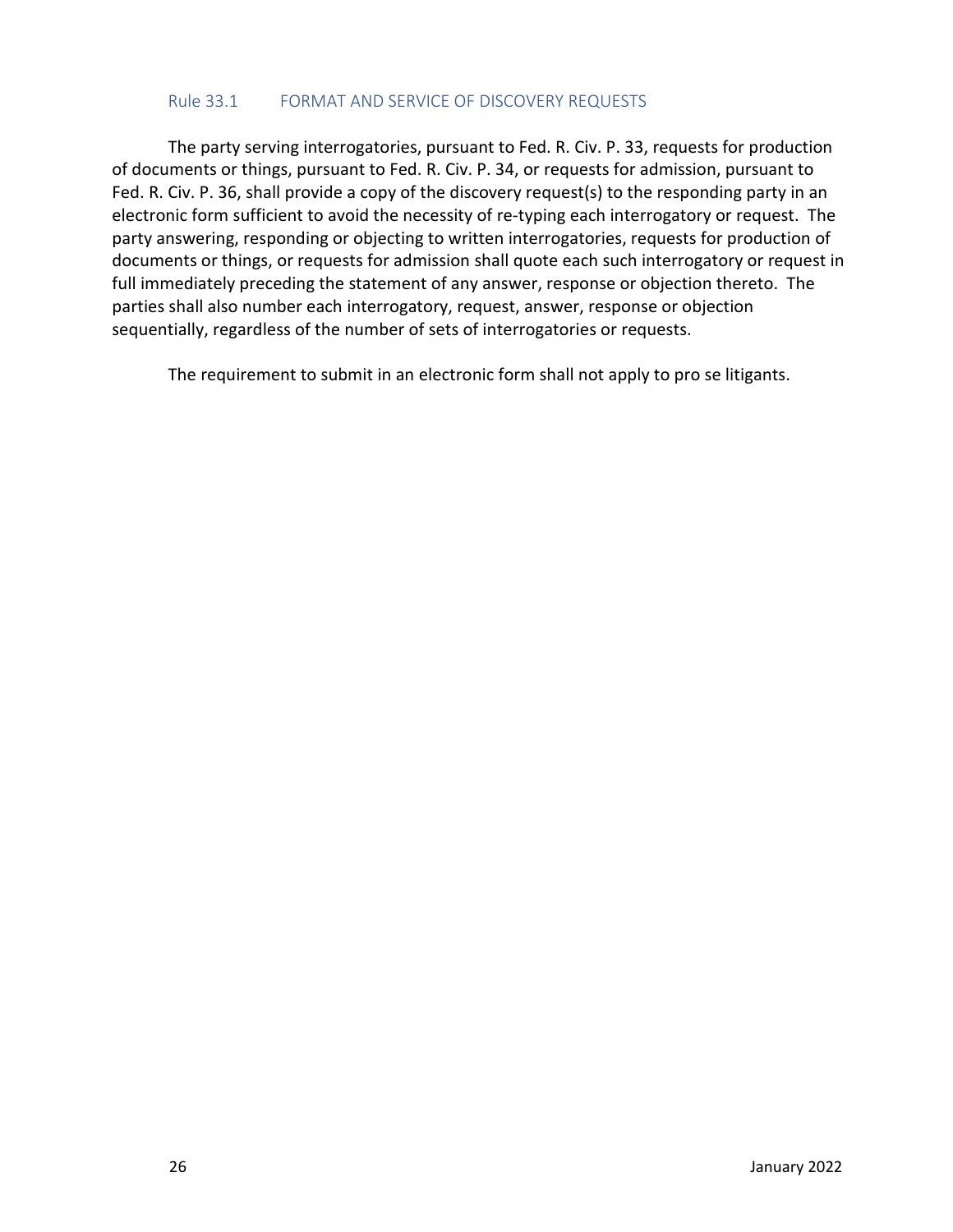## Rule 33.1 FORMAT AND SERVICE OF DISCOVERY REQUESTS

The party serving interrogatories, pursuant to Fed. R. Civ. P. 33, requests for production of documents or things, pursuant to Fed. R. Civ. P. 34, or requests for admission, pursuant to Fed. R. Civ. P. 36, shall provide a copy of the discovery request(s) to the responding party in an electronic form sufficient to avoid the necessity of re-typing each interrogatory or request. The party answering, responding or objecting to written interrogatories, requests for production of documents or things, or requests for admission shall quote each such interrogatory or request in full immediately preceding the statement of any answer, response or objection thereto. The parties shall also number each interrogatory, request, answer, response or objection sequentially, regardless of the number of sets of interrogatories or requests.

The requirement to submit in an electronic form shall not apply to pro se litigants.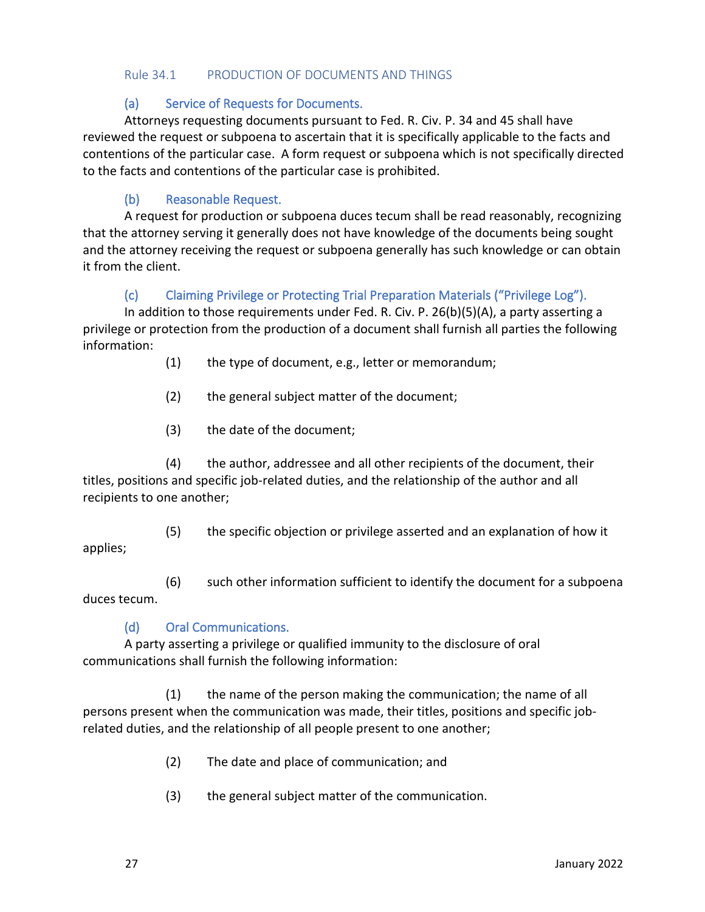## Rule 34.1 PRODUCTION OF DOCUMENTS AND THINGS

### (a) Service of Requests for Documents.

Attorneys requesting documents pursuant to Fed. R. Civ. P. 34 and 45 shall have reviewed the request or subpoena to ascertain that it is specifically applicable to the facts and contentions of the particular case. A form request or subpoena which is not specifically directed to the facts and contentions of the particular case is prohibited.

### (b) Reasonable Request.

A request for production or subpoena duces tecum shall be read reasonably, recognizing that the attorney serving it generally does not have knowledge of the documents being sought and the attorney receiving the request or subpoena generally has such knowledge or can obtain it from the client.

### (c) Claiming Privilege or Protecting Trial Preparation Materials ("Privilege Log").

In addition to those requirements under Fed. R. Civ. P. 26(b)(5)(A), a party asserting a privilege or protection from the production of a document shall furnish all parties the following information:

(1) the type of document, e.g., letter or memorandum;

(2) the general subject matter of the document;

(3) the date of the document;

(4) the author, addressee and all other recipients of the document, their titles, positions and specific job-related duties, and the relationship of the author and all recipients to one another;

(5) the specific objection or privilege asserted and an explanation of how it applies;

(6) such other information sufficient to identify the document for a subpoena duces tecum.

### (d) Oral Communications.

A party asserting a privilege or qualified immunity to the disclosure of oral communications shall furnish the following information:

(1) the name of the person making the communication; the name of all persons present when the communication was made, their titles, positions and specific job-related duties, and the relationship of all people present to one another;

(2) The date and place of communication; and

(3) the general subject matter of the communication.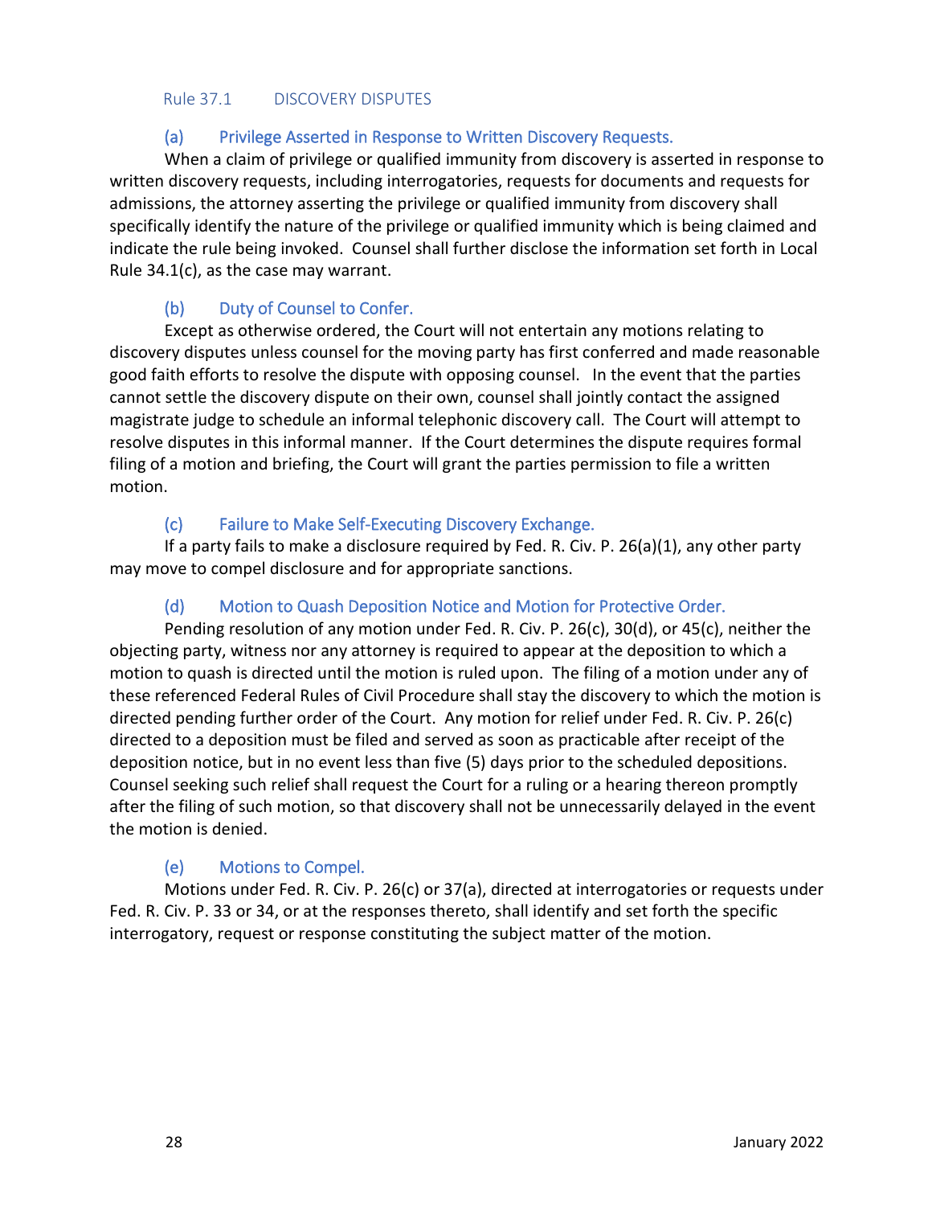## Rule 37.1 DISCOVERY DISPUTES

### (a) Privilege Asserted in Response to Written Discovery Requests.

When a claim of privilege or qualified immunity from discovery is asserted in response to written discovery requests, including interrogatories, requests for documents and requests for admissions, the attorney asserting the privilege or qualified immunity from discovery shall specifically identify the nature of the privilege or qualified immunity which is being claimed and indicate the rule being invoked. Counsel shall further disclose the information set forth in Local Rule 34.1(c), as the case may warrant.

### (b) Duty of Counsel to Confer.

Except as otherwise ordered, the Court will not entertain any motions relating to discovery disputes unless counsel for the moving party has first conferred and made reasonable good faith efforts to resolve the dispute with opposing counsel. In the event that the parties cannot settle the discovery dispute on their own, counsel shall jointly contact the assigned magistrate judge to schedule an informal telephonic discovery call. The Court will attempt to resolve disputes in this informal manner. If the Court determines the dispute requires formal filing of a motion and briefing, the Court will grant the parties permission to file a written motion.

### (c) Failure to Make Self-Executing Discovery Exchange.

If a party fails to make a disclosure required by Fed. R. Civ. P. 26(a)(1), any other party may move to compel disclosure and for appropriate sanctions.

### (d) Motion to Quash Deposition Notice and Motion for Protective Order.

Pending resolution of any motion under Fed. R. Civ. P. 26(c), 30(d), or 45(c), neither the objecting party, witness nor any attorney is required to appear at the deposition to which a motion to quash is directed until the motion is ruled upon. The filing of a motion under any of these referenced Federal Rules of Civil Procedure shall stay the discovery to which the motion is directed pending further order of the Court. Any motion for relief under Fed. R. Civ. P. 26(c) directed to a deposition must be filed and served as soon as practicable after receipt of the deposition notice, but in no event less than five (5) days prior to the scheduled depositions. Counsel seeking such relief shall request the Court for a ruling or a hearing thereon promptly after the filing of such motion, so that discovery shall not be unnecessarily delayed in the event the motion is denied.

### (e) Motions to Compel.

Motions under Fed. R. Civ. P. 26(c) or 37(a), directed at interrogatories or requests under Fed. R. Civ. P. 33 or 34, or at the responses thereto, shall identify and set forth the specific interrogatory, request or response constituting the subject matter of the motion.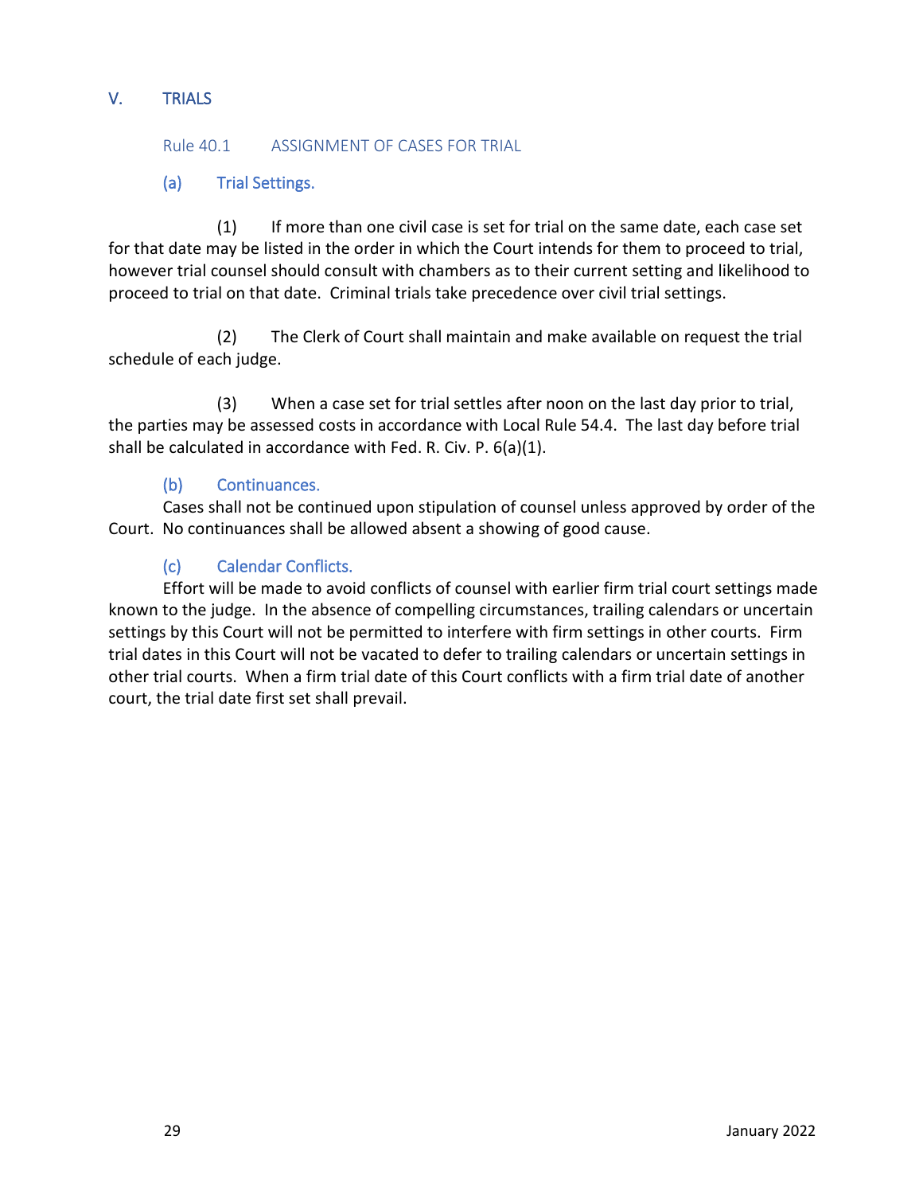# V. TRIALS

## Rule 40.1 ASSIGNMENT OF CASES FOR TRIAL

### (a) Trial Settings.

(1) If more than one civil case is set for trial on the same date, each case set for that date may be listed in the order in which the Court intends for them to proceed to trial, however trial counsel should consult with chambers as to their current setting and likelihood to proceed to trial on that date. Criminal trials take precedence over civil trial settings.

(2) The Clerk of Court shall maintain and make available on request the trial schedule of each judge.

(3) When a case set for trial settles after noon on the last day prior to trial, the parties may be assessed costs in accordance with Local Rule 54.4. The last day before trial shall be calculated in accordance with Fed. R. Civ. P. 6(a)(1).

### (b) Continuances.

Cases shall not be continued upon stipulation of counsel unless approved by order of the Court. No continuances shall be allowed absent a showing of good cause.

### (c) Calendar Conflicts.

Effort will be made to avoid conflicts of counsel with earlier firm trial court settings made known to the judge. In the absence of compelling circumstances, trailing calendars or uncertain settings by this Court will not be permitted to interfere with firm settings in other courts. Firm trial dates in this Court will not be vacated to defer to trailing calendars or uncertain settings in other trial courts. When a firm trial date of this Court conflicts with a firm trial date of another court, the trial date first set shall prevail.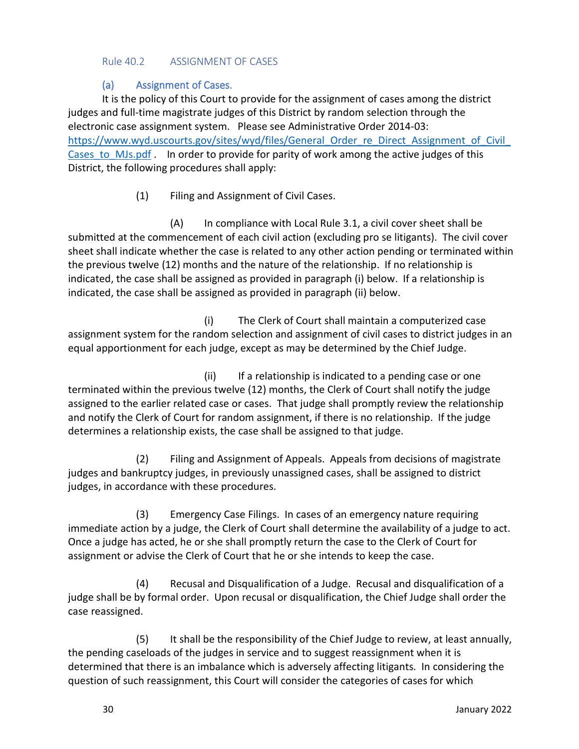## Rule 40.2 ASSIGNMENT OF CASES

### (a) Assignment of Cases.

It is the policy of this Court to provide for the assignment of cases among the district judges and full-time magistrate judges of this District by random selection through the electronic case assignment system. Please see Administrative Order 2014-03: https://www.wyd.uscourts.gov/sites/wyd/files/General_Order_re_Direct_Assignment_of_Civil_Cases_to_MJs.pdf . In order to provide for parity of work among the active judges of this District, the following procedures shall apply:

(1) Filing and Assignment of Civil Cases.

(A) In compliance with Local Rule 3.1, a civil cover sheet shall be submitted at the commencement of each civil action (excluding pro se litigants). The civil cover sheet shall indicate whether the case is related to any other action pending or terminated within the previous twelve (12) months and the nature of the relationship. If no relationship is indicated, the case shall be assigned as provided in paragraph (i) below. If a relationship is indicated, the case shall be assigned as provided in paragraph (ii) below.

(i) The Clerk of Court shall maintain a computerized case assignment system for the random selection and assignment of civil cases to district judges in an equal apportionment for each judge, except as may be determined by the Chief Judge.

(ii) If a relationship is indicated to a pending case or one terminated within the previous twelve (12) months, the Clerk of Court shall notify the judge assigned to the earlier related case or cases. That judge shall promptly review the relationship and notify the Clerk of Court for random assignment, if there is no relationship. If the judge determines a relationship exists, the case shall be assigned to that judge.

(2) Filing and Assignment of Appeals. Appeals from decisions of magistrate judges and bankruptcy judges, in previously unassigned cases, shall be assigned to district judges, in accordance with these procedures.

(3) Emergency Case Filings. In cases of an emergency nature requiring immediate action by a judge, the Clerk of Court shall determine the availability of a judge to act. Once a judge has acted, he or she shall promptly return the case to the Clerk of Court for assignment or advise the Clerk of Court that he or she intends to keep the case.

(4) Recusal and Disqualification of a Judge. Recusal and disqualification of a judge shall be by formal order. Upon recusal or disqualification, the Chief Judge shall order the case reassigned.

(5) It shall be the responsibility of the Chief Judge to review, at least annually, the pending caseloads of the judges in service and to suggest reassignment when it is determined that there is an imbalance which is adversely affecting litigants. In considering the question of such reassignment, this Court will consider the categories of cases for which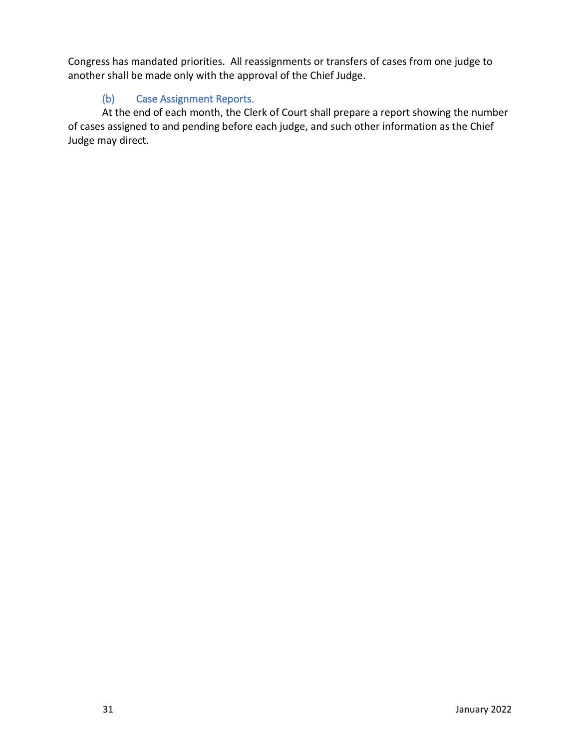Congress has mandated priorities. All reassignments or transfers of cases from one judge to another shall be made only with the approval of the Chief Judge.

### (b) Case Assignment Reports.

At the end of each month, the Clerk of Court shall prepare a report showing the number of cases assigned to and pending before each judge, and such other information as the Chief Judge may direct.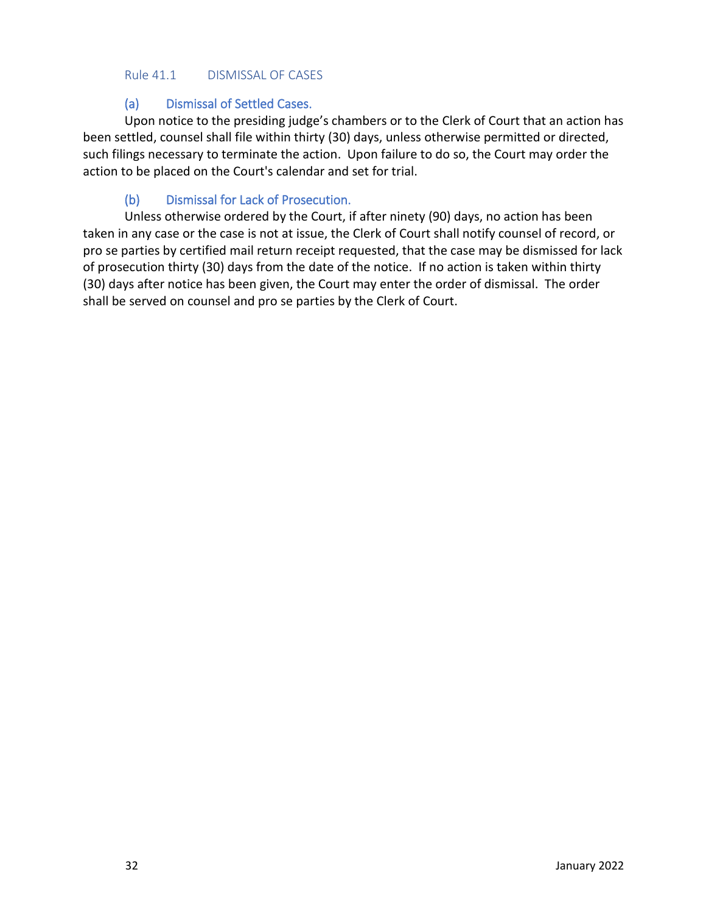## Rule 41.1 DISMISSAL OF CASES

### (a) Dismissal of Settled Cases.

Upon notice to the presiding judge’s chambers or to the Clerk of Court that an action has been settled, counsel shall file within thirty (30) days, unless otherwise permitted or directed, such filings necessary to terminate the action. Upon failure to do so, the Court may order the action to be placed on the Court's calendar and set for trial.

### (b) Dismissal for Lack of Prosecution.

Unless otherwise ordered by the Court, if after ninety (90) days, no action has been taken in any case or the case is not at issue, the Clerk of Court shall notify counsel of record, or pro se parties by certified mail return receipt requested, that the case may be dismissed for lack of prosecution thirty (30) days from the date of the notice. If no action is taken within thirty (30) days after notice has been given, the Court may enter the order of dismissal. The order shall be served on counsel and pro se parties by the Clerk of Court.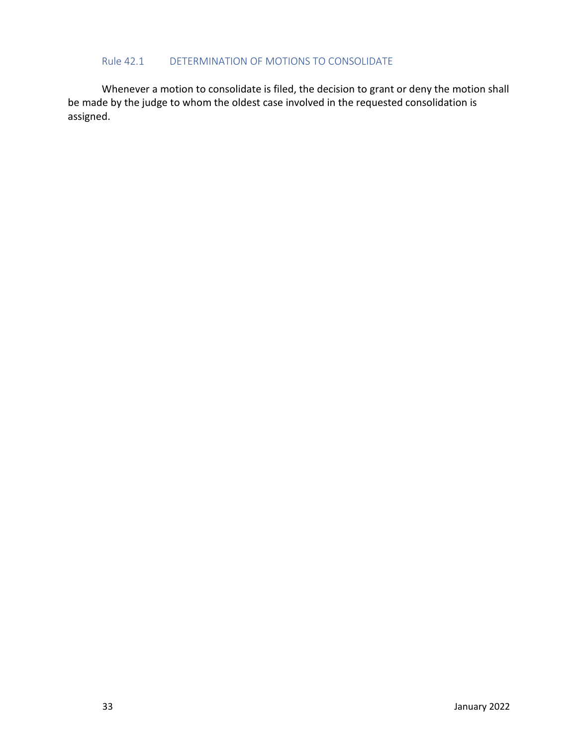## Rule 42.1 DETERMINATION OF MOTIONS TO CONSOLIDATE

Whenever a motion to consolidate is filed, the decision to grant or deny the motion shall be made by the judge to whom the oldest case involved in the requested consolidation is assigned.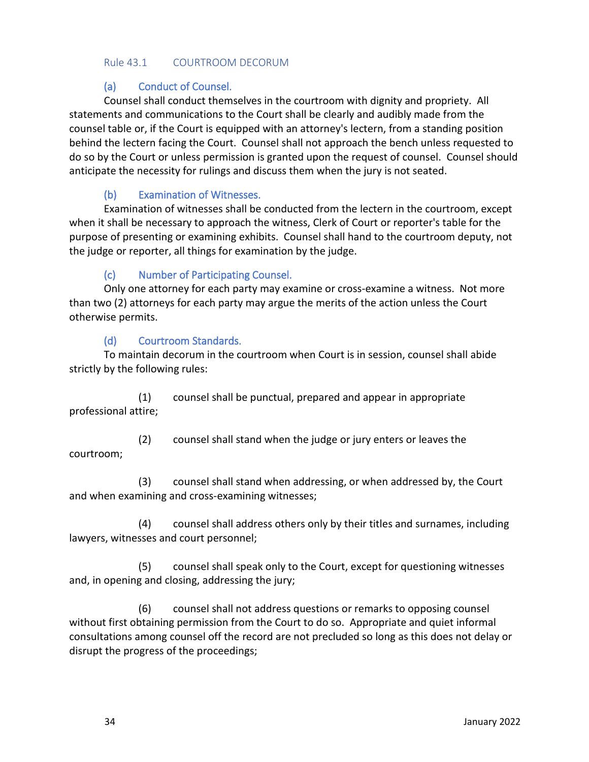## Rule 43.1 COURTROOM DECORUM

### (a) Conduct of Counsel.

Counsel shall conduct themselves in the courtroom with dignity and propriety. All statements and communications to the Court shall be clearly and audibly made from the counsel table or, if the Court is equipped with an attorney's lectern, from a standing position behind the lectern facing the Court. Counsel shall not approach the bench unless requested to do so by the Court or unless permission is granted upon the request of counsel. Counsel should anticipate the necessity for rulings and discuss them when the jury is not seated.

### (b) Examination of Witnesses.

Examination of witnesses shall be conducted from the lectern in the courtroom, except when it shall be necessary to approach the witness, Clerk of Court or reporter's table for the purpose of presenting or examining exhibits. Counsel shall hand to the courtroom deputy, not the judge or reporter, all things for examination by the judge.

### (c) Number of Participating Counsel.

Only one attorney for each party may examine or cross-examine a witness. Not more than two (2) attorneys for each party may argue the merits of the action unless the Court otherwise permits.

### (d) Courtroom Standards.

To maintain decorum in the courtroom when Court is in session, counsel shall abide strictly by the following rules:

(1) counsel shall be punctual, prepared and appear in appropriate professional attire;

(2) counsel shall stand when the judge or jury enters or leaves the courtroom;

(3) counsel shall stand when addressing, or when addressed by, the Court and when examining and cross-examining witnesses;

(4) counsel shall address others only by their titles and surnames, including lawyers, witnesses and court personnel;

(5) counsel shall speak only to the Court, except for questioning witnesses and, in opening and closing, addressing the jury;

(6) counsel shall not address questions or remarks to opposing counsel without first obtaining permission from the Court to do so. Appropriate and quiet informal consultations among counsel off the record are not precluded so long as this does not delay or disrupt the progress of the proceedings;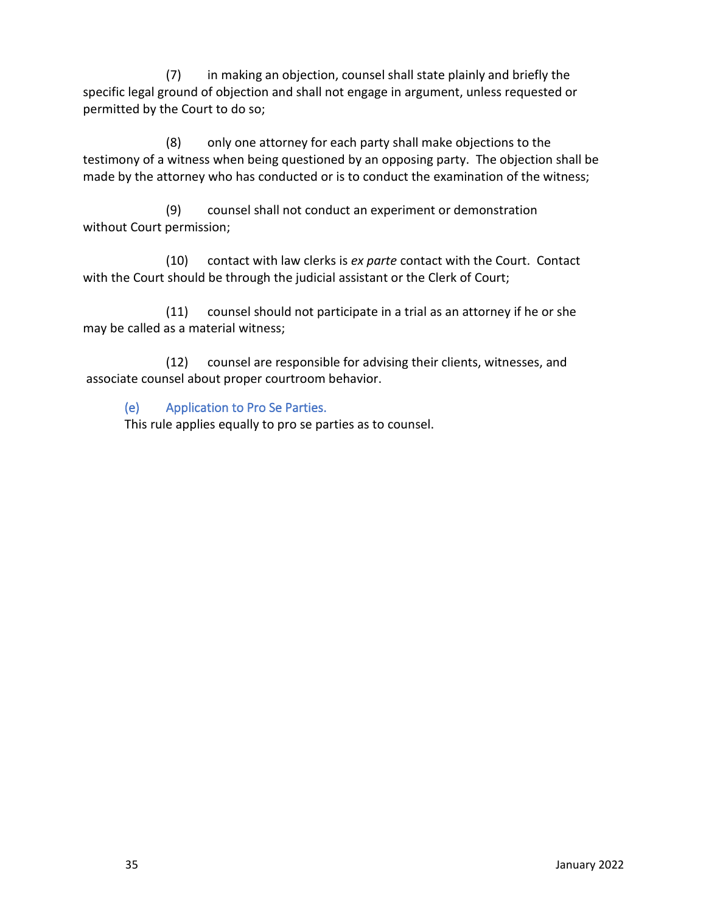(7) in making an objection, counsel shall state plainly and briefly the specific legal ground of objection and shall not engage in argument, unless requested or permitted by the Court to do so;

(8) only one attorney for each party shall make objections to the testimony of a witness when being questioned by an opposing party. The objection shall be made by the attorney who has conducted or is to conduct the examination of the witness;

(9) counsel shall not conduct an experiment or demonstration without Court permission;

(10) contact with law clerks is *ex parte* contact with the Court. Contact with the Court should be through the judicial assistant or the Clerk of Court;

(11) counsel should not participate in a trial as an attorney if he or she may be called as a material witness;

(12) counsel are responsible for advising their clients, witnesses, and associate counsel about proper courtroom behavior.

### (e) Application to Pro Se Parties.

This rule applies equally to pro se parties as to counsel.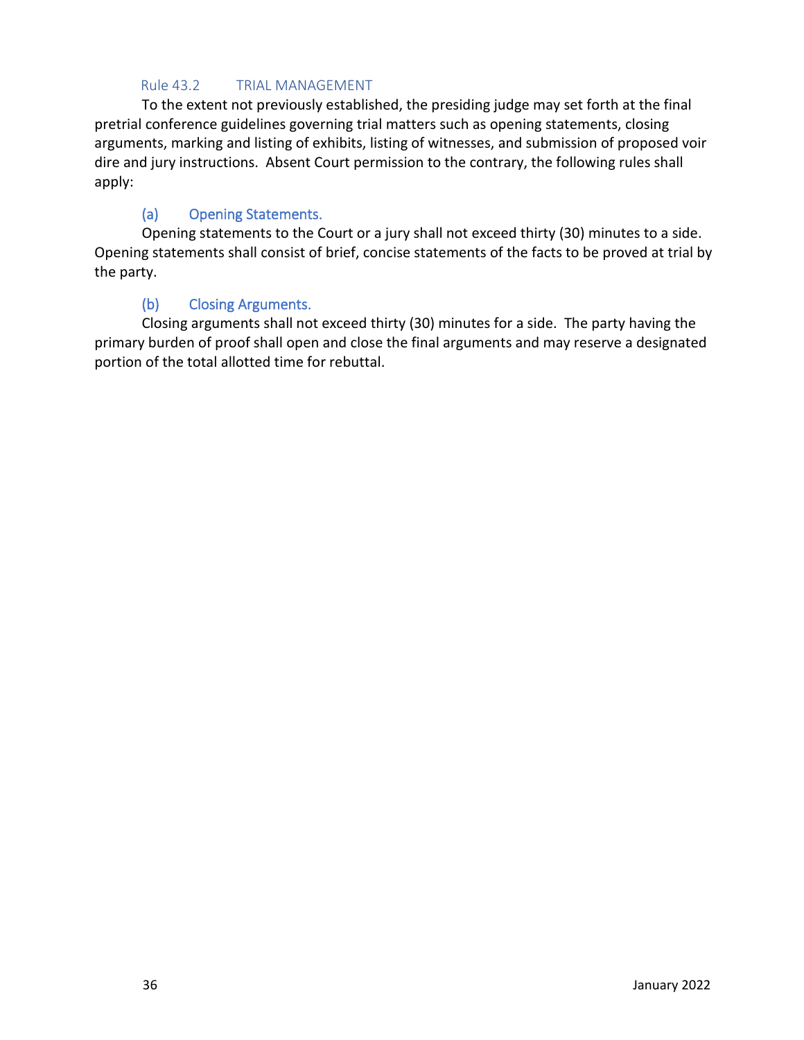## Rule 43.2 TRIAL MANAGEMENT

To the extent not previously established, the presiding judge may set forth at the final pretrial conference guidelines governing trial matters such as opening statements, closing arguments, marking and listing of exhibits, listing of witnesses, and submission of proposed voir dire and jury instructions. Absent Court permission to the contrary, the following rules shall apply:

### (a) Opening Statements.

Opening statements to the Court or a jury shall not exceed thirty (30) minutes to a side. Opening statements shall consist of brief, concise statements of the facts to be proved at trial by the party.

### (b) Closing Arguments.

Closing arguments shall not exceed thirty (30) minutes for a side. The party having the primary burden of proof shall open and close the final arguments and may reserve a designated portion of the total allotted time for rebuttal.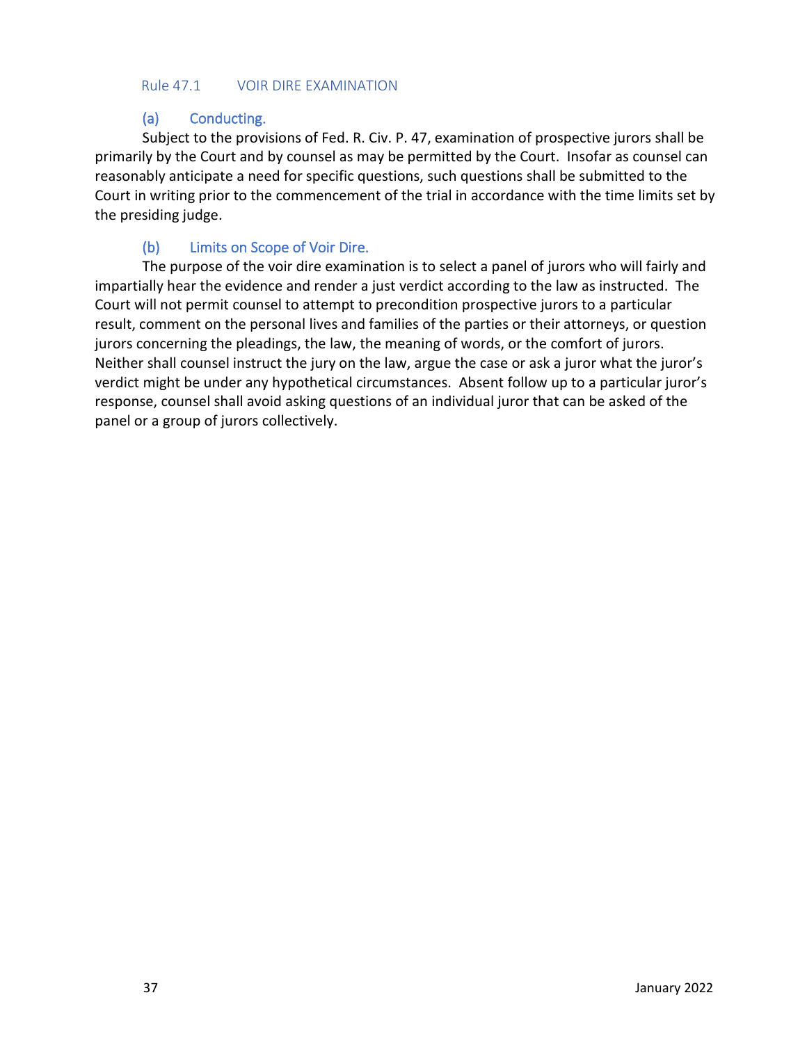## Rule 47.1 VOIR DIRE EXAMINATION

### (a) Conducting.

Subject to the provisions of Fed. R. Civ. P. 47, examination of prospective jurors shall be primarily by the Court and by counsel as may be permitted by the Court. Insofar as counsel can reasonably anticipate a need for specific questions, such questions shall be submitted to the Court in writing prior to the commencement of the trial in accordance with the time limits set by the presiding judge.

### (b) Limits on Scope of Voir Dire.

The purpose of the voir dire examination is to select a panel of jurors who will fairly and impartially hear the evidence and render a just verdict according to the law as instructed. The Court will not permit counsel to attempt to precondition prospective jurors to a particular result, comment on the personal lives and families of the parties or their attorneys, or question jurors concerning the pleadings, the law, the meaning of words, or the comfort of jurors. Neither shall counsel instruct the jury on the law, argue the case or ask a juror what the juror's verdict might be under any hypothetical circumstances. Absent follow up to a particular juror's response, counsel shall avoid asking questions of an individual juror that can be asked of the panel or a group of jurors collectively.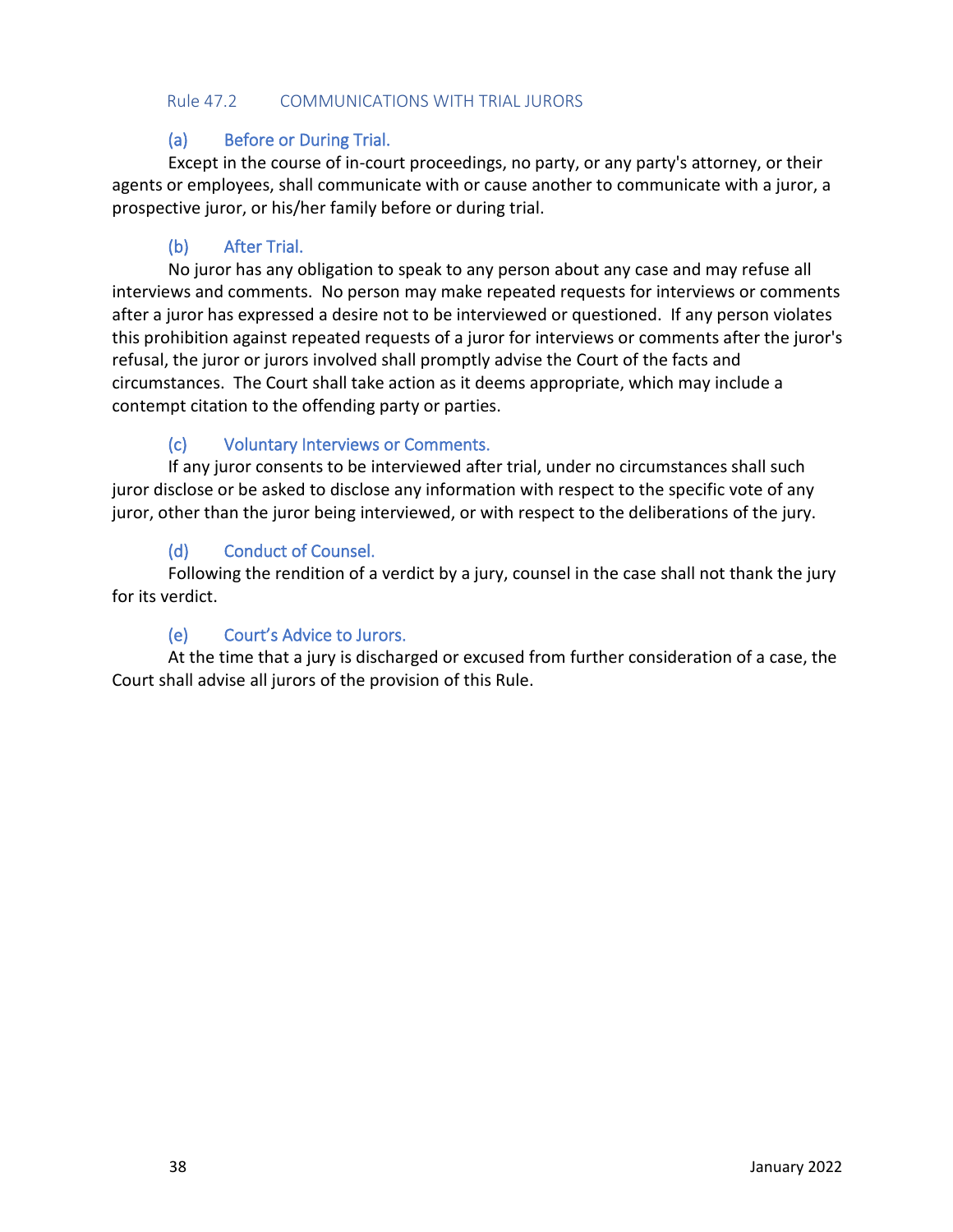## Rule 47.2 COMMUNICATIONS WITH TRIAL JURORS

### (a) Before or During Trial.

Except in the course of in-court proceedings, no party, or any party's attorney, or their agents or employees, shall communicate with or cause another to communicate with a juror, a prospective juror, or his/her family before or during trial.

### (b) After Trial.

No juror has any obligation to speak to any person about any case and may refuse all interviews and comments. No person may make repeated requests for interviews or comments after a juror has expressed a desire not to be interviewed or questioned. If any person violates this prohibition against repeated requests of a juror for interviews or comments after the juror's refusal, the juror or jurors involved shall promptly advise the Court of the facts and circumstances. The Court shall take action as it deems appropriate, which may include a contempt citation to the offending party or parties.

### (c) Voluntary Interviews or Comments.

If any juror consents to be interviewed after trial, under no circumstances shall such juror disclose or be asked to disclose any information with respect to the specific vote of any juror, other than the juror being interviewed, or with respect to the deliberations of the jury.

### (d) Conduct of Counsel.

Following the rendition of a verdict by a jury, counsel in the case shall not thank the jury for its verdict.

### (e) Court's Advice to Jurors.

At the time that a jury is discharged or excused from further consideration of a case, the Court shall advise all jurors of the provision of this Rule.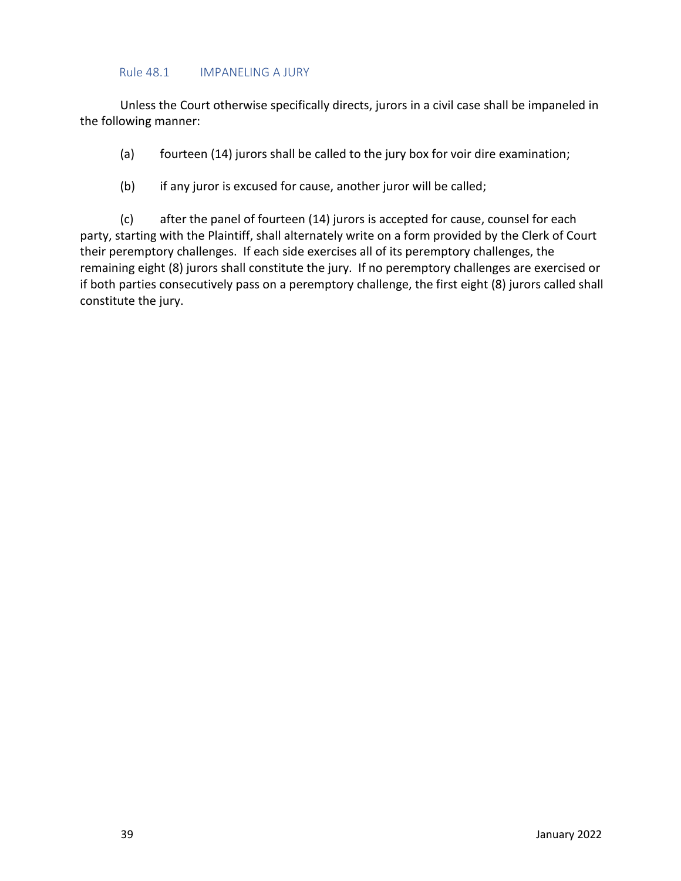## Rule 48.1 IMPANELING A JURY

Unless the Court otherwise specifically directs, jurors in a civil case shall be impaneled in the following manner:

(a) fourteen (14) jurors shall be called to the jury box for voir dire examination;

(b) if any juror is excused for cause, another juror will be called;

(c) after the panel of fourteen (14) jurors is accepted for cause, counsel for each party, starting with the Plaintiff, shall alternately write on a form provided by the Clerk of Court their peremptory challenges. If each side exercises all of its peremptory challenges, the remaining eight (8) jurors shall constitute the jury. If no peremptory challenges are exercised or if both parties consecutively pass on a peremptory challenge, the first eight (8) jurors called shall constitute the jury.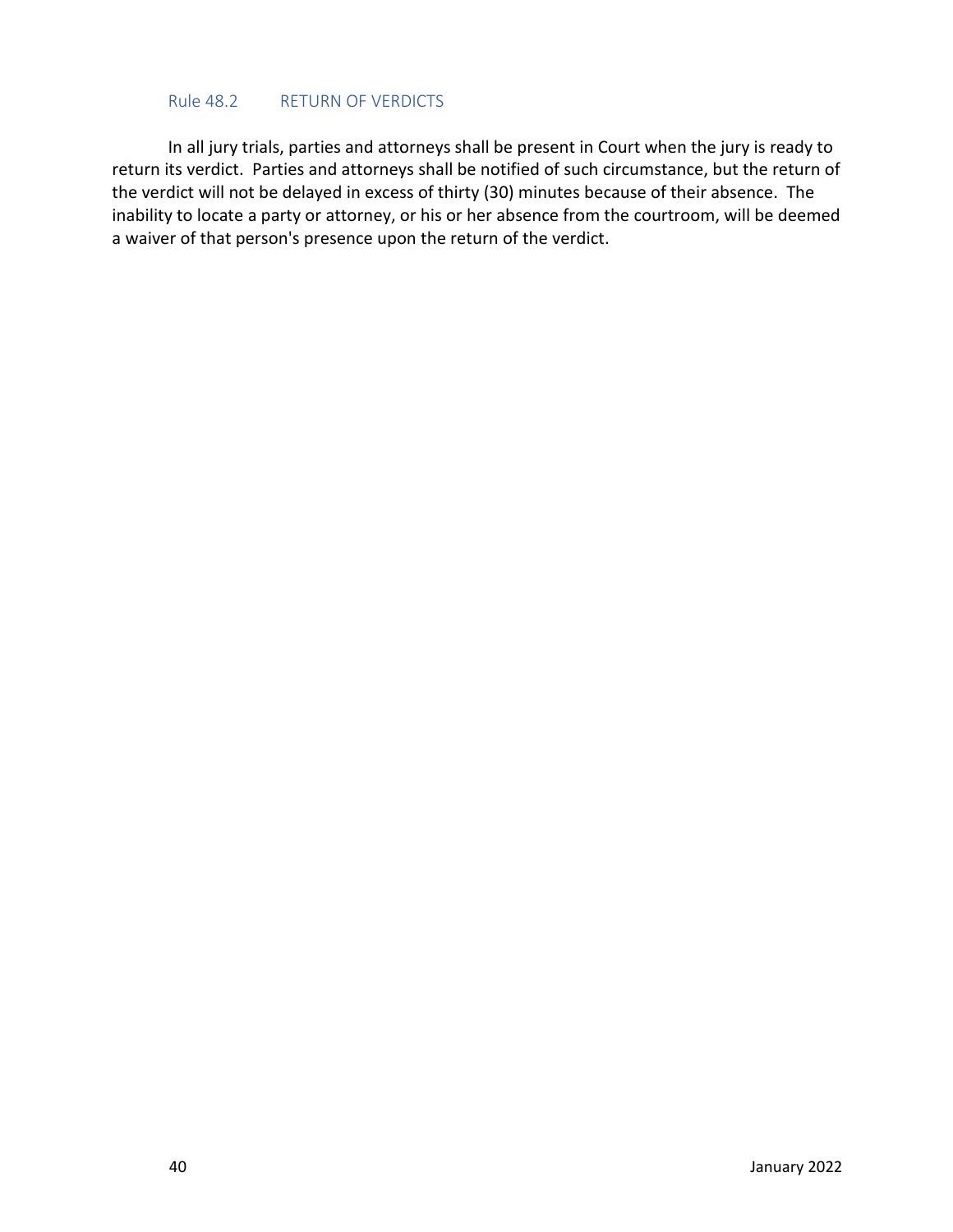### Rule 48.2 RETURN OF VERDICTS

In all jury trials, parties and attorneys shall be present in Court when the jury is ready to return its verdict. Parties and attorneys shall be notified of such circumstance, but the return of the verdict will not be delayed in excess of thirty (30) minutes because of their absence. The inability to locate a party or attorney, or his or her absence from the courtroom, will be deemed a waiver of that person's presence upon the return of the verdict.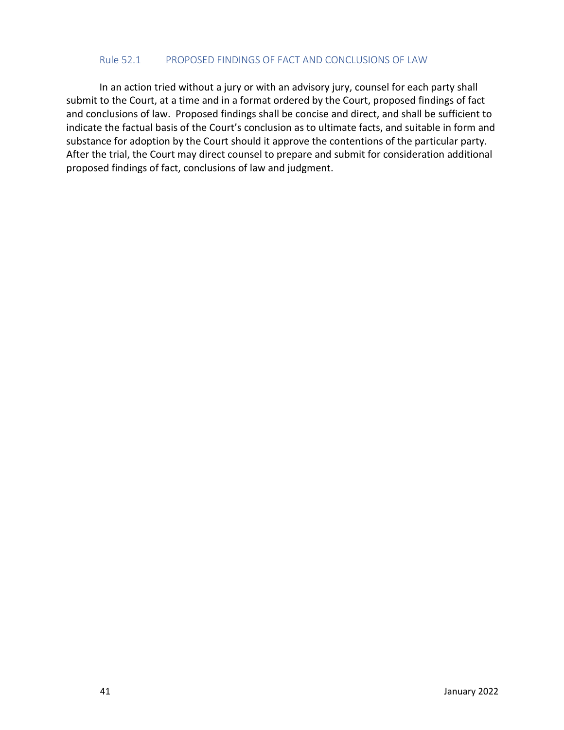## Rule 52.1 PROPOSED FINDINGS OF FACT AND CONCLUSIONS OF LAW

In an action tried without a jury or with an advisory jury, counsel for each party shall submit to the Court, at a time and in a format ordered by the Court, proposed findings of fact and conclusions of law. Proposed findings shall be concise and direct, and shall be sufficient to indicate the factual basis of the Court's conclusion as to ultimate facts, and suitable in form and substance for adoption by the Court should it approve the contentions of the particular party. After the trial, the Court may direct counsel to prepare and submit for consideration additional proposed findings of fact, conclusions of law and judgment.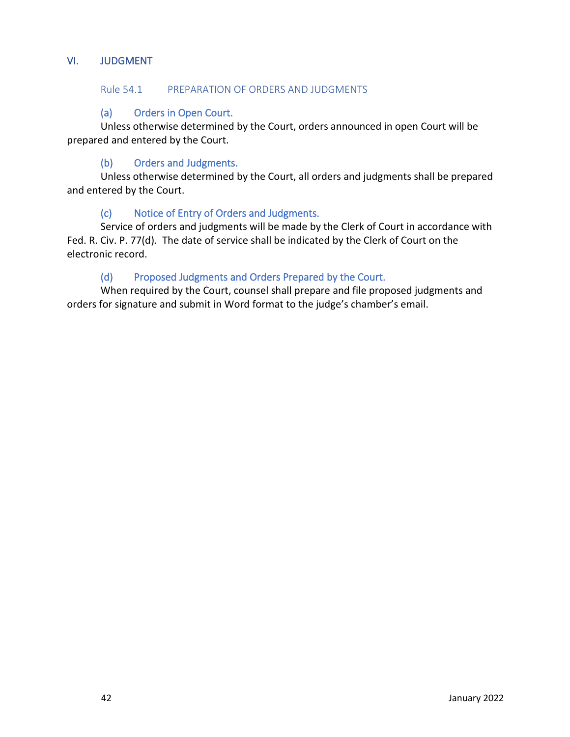## VI. JUDGMENT

### Rule 54.1 PREPARATION OF ORDERS AND JUDGMENTS

#### (a) Orders in Open Court.

Unless otherwise determined by the Court, orders announced in open Court will be prepared and entered by the Court.

#### (b) Orders and Judgments.

Unless otherwise determined by the Court, all orders and judgments shall be prepared and entered by the Court.

#### (c) Notice of Entry of Orders and Judgments.

Service of orders and judgments will be made by the Clerk of Court in accordance with Fed. R. Civ. P. 77(d). The date of service shall be indicated by the Clerk of Court on the electronic record.

#### (d) Proposed Judgments and Orders Prepared by the Court.

When required by the Court, counsel shall prepare and file proposed judgments and orders for signature and submit in Word format to the judge's chamber's email.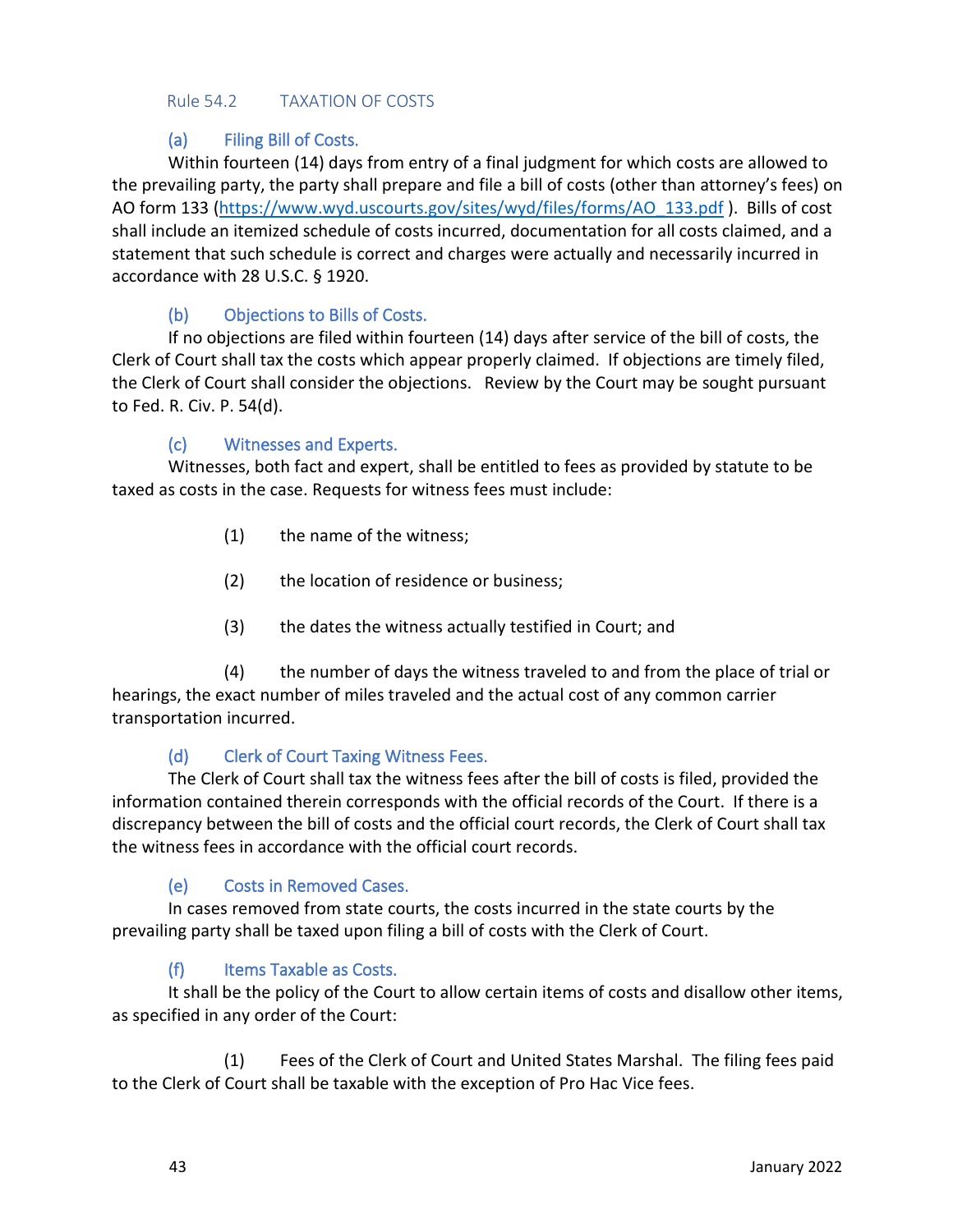## Rule 54.2 TAXATION OF COSTS

### (a) Filing Bill of Costs.

Within fourteen (14) days from entry of a final judgment for which costs are allowed to the prevailing party, the party shall prepare and file a bill of costs (other than attorney's fees) on AO form 133 (https://www.wyd.uscourts.gov/sites/wyd/files/forms/AO_133.pdf ). Bills of cost shall include an itemized schedule of costs incurred, documentation for all costs claimed, and a statement that such schedule is correct and charges were actually and necessarily incurred in accordance with 28 U.S.C. § 1920.

### (b) Objections to Bills of Costs.

If no objections are filed within fourteen (14) days after service of the bill of costs, the Clerk of Court shall tax the costs which appear properly claimed. If objections are timely filed, the Clerk of Court shall consider the objections. Review by the Court may be sought pursuant to Fed. R. Civ. P. 54(d).

### (c) Witnesses and Experts.

Witnesses, both fact and expert, shall be entitled to fees as provided by statute to be taxed as costs in the case. Requests for witness fees must include:

(1) the name of the witness;

(2) the location of residence or business;

(3) the dates the witness actually testified in Court; and

(4) the number of days the witness traveled to and from the place of trial or hearings, the exact number of miles traveled and the actual cost of any common carrier transportation incurred.

### (d) Clerk of Court Taxing Witness Fees.

The Clerk of Court shall tax the witness fees after the bill of costs is filed, provided the information contained therein corresponds with the official records of the Court. If there is a discrepancy between the bill of costs and the official court records, the Clerk of Court shall tax the witness fees in accordance with the official court records.

### (e) Costs in Removed Cases.

In cases removed from state courts, the costs incurred in the state courts by the prevailing party shall be taxed upon filing a bill of costs with the Clerk of Court.

### (f) Items Taxable as Costs.

It shall be the policy of the Court to allow certain items of costs and disallow other items, as specified in any order of the Court:

(1) Fees of the Clerk of Court and United States Marshal. The filing fees paid to the Clerk of Court shall be taxable with the exception of Pro Hac Vice fees.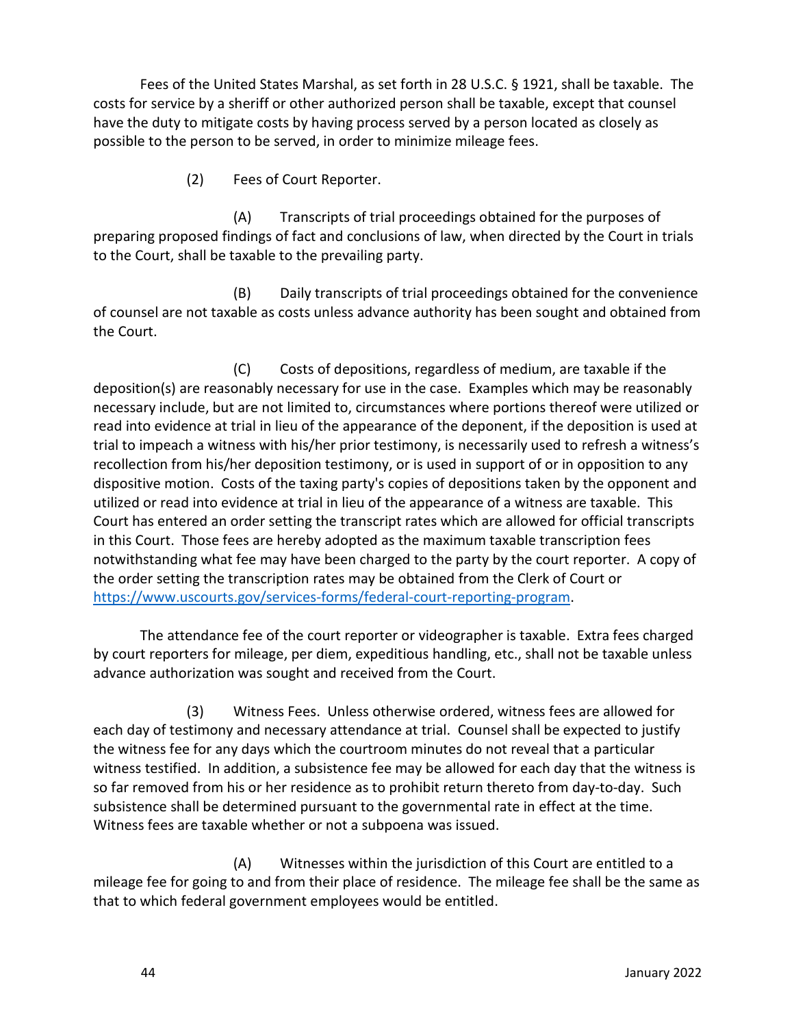Fees of the United States Marshal, as set forth in 28 U.S.C. § 1921, shall be taxable. The costs for service by a sheriff or other authorized person shall be taxable, except that counsel have the duty to mitigate costs by having process served by a person located as closely as possible to the person to be served, in order to minimize mileage fees.

(2) Fees of Court Reporter.

(A) Transcripts of trial proceedings obtained for the purposes of preparing proposed findings of fact and conclusions of law, when directed by the Court in trials to the Court, shall be taxable to the prevailing party.

(B) Daily transcripts of trial proceedings obtained for the convenience of counsel are not taxable as costs unless advance authority has been sought and obtained from the Court.

(C) Costs of depositions, regardless of medium, are taxable if the deposition(s) are reasonably necessary for use in the case. Examples which may be reasonably necessary include, but are not limited to, circumstances where portions thereof were utilized or read into evidence at trial in lieu of the appearance of the deponent, if the deposition is used at trial to impeach a witness with his/her prior testimony, is necessarily used to refresh a witness's recollection from his/her deposition testimony, or is used in support of or in opposition to any dispositive motion. Costs of the taxing party's copies of depositions taken by the opponent and utilized or read into evidence at trial in lieu of the appearance of a witness are taxable. This Court has entered an order setting the transcript rates which are allowed for official transcripts in this Court. Those fees are hereby adopted as the maximum taxable transcription fees notwithstanding what fee may have been charged to the party by the court reporter. A copy of the order setting the transcription rates may be obtained from the Clerk of Court or https://www.uscourts.gov/services-forms/federal-court-reporting-program.

The attendance fee of the court reporter or videographer is taxable. Extra fees charged by court reporters for mileage, per diem, expeditious handling, etc., shall not be taxable unless advance authorization was sought and received from the Court.

(3) Witness Fees. Unless otherwise ordered, witness fees are allowed for each day of testimony and necessary attendance at trial. Counsel shall be expected to justify the witness fee for any days which the courtroom minutes do not reveal that a particular witness testified. In addition, a subsistence fee may be allowed for each day that the witness is so far removed from his or her residence as to prohibit return thereto from day-to-day. Such subsistence shall be determined pursuant to the governmental rate in effect at the time. Witness fees are taxable whether or not a subpoena was issued.

(A) Witnesses within the jurisdiction of this Court are entitled to a mileage fee for going to and from their place of residence. The mileage fee shall be the same as that to which federal government employees would be entitled.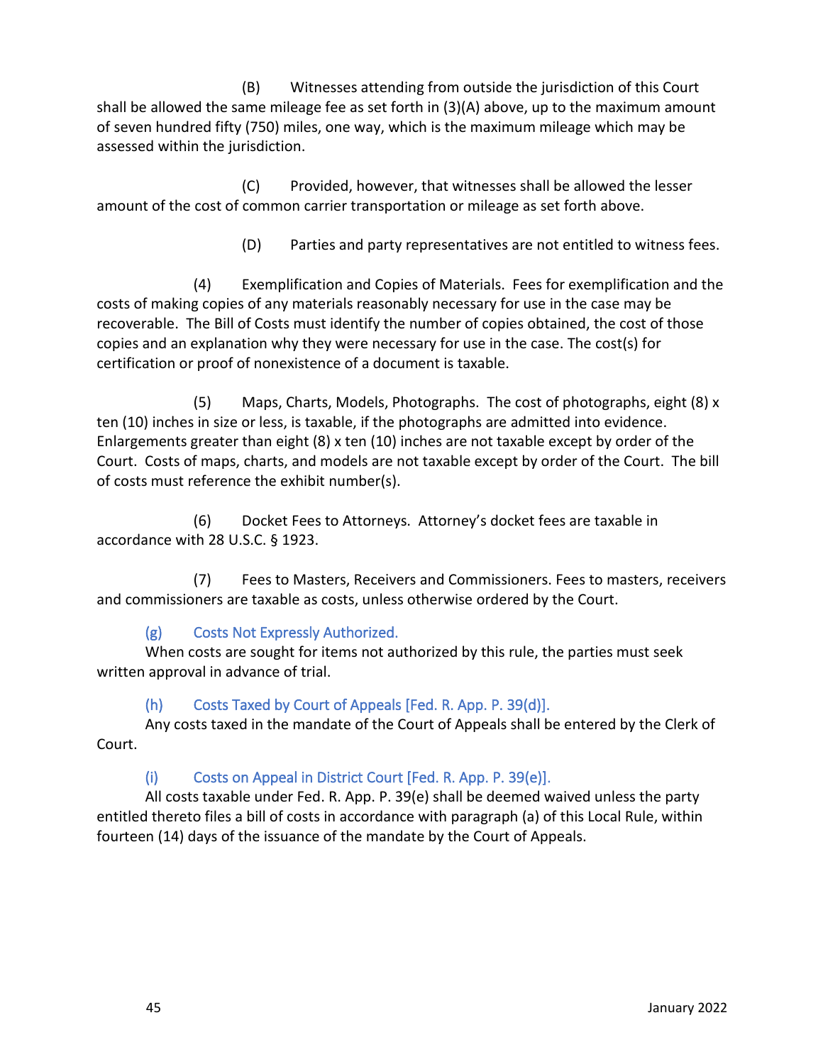(B) Witnesses attending from outside the jurisdiction of this Court shall be allowed the same mileage fee as set forth in (3)(A) above, up to the maximum amount of seven hundred fifty (750) miles, one way, which is the maximum mileage which may be assessed within the jurisdiction.

(C) Provided, however, that witnesses shall be allowed the lesser amount of the cost of common carrier transportation or mileage as set forth above.

(D) Parties and party representatives are not entitled to witness fees.

(4) Exemplification and Copies of Materials. Fees for exemplification and the costs of making copies of any materials reasonably necessary for use in the case may be recoverable. The Bill of Costs must identify the number of copies obtained, the cost of those copies and an explanation why they were necessary for use in the case. The cost(s) for certification or proof of nonexistence of a document is taxable.

(5) Maps, Charts, Models, Photographs. The cost of photographs, eight (8) x ten (10) inches in size or less, is taxable, if the photographs are admitted into evidence. Enlargements greater than eight (8) x ten (10) inches are not taxable except by order of the Court. Costs of maps, charts, and models are not taxable except by order of the Court. The bill of costs must reference the exhibit number(s).

(6) Docket Fees to Attorneys. Attorney's docket fees are taxable in accordance with 28 U.S.C. § 1923.

(7) Fees to Masters, Receivers and Commissioners. Fees to masters, receivers and commissioners are taxable as costs, unless otherwise ordered by the Court.

### (g) Costs Not Expressly Authorized.

When costs are sought for items not authorized by this rule, the parties must seek written approval in advance of trial.

### (h) Costs Taxed by Court of Appeals [Fed. R. App. P. 39(d)].

Any costs taxed in the mandate of the Court of Appeals shall be entered by the Clerk of Court.

### (i) Costs on Appeal in District Court [Fed. R. App. P. 39(e)].

All costs taxable under Fed. R. App. P. 39(e) shall be deemed waived unless the party entitled thereto files a bill of costs in accordance with paragraph (a) of this Local Rule, within fourteen (14) days of the issuance of the mandate by the Court of Appeals.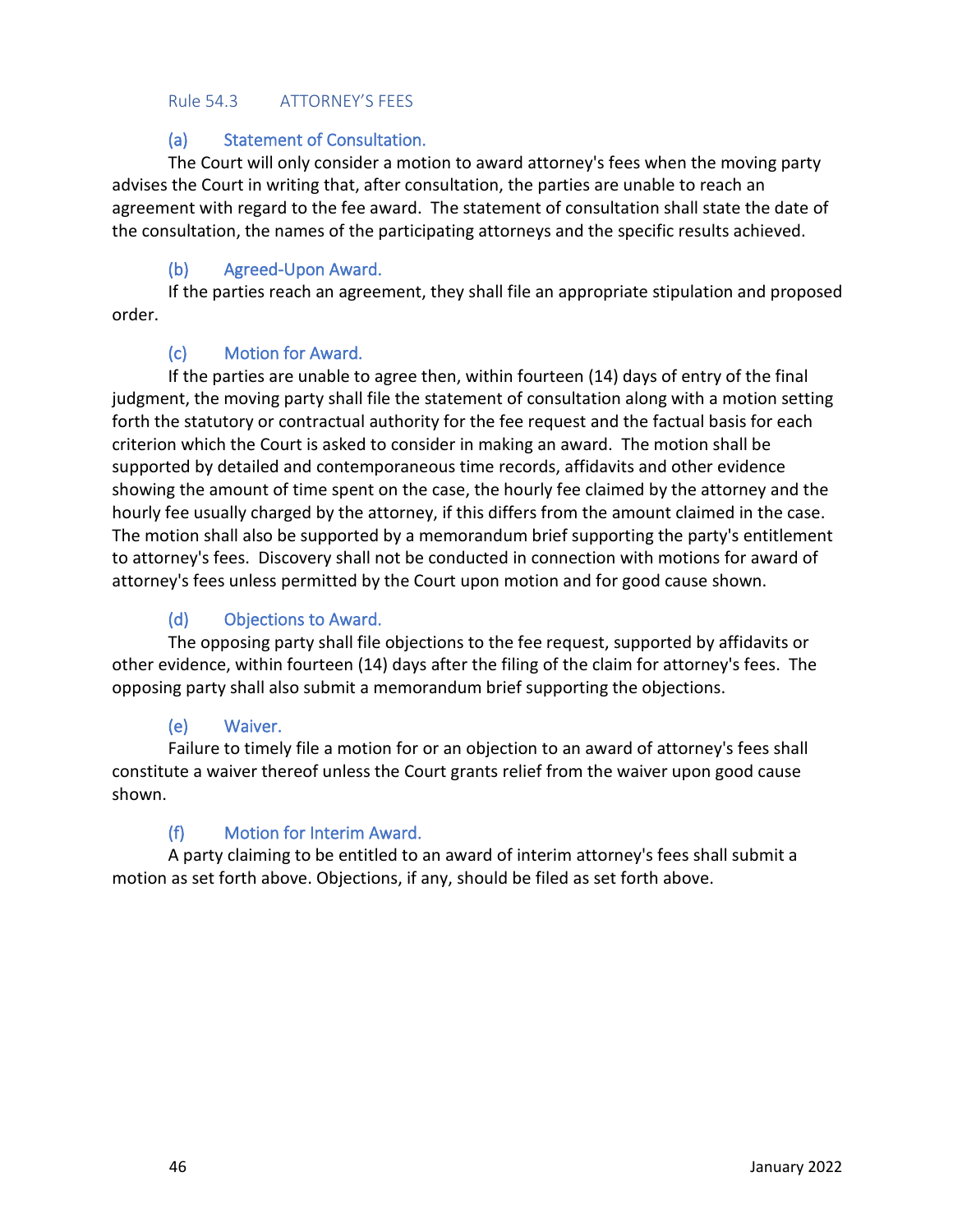## Rule 54.3 ATTORNEY'S FEES

### (a) Statement of Consultation.

The Court will only consider a motion to award attorney's fees when the moving party advises the Court in writing that, after consultation, the parties are unable to reach an agreement with regard to the fee award. The statement of consultation shall state the date of the consultation, the names of the participating attorneys and the specific results achieved.

### (b) Agreed-Upon Award.

If the parties reach an agreement, they shall file an appropriate stipulation and proposed order.

### (c) Motion for Award.

If the parties are unable to agree then, within fourteen (14) days of entry of the final judgment, the moving party shall file the statement of consultation along with a motion setting forth the statutory or contractual authority for the fee request and the factual basis for each criterion which the Court is asked to consider in making an award. The motion shall be supported by detailed and contemporaneous time records, affidavits and other evidence showing the amount of time spent on the case, the hourly fee claimed by the attorney and the hourly fee usually charged by the attorney, if this differs from the amount claimed in the case. The motion shall also be supported by a memorandum brief supporting the party's entitlement to attorney's fees. Discovery shall not be conducted in connection with motions for award of attorney's fees unless permitted by the Court upon motion and for good cause shown.

### (d) Objections to Award.

The opposing party shall file objections to the fee request, supported by affidavits or other evidence, within fourteen (14) days after the filing of the claim for attorney's fees. The opposing party shall also submit a memorandum brief supporting the objections.

### (e) Waiver.

Failure to timely file a motion for or an objection to an award of attorney's fees shall constitute a waiver thereof unless the Court grants relief from the waiver upon good cause shown.

### (f) Motion for Interim Award.

A party claiming to be entitled to an award of interim attorney's fees shall submit a motion as set forth above. Objections, if any, should be filed as set forth above.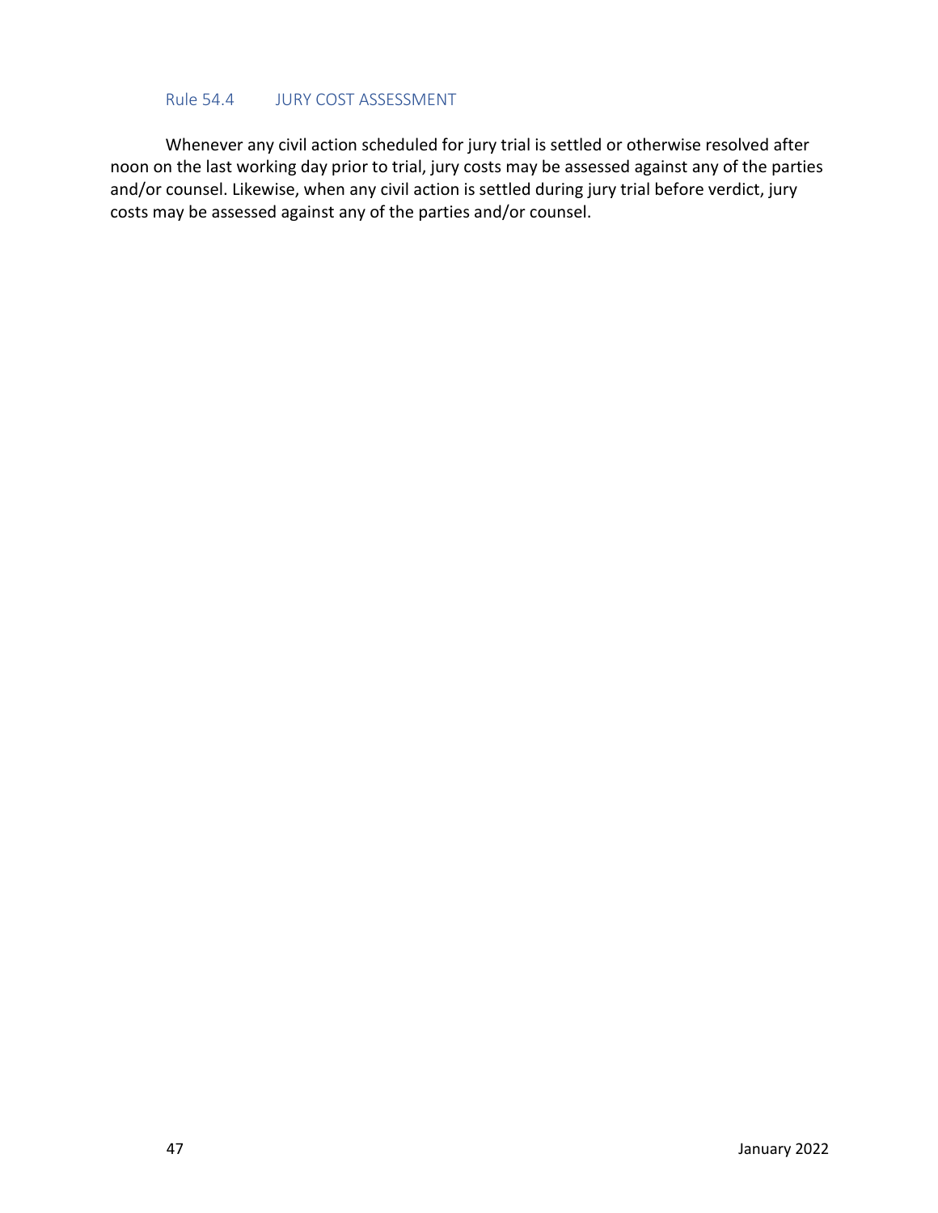### Rule 54.4 JURY COST ASSESSMENT

Whenever any civil action scheduled for jury trial is settled or otherwise resolved after noon on the last working day prior to trial, jury costs may be assessed against any of the parties and/or counsel. Likewise, when any civil action is settled during jury trial before verdict, jury costs may be assessed against any of the parties and/or counsel.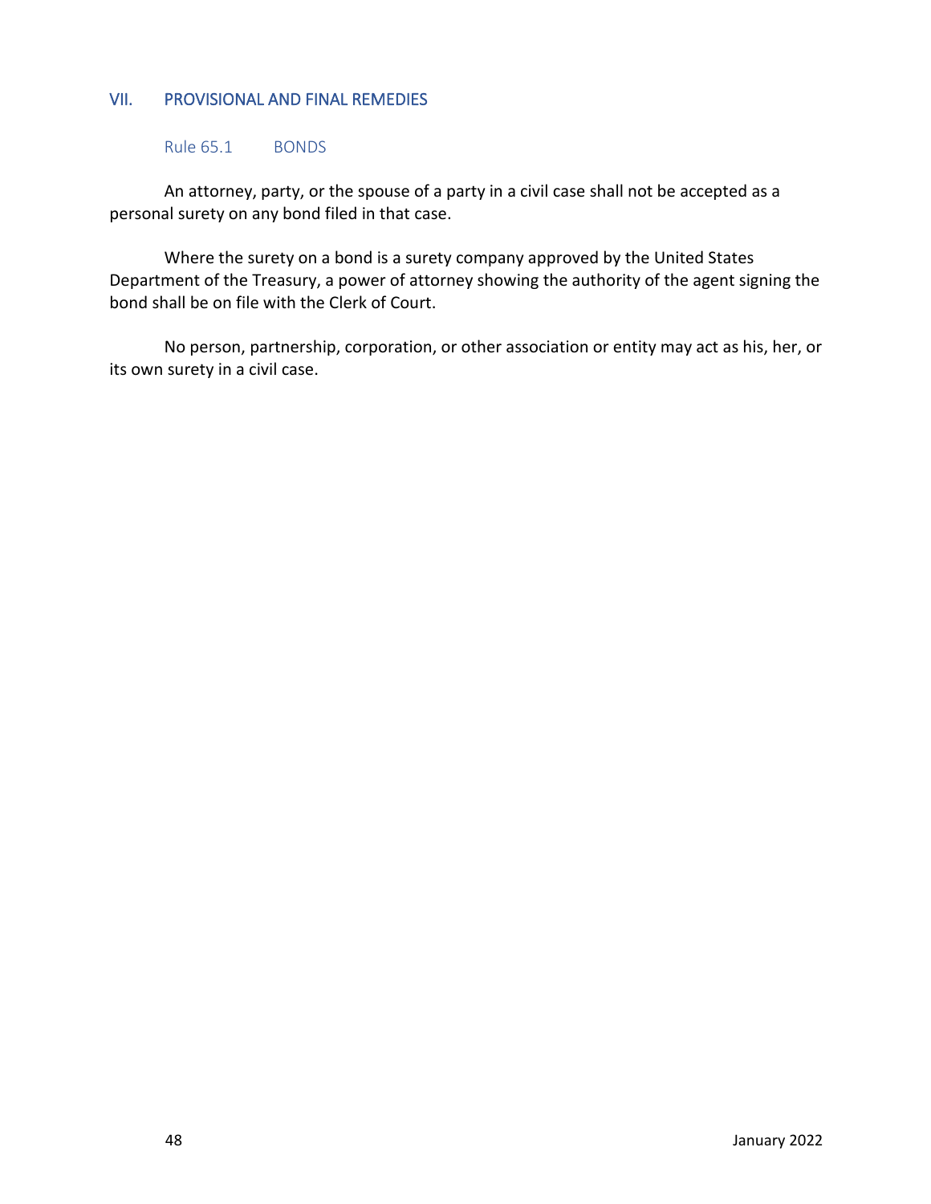## VII. PROVISIONAL AND FINAL REMEDIES

### Rule 65.1 BONDS

An attorney, party, or the spouse of a party in a civil case shall not be accepted as a personal surety on any bond filed in that case.

Where the surety on a bond is a surety company approved by the United States Department of the Treasury, a power of attorney showing the authority of the agent signing the bond shall be on file with the Clerk of Court.

No person, partnership, corporation, or other association or entity may act as his, her, or its own surety in a civil case.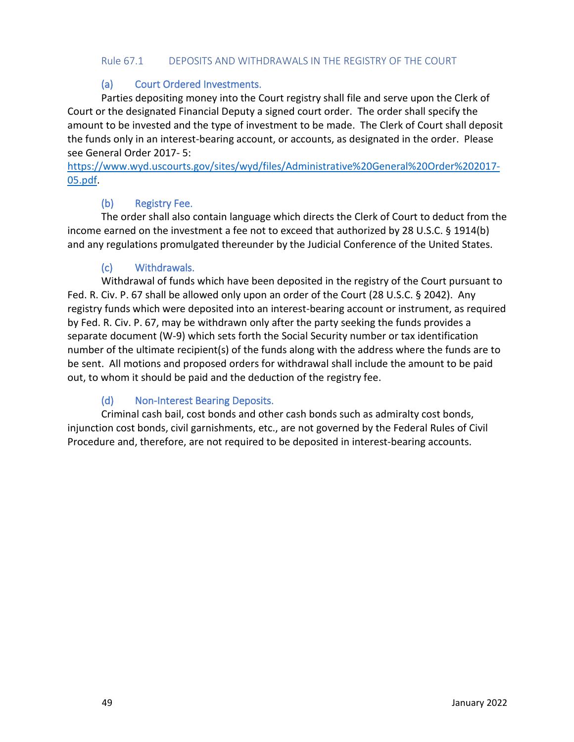## Rule 67.1 DEPOSITS AND WITHDRAWALS IN THE REGISTRY OF THE COURT

### (a) Court Ordered Investments.

Parties depositing money into the Court registry shall file and serve upon the Clerk of Court or the designated Financial Deputy a signed court order. The order shall specify the amount to be invested and the type of investment to be made. The Clerk of Court shall deposit the funds only in an interest-bearing account, or accounts, as designated in the order. Please see General Order 2017- 5: [https://www.wyd.uscourts.gov/sites/wyd/files/Administrative%20General%20Order%202017-05.pdf](https://www.wyd.uscourts.gov/sites/wyd/files/Administrative%20General%20Order%202017-05.pdf).

### (b) Registry Fee.

The order shall also contain language which directs the Clerk of Court to deduct from the income earned on the investment a fee not to exceed that authorized by 28 U.S.C. § 1914(b) and any regulations promulgated thereunder by the Judicial Conference of the United States.

### (c) Withdrawals.

Withdrawal of funds which have been deposited in the registry of the Court pursuant to Fed. R. Civ. P. 67 shall be allowed only upon an order of the Court (28 U.S.C. § 2042). Any registry funds which were deposited into an interest-bearing account or instrument, as required by Fed. R. Civ. P. 67, may be withdrawn only after the party seeking the funds provides a separate document (W-9) which sets forth the Social Security number or tax identification number of the ultimate recipient(s) of the funds along with the address where the funds are to be sent. All motions and proposed orders for withdrawal shall include the amount to be paid out, to whom it should be paid and the deduction of the registry fee.

### (d) Non-Interest Bearing Deposits.

Criminal cash bail, cost bonds and other cash bonds such as admiralty cost bonds, injunction cost bonds, civil garnishments, etc., are not governed by the Federal Rules of Civil Procedure and, therefore, are not required to be deposited in interest-bearing accounts.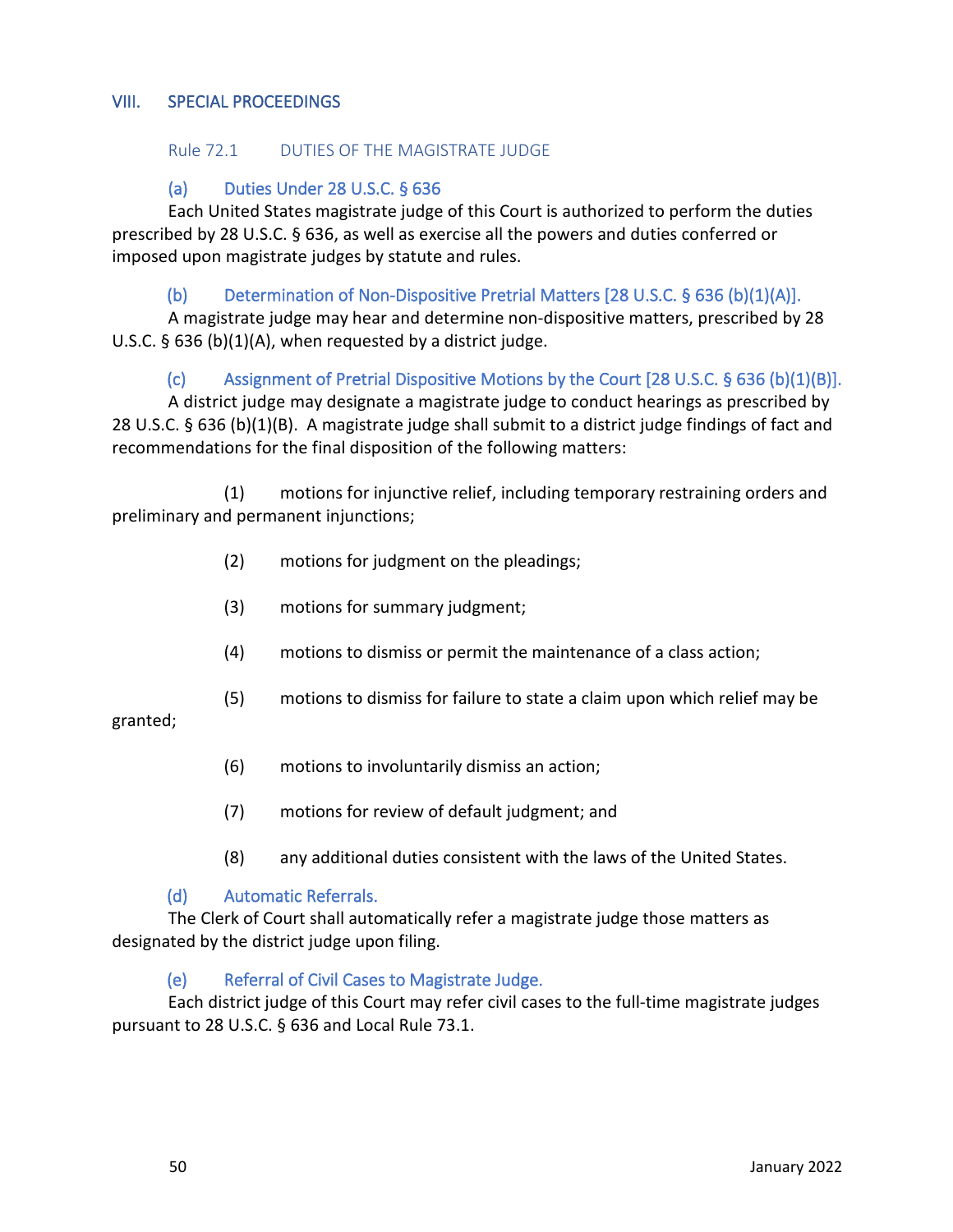# VIII. SPECIAL PROCEEDINGS

## Rule 72.1 DUTIES OF THE MAGISTRATE JUDGE

### (a) Duties Under 28 U.S.C. § 636

Each United States magistrate judge of this Court is authorized to perform the duties prescribed by 28 U.S.C. § 636, as well as exercise all the powers and duties conferred or imposed upon magistrate judges by statute and rules.

### (b) Determination of Non-Dispositive Pretrial Matters [28 U.S.C. § 636 (b)(1)(A)].

A magistrate judge may hear and determine non-dispositive matters, prescribed by 28 U.S.C. § 636 (b)(1)(A), when requested by a district judge.

### (c) Assignment of Pretrial Dispositive Motions by the Court [28 U.S.C. § 636 (b)(1)(B)].

A district judge may designate a magistrate judge to conduct hearings as prescribed by 28 U.S.C. § 636 (b)(1)(B). A magistrate judge shall submit to a district judge findings of fact and recommendations for the final disposition of the following matters:

(1) motions for injunctive relief, including temporary restraining orders and preliminary and permanent injunctions;

(2) motions for judgment on the pleadings;

(3) motions for summary judgment;

(4) motions to dismiss or permit the maintenance of a class action;

(5) motions to dismiss for failure to state a claim upon which relief may be granted;

(6) motions to involuntarily dismiss an action;

(7) motions for review of default judgment; and

(8) any additional duties consistent with the laws of the United States.

### (d) Automatic Referrals.

The Clerk of Court shall automatically refer a magistrate judge those matters as designated by the district judge upon filing.

### (e) Referral of Civil Cases to Magistrate Judge.

Each district judge of this Court may refer civil cases to the full-time magistrate judges pursuant to 28 U.S.C. § 636 and Local Rule 73.1.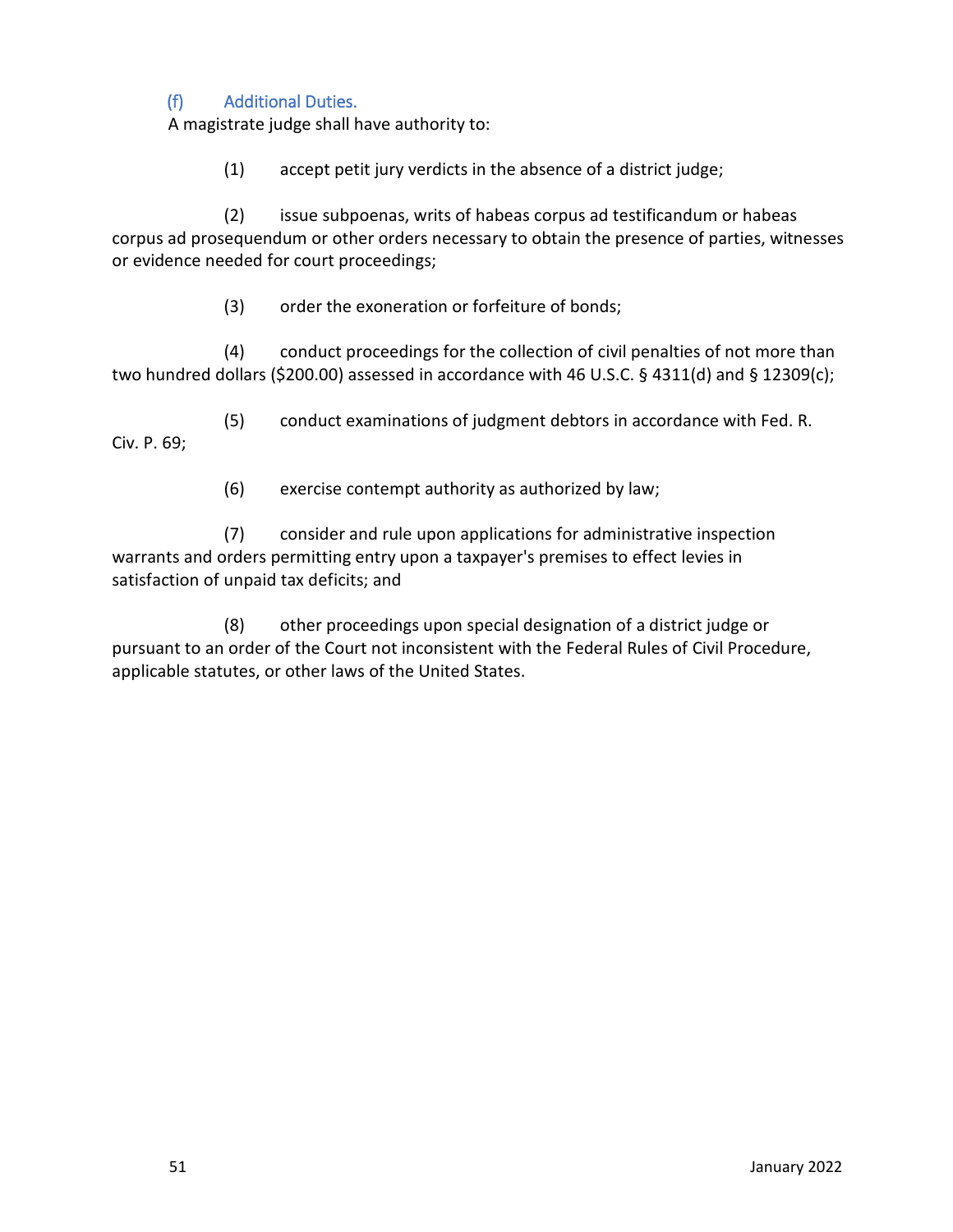### (f) Additional Duties.

A magistrate judge shall have authority to:

(1) accept petit jury verdicts in the absence of a district judge;

(2) issue subpoenas, writs of habeas corpus ad testificandum or habeas corpus ad prosequendum or other orders necessary to obtain the presence of parties, witnesses or evidence needed for court proceedings;

(3) order the exoneration or forfeiture of bonds;

(4) conduct proceedings for the collection of civil penalties of not more than two hundred dollars ($200.00) assessed in accordance with 46 U.S.C. § 4311(d) and § 12309(c);

(5) conduct examinations of judgment debtors in accordance with Fed. R. Civ. P. 69;

(6) exercise contempt authority as authorized by law;

(7) consider and rule upon applications for administrative inspection warrants and orders permitting entry upon a taxpayer's premises to effect levies in satisfaction of unpaid tax deficits; and

(8) other proceedings upon special designation of a district judge or pursuant to an order of the Court not inconsistent with the Federal Rules of Civil Procedure, applicable statutes, or other laws of the United States.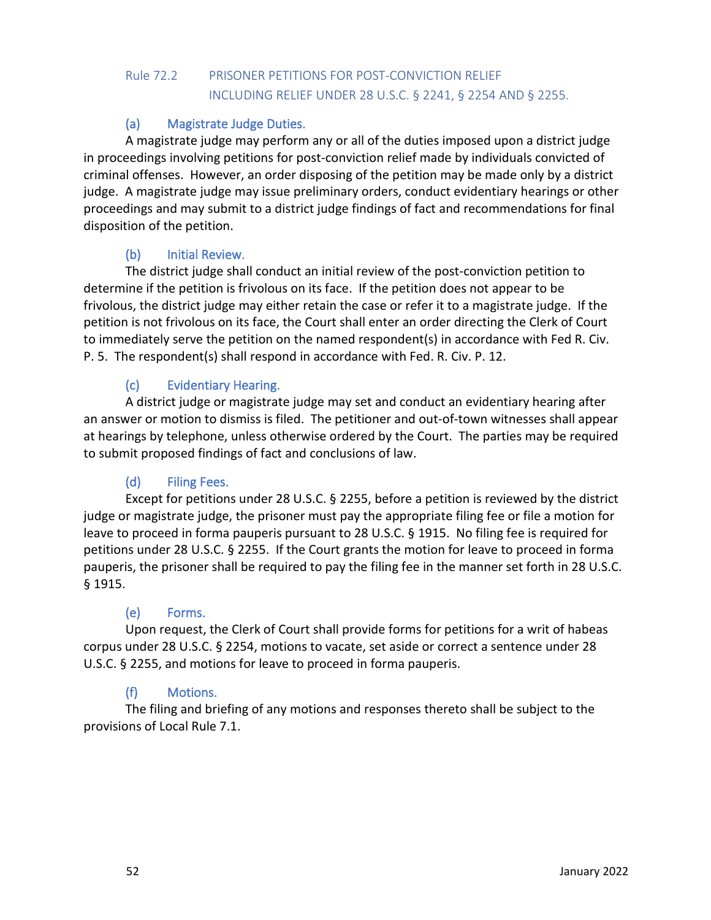## Rule 72.2 PRISONER PETITIONS FOR POST-CONVICTION RELIEF INCLUDING RELIEF UNDER 28 U.S.C. § 2241, § 2254 AND § 2255.

### (a) Magistrate Judge Duties.

A magistrate judge may perform any or all of the duties imposed upon a district judge in proceedings involving petitions for post-conviction relief made by individuals convicted of criminal offenses. However, an order disposing of the petition may be made only by a district judge. A magistrate judge may issue preliminary orders, conduct evidentiary hearings or other proceedings and may submit to a district judge findings of fact and recommendations for final disposition of the petition.

### (b) Initial Review.

The district judge shall conduct an initial review of the post-conviction petition to determine if the petition is frivolous on its face. If the petition does not appear to be frivolous, the district judge may either retain the case or refer it to a magistrate judge. If the petition is not frivolous on its face, the Court shall enter an order directing the Clerk of Court to immediately serve the petition on the named respondent(s) in accordance with Fed R. Civ. P. 5. The respondent(s) shall respond in accordance with Fed. R. Civ. P. 12.

### (c) Evidentiary Hearing.

A district judge or magistrate judge may set and conduct an evidentiary hearing after an answer or motion to dismiss is filed. The petitioner and out-of-town witnesses shall appear at hearings by telephone, unless otherwise ordered by the Court. The parties may be required to submit proposed findings of fact and conclusions of law.

### (d) Filing Fees.

Except for petitions under 28 U.S.C. § 2255, before a petition is reviewed by the district judge or magistrate judge, the prisoner must pay the appropriate filing fee or file a motion for leave to proceed in forma pauperis pursuant to 28 U.S.C. § 1915. No filing fee is required for petitions under 28 U.S.C. § 2255. If the Court grants the motion for leave to proceed in forma pauperis, the prisoner shall be required to pay the filing fee in the manner set forth in 28 U.S.C. § 1915.

### (e) Forms.

Upon request, the Clerk of Court shall provide forms for petitions for a writ of habeas corpus under 28 U.S.C. § 2254, motions to vacate, set aside or correct a sentence under 28 U.S.C. § 2255, and motions for leave to proceed in forma pauperis.

### (f) Motions.

The filing and briefing of any motions and responses thereto shall be subject to the provisions of Local Rule 7.1.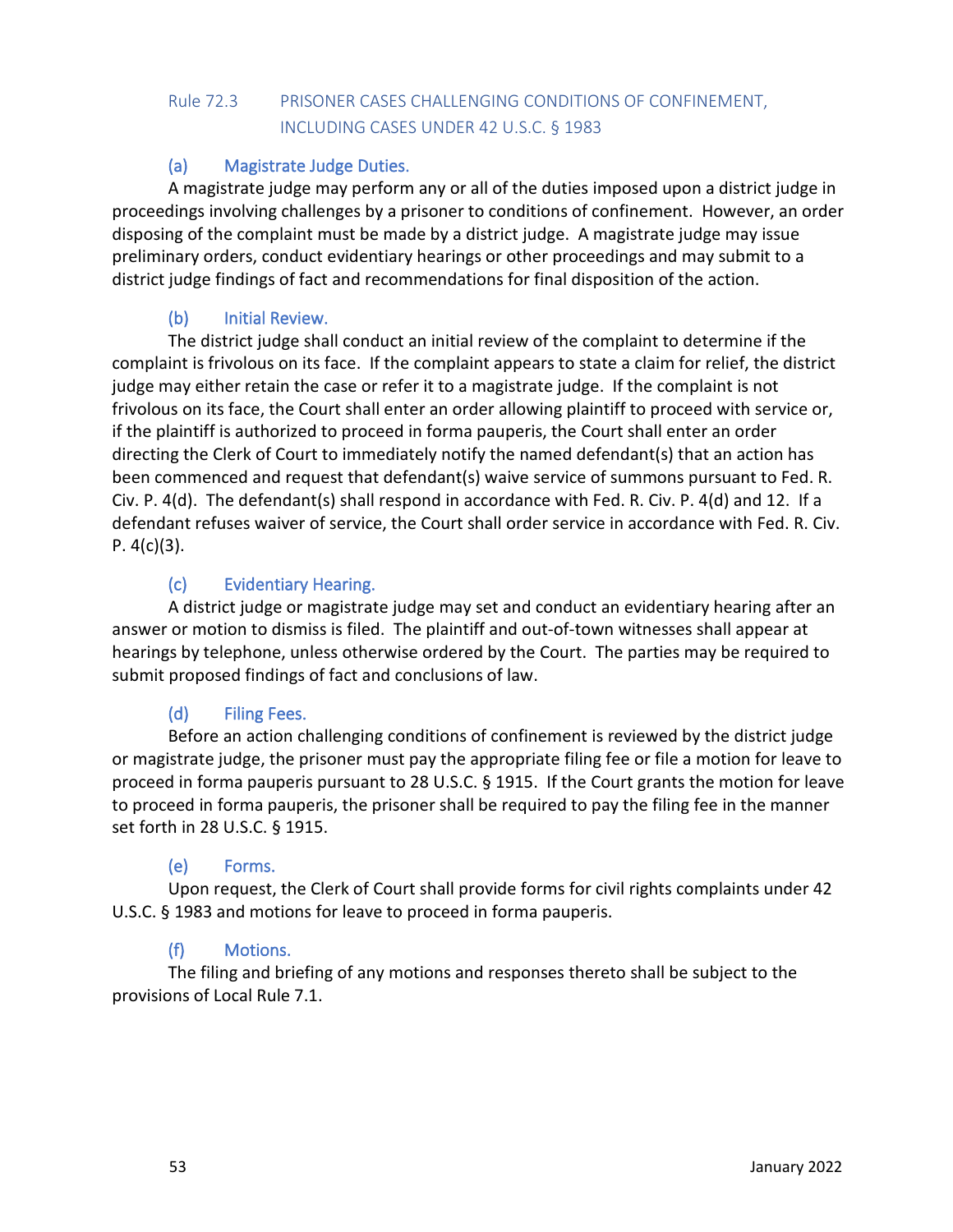## Rule 72.3 PRISONER CASES CHALLENGING CONDITIONS OF CONFINEMENT, INCLUDING CASES UNDER 42 U.S.C. § 1983

### (a) Magistrate Judge Duties.

A magistrate judge may perform any or all of the duties imposed upon a district judge in proceedings involving challenges by a prisoner to conditions of confinement. However, an order disposing of the complaint must be made by a district judge. A magistrate judge may issue preliminary orders, conduct evidentiary hearings or other proceedings and may submit to a district judge findings of fact and recommendations for final disposition of the action.

### (b) Initial Review.

The district judge shall conduct an initial review of the complaint to determine if the complaint is frivolous on its face. If the complaint appears to state a claim for relief, the district judge may either retain the case or refer it to a magistrate judge. If the complaint is not frivolous on its face, the Court shall enter an order allowing plaintiff to proceed with service or, if the plaintiff is authorized to proceed in forma pauperis, the Court shall enter an order directing the Clerk of Court to immediately notify the named defendant(s) that an action has been commenced and request that defendant(s) waive service of summons pursuant to Fed. R. Civ. P. 4(d). The defendant(s) shall respond in accordance with Fed. R. Civ. P. 4(d) and 12. If a defendant refuses waiver of service, the Court shall order service in accordance with Fed. R. Civ. P. 4(c)(3).

### (c) Evidentiary Hearing.

A district judge or magistrate judge may set and conduct an evidentiary hearing after an answer or motion to dismiss is filed. The plaintiff and out-of-town witnesses shall appear at hearings by telephone, unless otherwise ordered by the Court. The parties may be required to submit proposed findings of fact and conclusions of law.

### (d) Filing Fees.

Before an action challenging conditions of confinement is reviewed by the district judge or magistrate judge, the prisoner must pay the appropriate filing fee or file a motion for leave to proceed in forma pauperis pursuant to 28 U.S.C. § 1915. If the Court grants the motion for leave to proceed in forma pauperis, the prisoner shall be required to pay the filing fee in the manner set forth in 28 U.S.C. § 1915.

### (e) Forms.

Upon request, the Clerk of Court shall provide forms for civil rights complaints under 42 U.S.C. § 1983 and motions for leave to proceed in forma pauperis.

### (f) Motions.

The filing and briefing of any motions and responses thereto shall be subject to the provisions of Local Rule 7.1.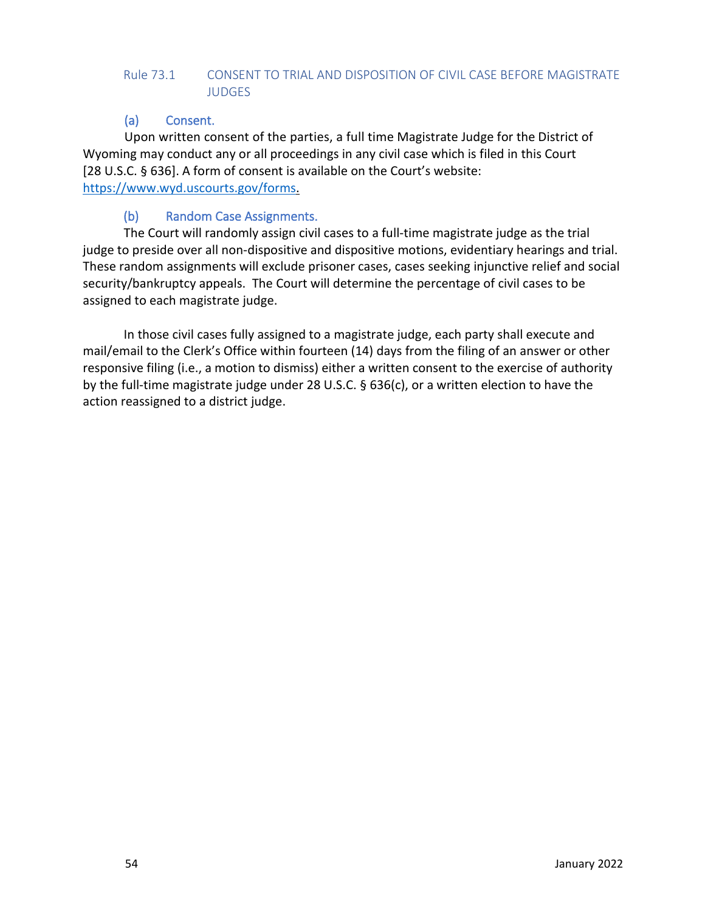## Rule 73.1 CONSENT TO TRIAL AND DISPOSITION OF CIVIL CASE BEFORE MAGISTRATE JUDGES

### (a) Consent.

Upon written consent of the parties, a full time Magistrate Judge for the District of Wyoming may conduct any or all proceedings in any civil case which is filed in this Court [28 U.S.C. § 636]. A form of consent is available on the Court's website: https://www.wyd.uscourts.gov/forms.

### (b) Random Case Assignments.

The Court will randomly assign civil cases to a full-time magistrate judge as the trial judge to preside over all non-dispositive and dispositive motions, evidentiary hearings and trial. These random assignments will exclude prisoner cases, cases seeking injunctive relief and social security/bankruptcy appeals. The Court will determine the percentage of civil cases to be assigned to each magistrate judge.

In those civil cases fully assigned to a magistrate judge, each party shall execute and mail/email to the Clerk's Office within fourteen (14) days from the filing of an answer or other responsive filing (i.e., a motion to dismiss) either a written consent to the exercise of authority by the full-time magistrate judge under 28 U.S.C. § 636(c), or a written election to have the action reassigned to a district judge.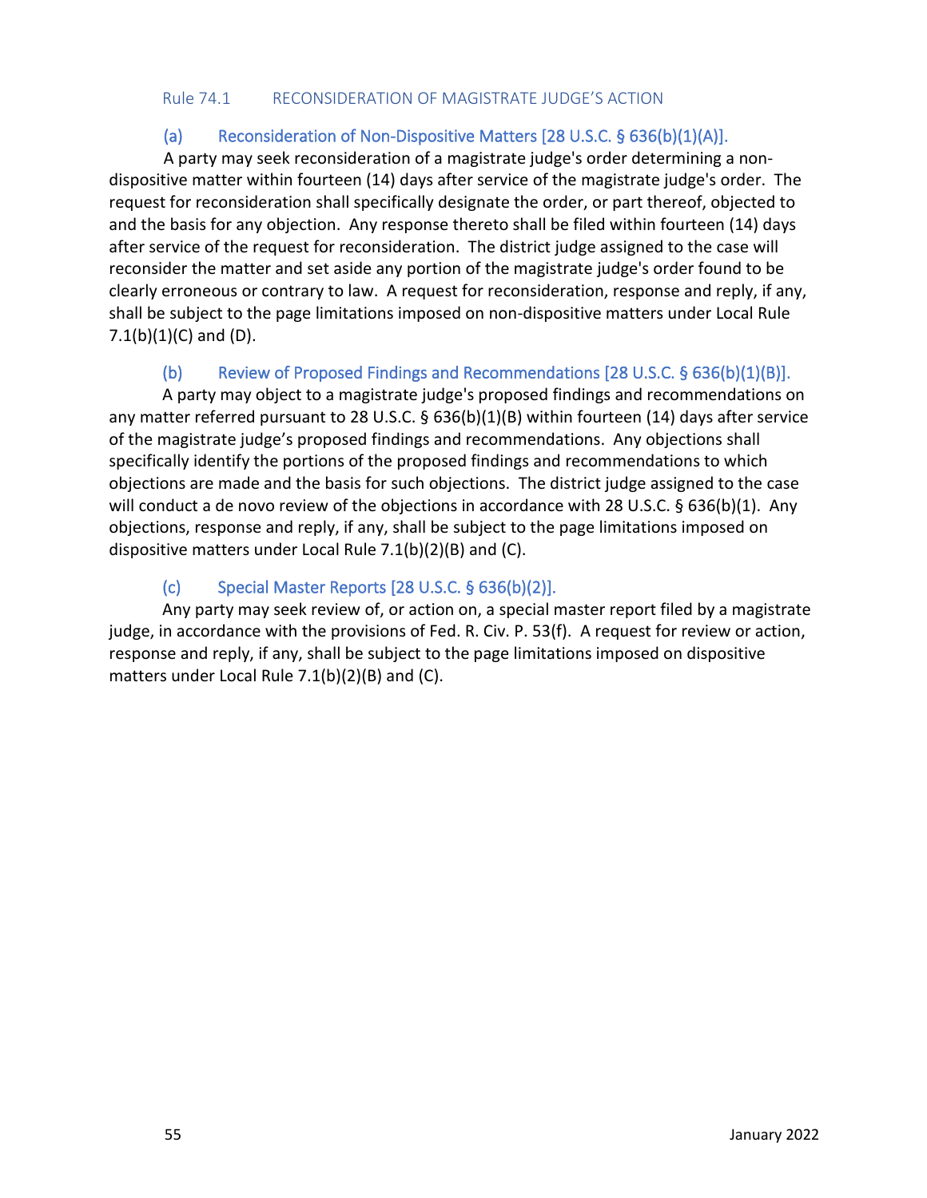## Rule 74.1 RECONSIDERATION OF MAGISTRATE JUDGE'S ACTION

### (a) Reconsideration of Non-Dispositive Matters [28 U.S.C. § 636(b)(1)(A)].

A party may seek reconsideration of a magistrate judge's order determining a non-dispositive matter within fourteen (14) days after service of the magistrate judge's order. The request for reconsideration shall specifically designate the order, or part thereof, objected to and the basis for any objection. Any response thereto shall be filed within fourteen (14) days after service of the request for reconsideration. The district judge assigned to the case will reconsider the matter and set aside any portion of the magistrate judge's order found to be clearly erroneous or contrary to law. A request for reconsideration, response and reply, if any, shall be subject to the page limitations imposed on non-dispositive matters under Local Rule 7.1(b)(1)(C) and (D).

### (b) Review of Proposed Findings and Recommendations [28 U.S.C. § 636(b)(1)(B)].

A party may object to a magistrate judge's proposed findings and recommendations on any matter referred pursuant to 28 U.S.C. § 636(b)(1)(B) within fourteen (14) days after service of the magistrate judge's proposed findings and recommendations. Any objections shall specifically identify the portions of the proposed findings and recommendations to which objections are made and the basis for such objections. The district judge assigned to the case will conduct a de novo review of the objections in accordance with 28 U.S.C. § 636(b)(1). Any objections, response and reply, if any, shall be subject to the page limitations imposed on dispositive matters under Local Rule 7.1(b)(2)(B) and (C).

### (c) Special Master Reports [28 U.S.C. § 636(b)(2)].

Any party may seek review of, or action on, a special master report filed by a magistrate judge, in accordance with the provisions of Fed. R. Civ. P. 53(f). A request for review or action, response and reply, if any, shall be subject to the page limitations imposed on dispositive matters under Local Rule 7.1(b)(2)(B) and (C).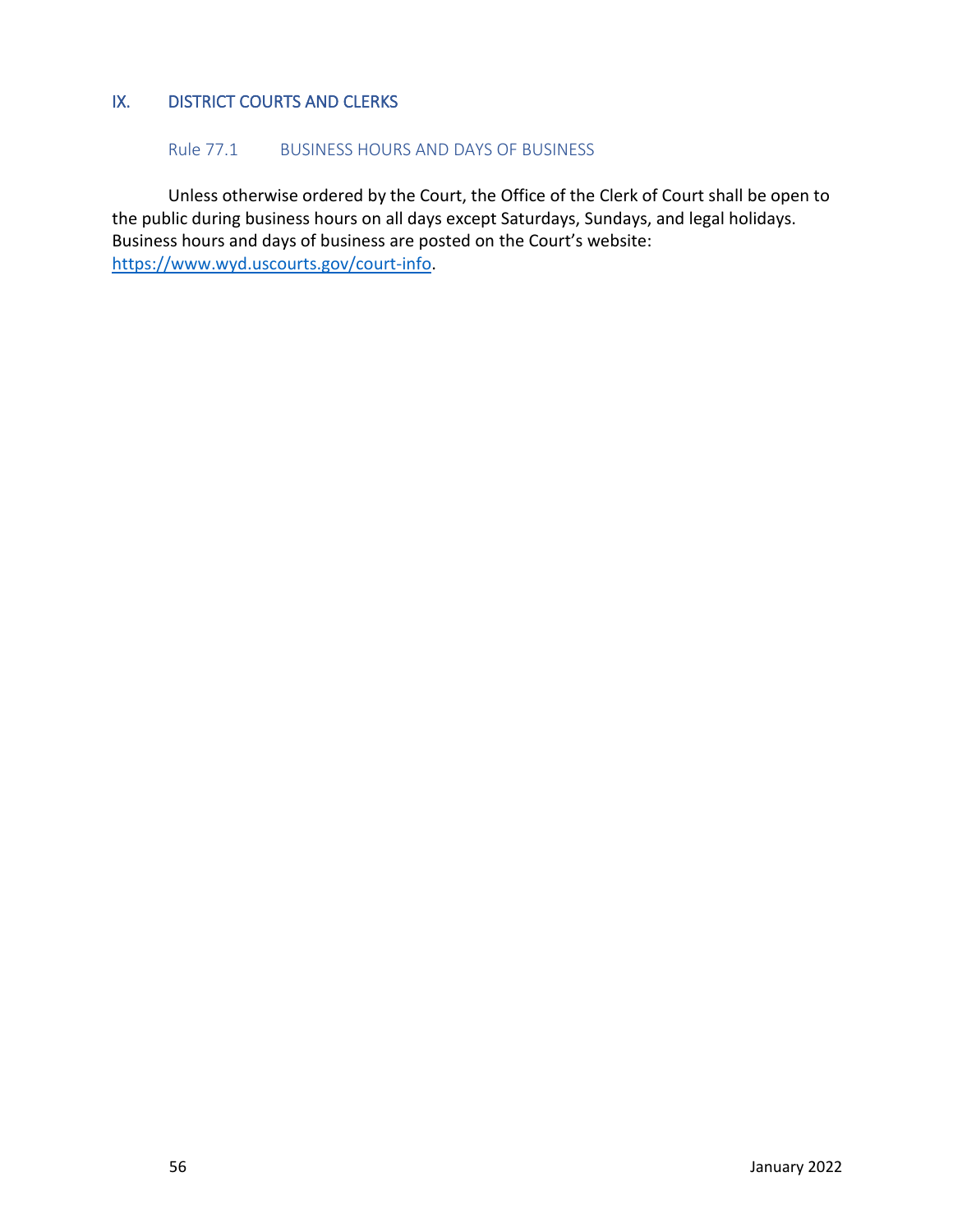## IX. DISTRICT COURTS AND CLERKS

### Rule 77.1 BUSINESS HOURS AND DAYS OF BUSINESS

Unless otherwise ordered by the Court, the Office of the Clerk of Court shall be open to the public during business hours on all days except Saturdays, Sundays, and legal holidays. Business hours and days of business are posted on the Court's website: https://www.wyd.uscourts.gov/court-info.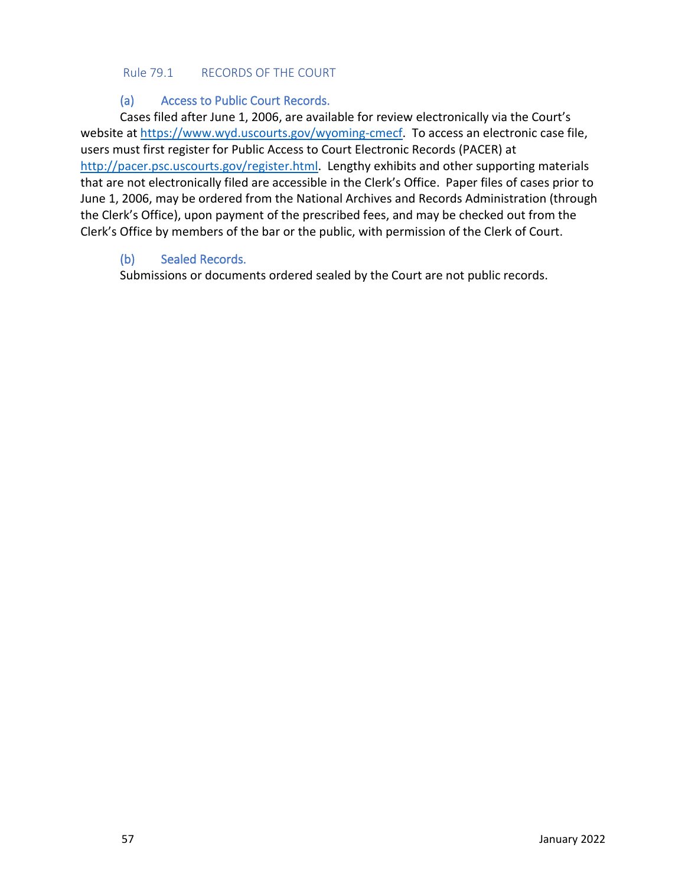## Rule 79.1 RECORDS OF THE COURT

### (a) Access to Public Court Records.

Cases filed after June 1, 2006, are available for review electronically via the Court's website at https://www.wyd.uscourts.gov/wyoming-cmecf. To access an electronic case file, users must first register for Public Access to Court Electronic Records (PACER) at http://pacer.psc.uscourts.gov/register.html. Lengthy exhibits and other supporting materials that are not electronically filed are accessible in the Clerk's Office. Paper files of cases prior to June 1, 2006, may be ordered from the National Archives and Records Administration (through the Clerk's Office), upon payment of the prescribed fees, and may be checked out from the Clerk's Office by members of the bar or the public, with permission of the Clerk of Court.

### (b) Sealed Records.

Submissions or documents ordered sealed by the Court are not public records.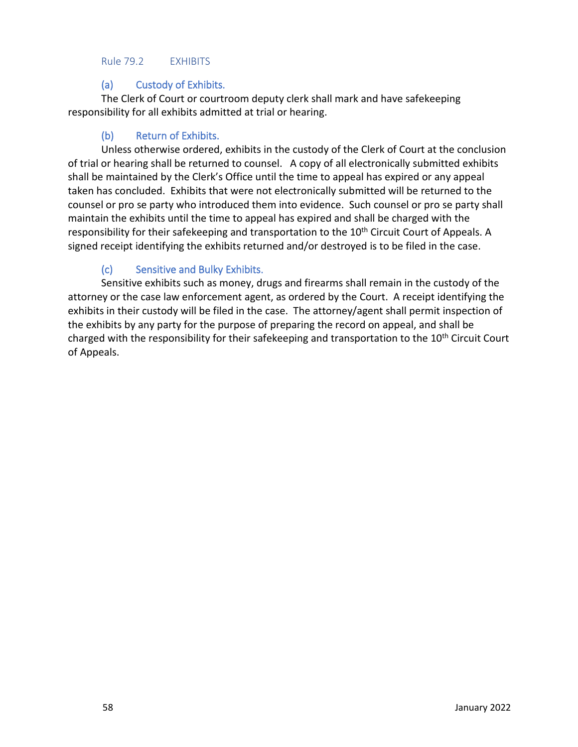## Rule 79.2 EXHIBITS

### (a) Custody of Exhibits.

The Clerk of Court or courtroom deputy clerk shall mark and have safekeeping responsibility for all exhibits admitted at trial or hearing.

### (b) Return of Exhibits.

Unless otherwise ordered, exhibits in the custody of the Clerk of Court at the conclusion of trial or hearing shall be returned to counsel. A copy of all electronically submitted exhibits shall be maintained by the Clerk's Office until the time to appeal has expired or any appeal taken has concluded. Exhibits that were not electronically submitted will be returned to the counsel or pro se party who introduced them into evidence. Such counsel or pro se party shall maintain the exhibits until the time to appeal has expired and shall be charged with the responsibility for their safekeeping and transportation to the 10th Circuit Court of Appeals. A signed receipt identifying the exhibits returned and/or destroyed is to be filed in the case.

### (c) Sensitive and Bulky Exhibits.

Sensitive exhibits such as money, drugs and firearms shall remain in the custody of the attorney or the case law enforcement agent, as ordered by the Court. A receipt identifying the exhibits in their custody will be filed in the case. The attorney/agent shall permit inspection of the exhibits by any party for the purpose of preparing the record on appeal, and shall be charged with the responsibility for their safekeeping and transportation to the 10th Circuit Court of Appeals.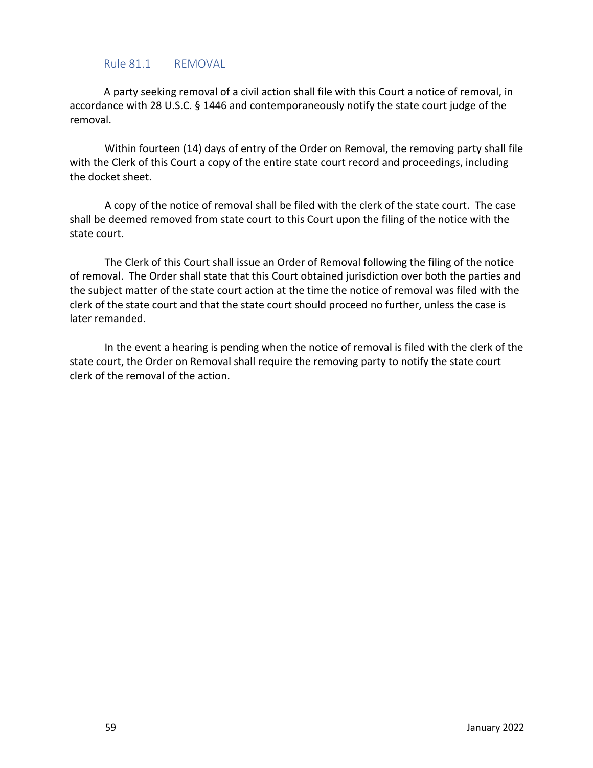## Rule 81.1 REMOVAL

A party seeking removal of a civil action shall file with this Court a notice of removal, in accordance with 28 U.S.C. § 1446 and contemporaneously notify the state court judge of the removal.

Within fourteen (14) days of entry of the Order on Removal, the removing party shall file with the Clerk of this Court a copy of the entire state court record and proceedings, including the docket sheet.

A copy of the notice of removal shall be filed with the clerk of the state court. The case shall be deemed removed from state court to this Court upon the filing of the notice with the state court.

The Clerk of this Court shall issue an Order of Removal following the filing of the notice of removal. The Order shall state that this Court obtained jurisdiction over both the parties and the subject matter of the state court action at the time the notice of removal was filed with the clerk of the state court and that the state court should proceed no further, unless the case is later remanded.

In the event a hearing is pending when the notice of removal is filed with the clerk of the state court, the Order on Removal shall require the removing party to notify the state court clerk of the removal of the action.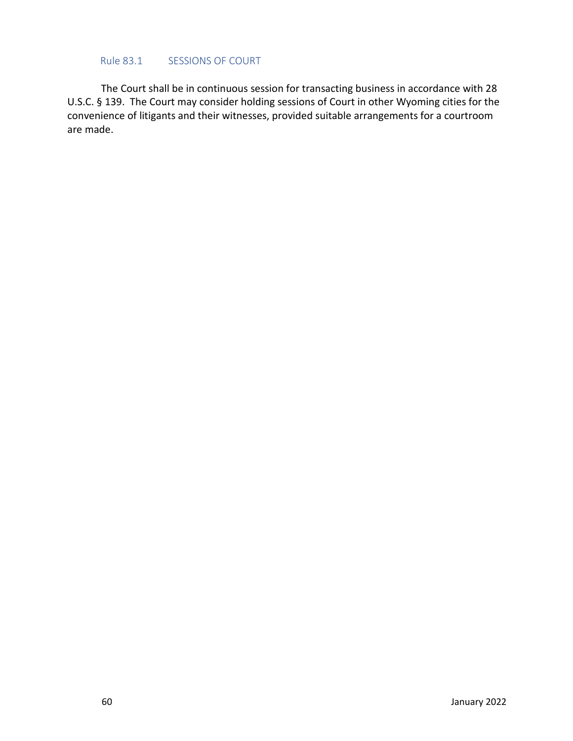## Rule 83.1 SESSIONS OF COURT

The Court shall be in continuous session for transacting business in accordance with 28 U.S.C. § 139. The Court may consider holding sessions of Court in other Wyoming cities for the convenience of litigants and their witnesses, provided suitable arrangements for a courtroom are made.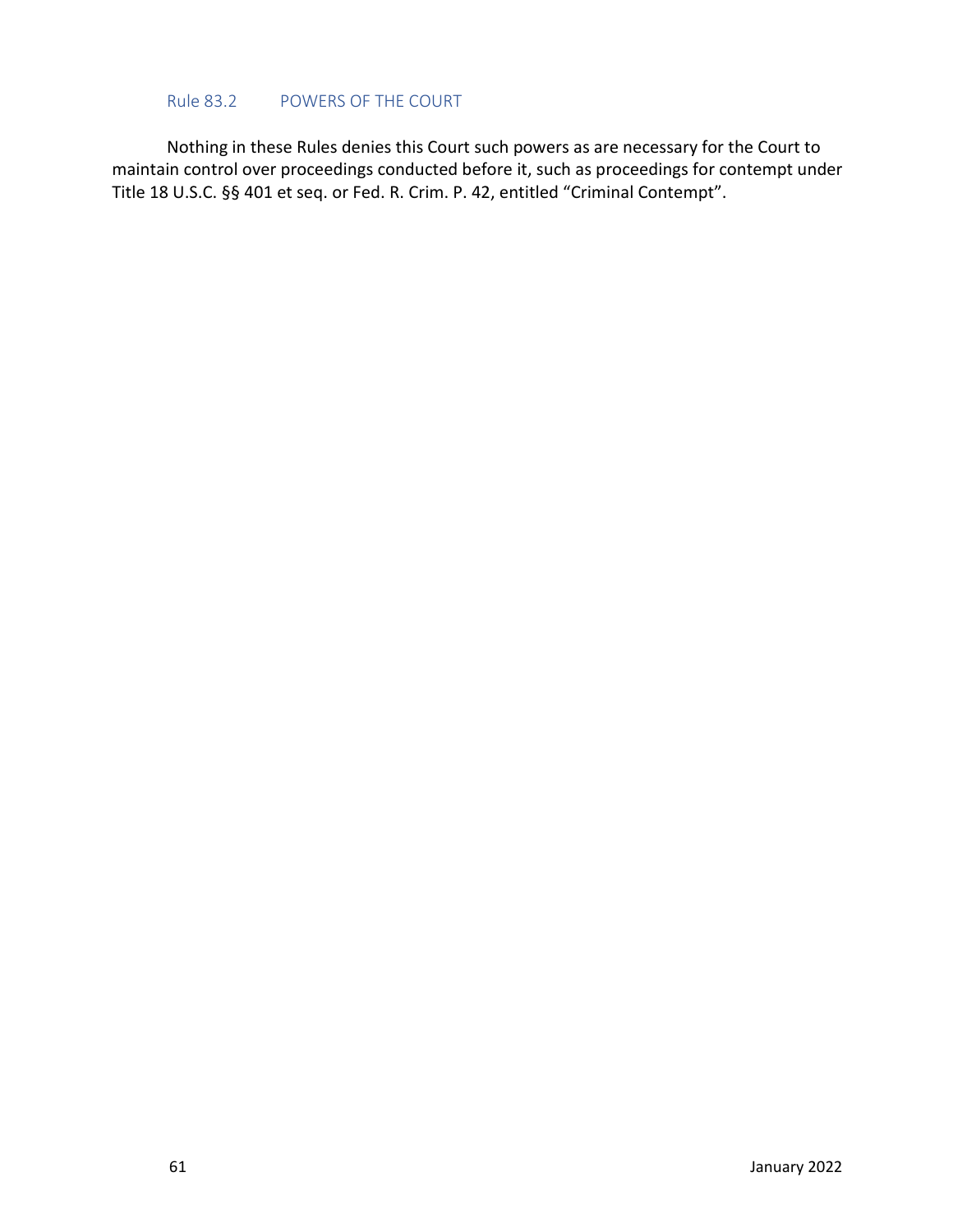## Rule 83.2 POWERS OF THE COURT

Nothing in these Rules denies this Court such powers as are necessary for the Court to maintain control over proceedings conducted before it, such as proceedings for contempt under Title 18 U.S.C. §§ 401 et seq. or Fed. R. Crim. P. 42, entitled "Criminal Contempt".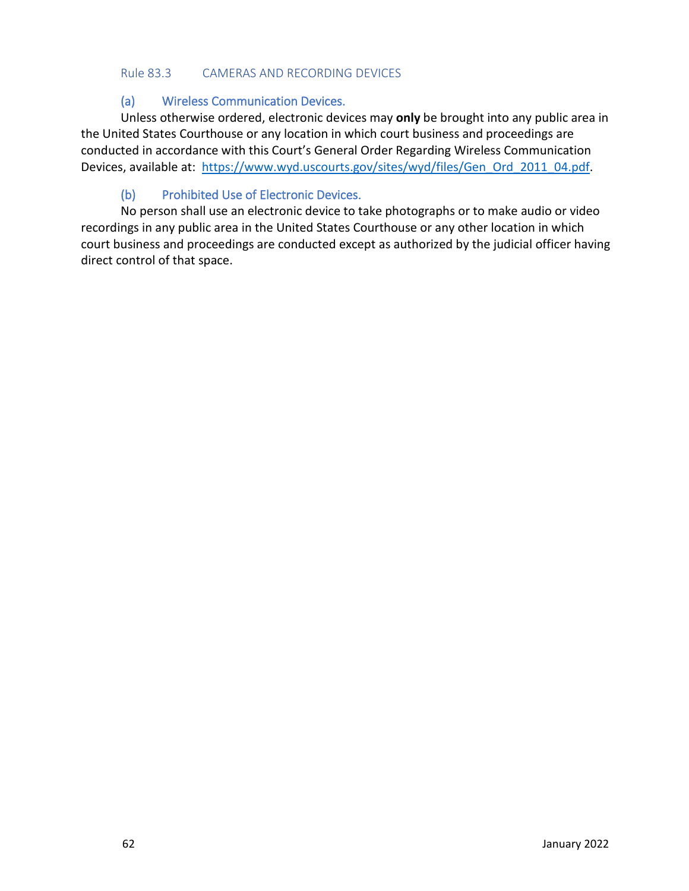## Rule 83.3 CAMERAS AND RECORDING DEVICES

### (a) Wireless Communication Devices.

Unless otherwise ordered, electronic devices may **only** be brought into any public area in the United States Courthouse or any location in which court business and proceedings are conducted in accordance with this Court's General Order Regarding Wireless Communication Devices, available at: [https://www.wyd.uscourts.gov/sites/wyd/files/Gen_Ord_2011_04.pdf](https://www.wyd.uscourts.gov/sites/wyd/files/Gen_Ord_2011_04.pdf).

### (b) Prohibited Use of Electronic Devices.

No person shall use an electronic device to take photographs or to make audio or video recordings in any public area in the United States Courthouse or any other location in which court business and proceedings are conducted except as authorized by the judicial officer having direct control of that space.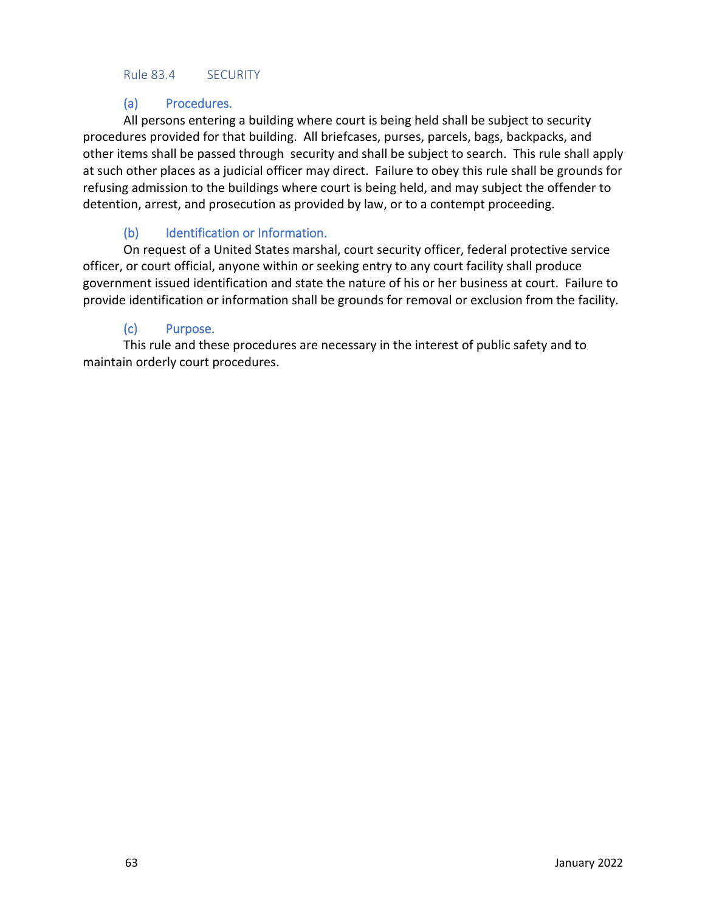## Rule 83.4 SECURITY

### (a) Procedures.

All persons entering a building where court is being held shall be subject to security procedures provided for that building. All briefcases, purses, parcels, bags, backpacks, and other items shall be passed through security and shall be subject to search. This rule shall apply at such other places as a judicial officer may direct. Failure to obey this rule shall be grounds for refusing admission to the buildings where court is being held, and may subject the offender to detention, arrest, and prosecution as provided by law, or to a contempt proceeding.

### (b) Identification or Information.

On request of a United States marshal, court security officer, federal protective service officer, or court official, anyone within or seeking entry to any court facility shall produce government issued identification and state the nature of his or her business at court. Failure to provide identification or information shall be grounds for removal or exclusion from the facility.

### (c) Purpose.

This rule and these procedures are necessary in the interest of public safety and to maintain orderly court procedures.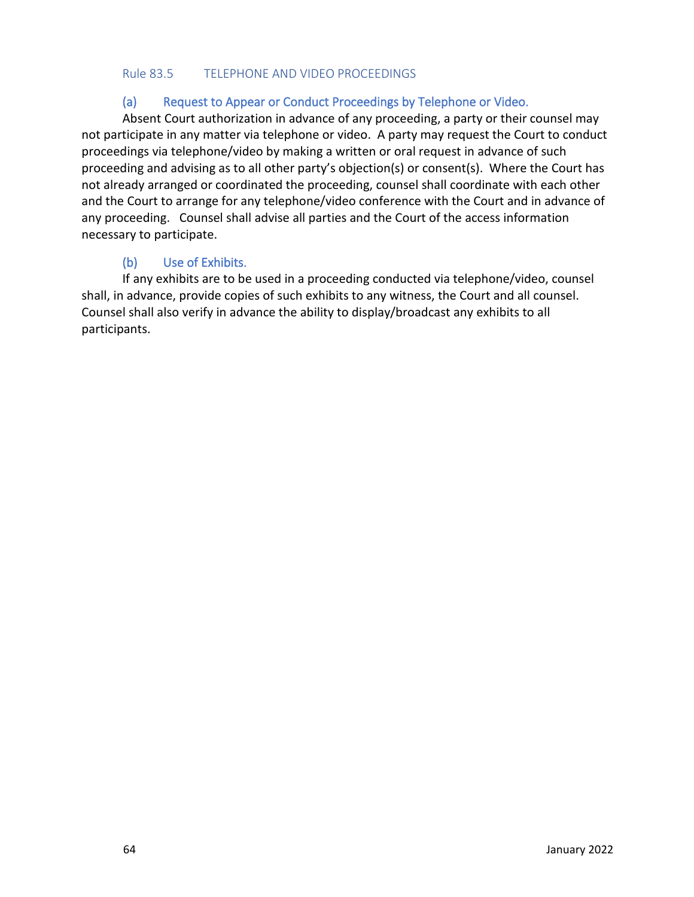## Rule 83.5 TELEPHONE AND VIDEO PROCEEDINGS

### (a) Request to Appear or Conduct Proceedings by Telephone or Video.

Absent Court authorization in advance of any proceeding, a party or their counsel may not participate in any matter via telephone or video. A party may request the Court to conduct proceedings via telephone/video by making a written or oral request in advance of such proceeding and advising as to all other party's objection(s) or consent(s). Where the Court has not already arranged or coordinated the proceeding, counsel shall coordinate with each other and the Court to arrange for any telephone/video conference with the Court and in advance of any proceeding. Counsel shall advise all parties and the Court of the access information necessary to participate.

### (b) Use of Exhibits.

If any exhibits are to be used in a proceeding conducted via telephone/video, counsel shall, in advance, provide copies of such exhibits to any witness, the Court and all counsel. Counsel shall also verify in advance the ability to display/broadcast any exhibits to all participants.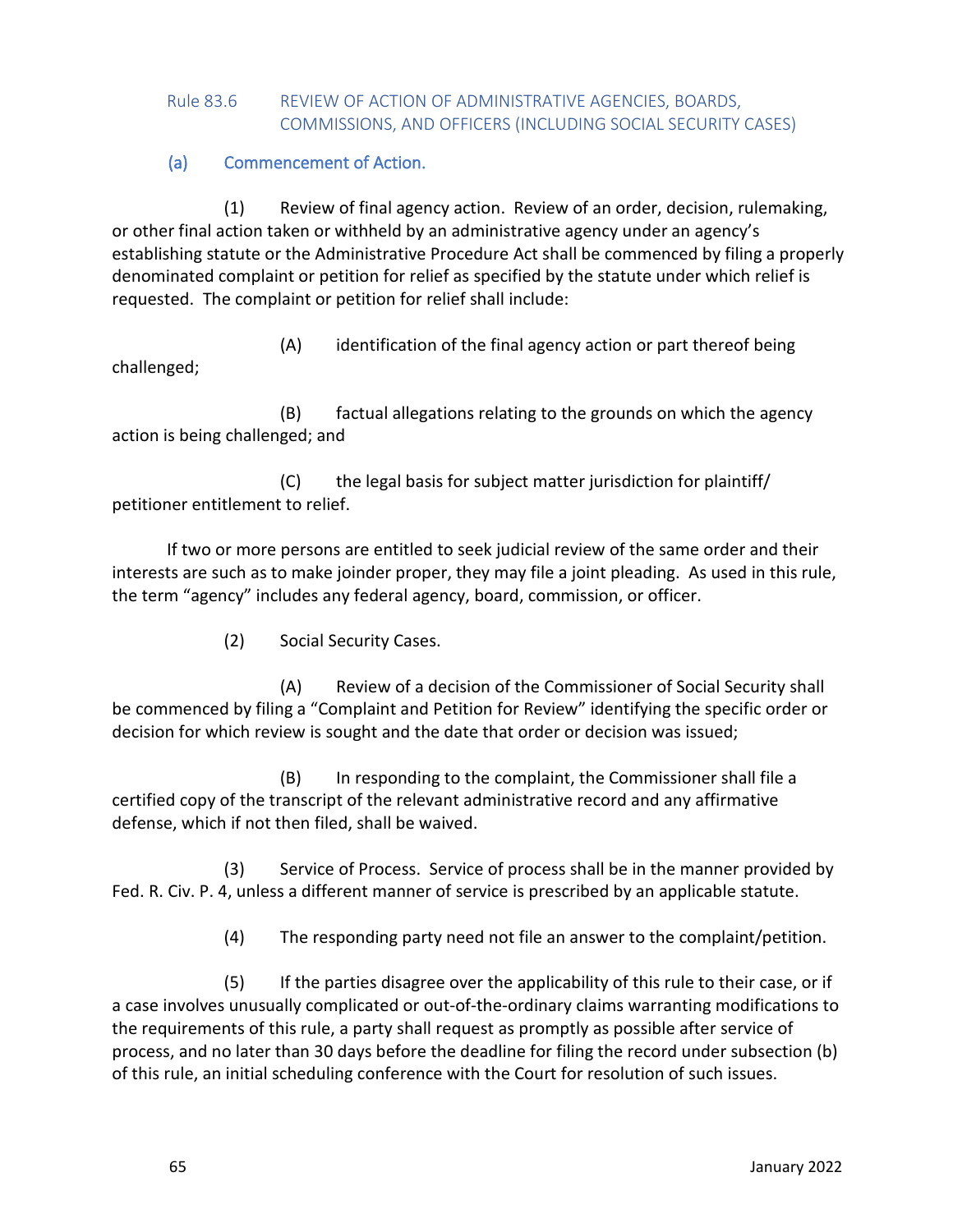## Rule 83.6 REVIEW OF ACTION OF ADMINISTRATIVE AGENCIES, BOARDS, COMMISSIONS, AND OFFICERS (INCLUDING SOCIAL SECURITY CASES)

### (a) Commencement of Action.

(1) Review of final agency action. Review of an order, decision, rulemaking, or other final action taken or withheld by an administrative agency under an agency's establishing statute or the Administrative Procedure Act shall be commenced by filing a properly denominated complaint or petition for relief as specified by the statute under which relief is requested. The complaint or petition for relief shall include:

(A) identification of the final agency action or part thereof being challenged;

(B) factual allegations relating to the grounds on which the agency action is being challenged; and

(C) the legal basis for subject matter jurisdiction for plaintiff/ petitioner entitlement to relief.

If two or more persons are entitled to seek judicial review of the same order and their interests are such as to make joinder proper, they may file a joint pleading. As used in this rule, the term "agency" includes any federal agency, board, commission, or officer.

(2) Social Security Cases.

(A) Review of a decision of the Commissioner of Social Security shall be commenced by filing a "Complaint and Petition for Review" identifying the specific order or decision for which review is sought and the date that order or decision was issued;

(B) In responding to the complaint, the Commissioner shall file a certified copy of the transcript of the relevant administrative record and any affirmative defense, which if not then filed, shall waived.

(3) Service of Process. Service of process shall be in the manner provided by Fed. R. Civ. P. 4, unless a different manner of service is prescribed by an applicable statute.

(4) The responding party need not file an answer to the complaint/petition.

(5) If the parties disagree over the applicability of this rule to their case, or if a case involves unusually complicated or out-of-the-ordinary claims warranting modifications to the requirements of this rule, a party shall request as promptly as possible after service of process, and no later than 30 days before the deadline for filing the record under subsection (b) of this rule, an initial scheduling conference with the Court for resolution of such issues.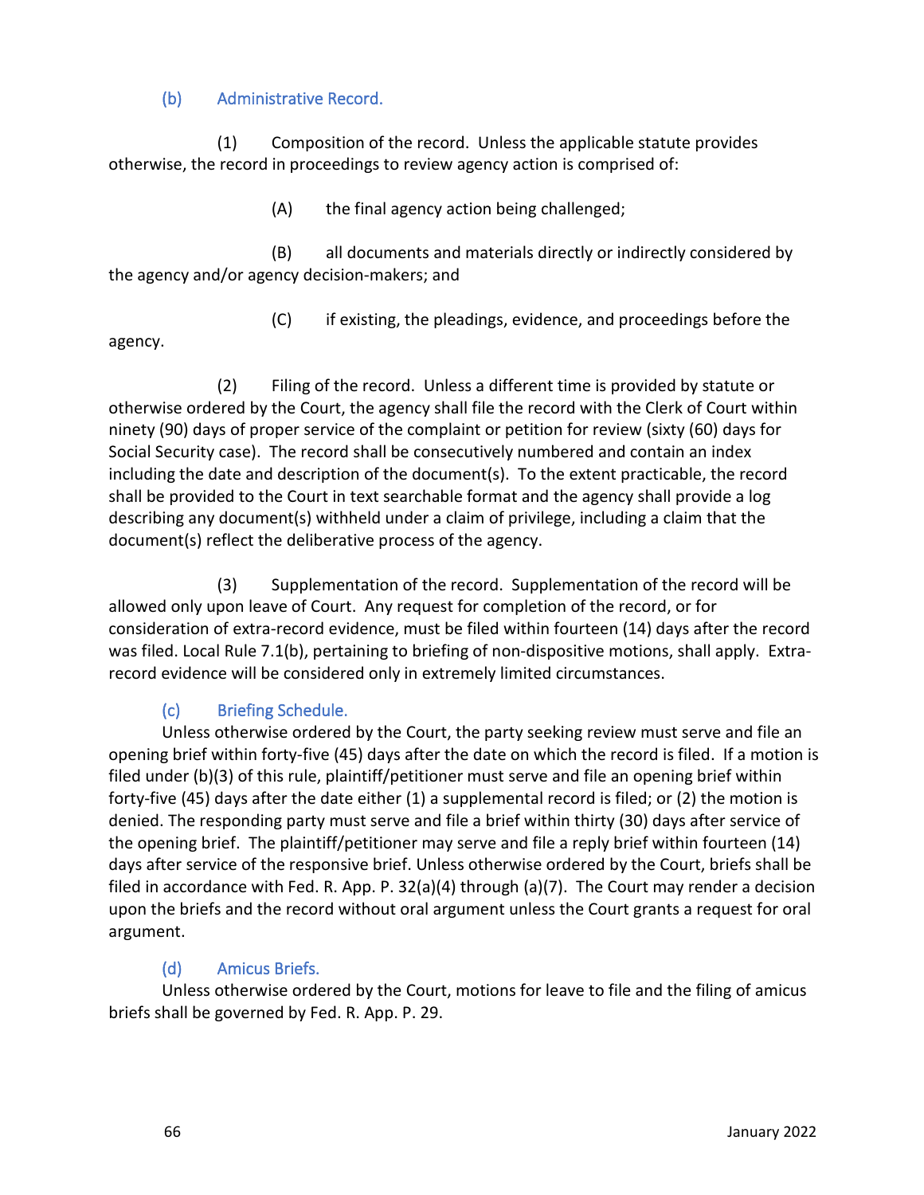### (b) Administrative Record.

(1) Composition of the record. Unless the applicable statute provides otherwise, the record in proceedings to review agency action is comprised of:

(A) the final agency action being challenged;

(B) all documents and materials directly or indirectly considered by the agency and/or agency decision-makers; and

(C) if existing, the pleadings, evidence, and proceedings before the agency.

(2) Filing of the record. Unless a different time is provided by statute or otherwise ordered by the Court, the agency shall file the record with the Clerk of Court within ninety (90) days of proper service of the complaint or petition for review (sixty (60) days for Social Security case). The record shall be consecutively numbered and contain an index including the date and description of the document(s). To the extent practicable, the record shall be provided to the Court in text searchable format and the agency shall provide a log describing any document(s) withheld under a claim of privilege, including a claim that the document(s) reflect the deliberative process of the agency.

(3) Supplementation of the record. Supplementation of the record will be allowed only upon leave of Court. Any request for completion of the record, or for consideration of extra-record evidence, must be filed within fourteen (14) days after the record was filed. Local Rule 7.1(b), pertaining to briefing of non-dispositive motions, shall apply. Extra-record evidence will be considered only in extremely limited circumstances.

### (c) Briefing Schedule.

Unless otherwise ordered by the Court, the party seeking review must serve and file an opening brief within forty-five (45) days after the date on which the record is filed. If a motion is filed under (b)(3) of this rule, plaintiff/petitioner must serve and file an opening brief within forty-five (45) days after the date either (1) a supplemental record is filed; or (2) the motion is denied. The responding party must serve and file a brief within thirty (30) days after service of the opening brief. The plaintiff/petitioner may serve and file a reply brief within fourteen (14) days after service of the responsive brief. Unless otherwise ordered by the Court, briefs shall be filed in accordance with Fed. R. App. P. 32(a)(4) through (a)(7). The Court may render a decision upon the briefs and the record without oral argument unless the Court grants a request for oral argument.

### (d) Amicus Briefs.

Unless otherwise ordered by the Court, motions for leave to file and the filing of amicus briefs shall be governed by Fed. R. App. P. 29.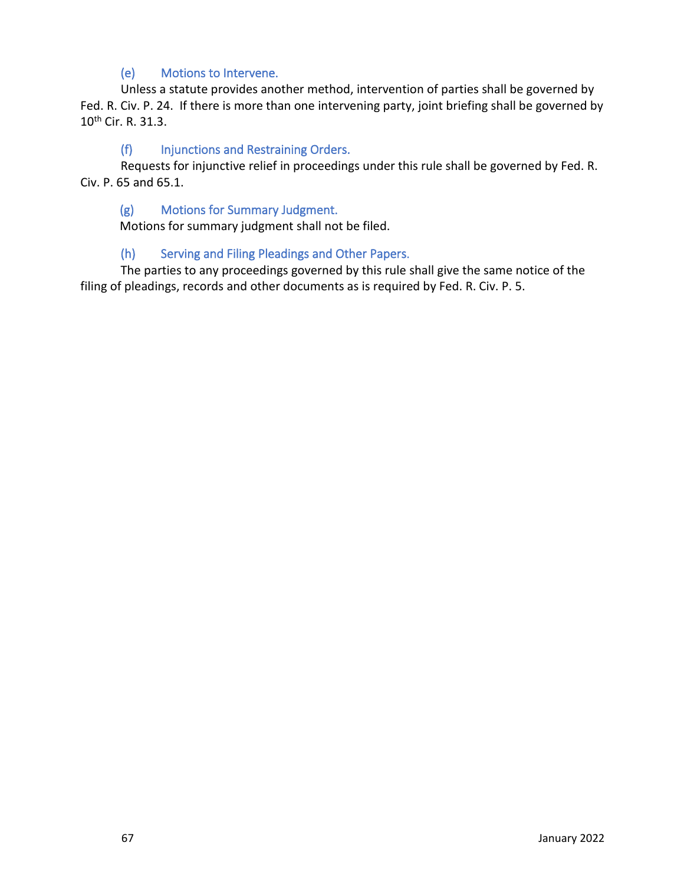### (e) Motions to Intervene.

Unless a statute provides another method, intervention of parties shall be governed by Fed. R. Civ. P. 24. If there is more than one intervening party, joint briefing shall be governed by 10th Cir. R. 31.3.

### (f) Injunctions and Restraining Orders.

Requests for injunctive relief in proceedings under this rule shall be governed by Fed. R. Civ. P. 65 and 65.1.

### (g) Motions for Summary Judgment.

Motions for summary judgment shall not be filed.

### (h) Serving and Filing Pleadings and Other Papers.

The parties to any proceedings governed by this rule shall give the same notice of the filing of pleadings, records and other documents as is required by Fed. R. Civ. P. 5.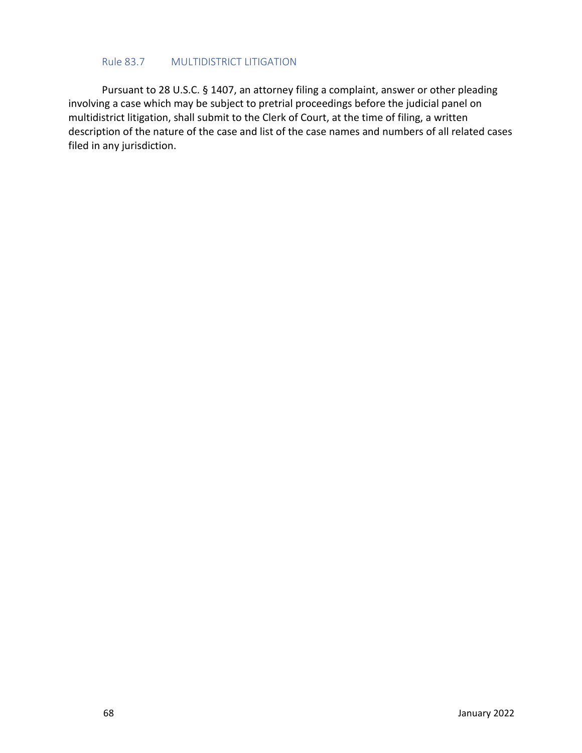## Rule 83.7 MULTIDISTRICT LITIGATION

Pursuant to 28 U.S.C. § 1407, an attorney filing a complaint, answer or other pleading involving a case which may be subject to pretrial proceedings before the judicial panel on multidistrict litigation, shall submit to the Clerk of Court, at the time of filing, a written description of the nature of the case and list of the case names and numbers of all related cases filed in any jurisdiction.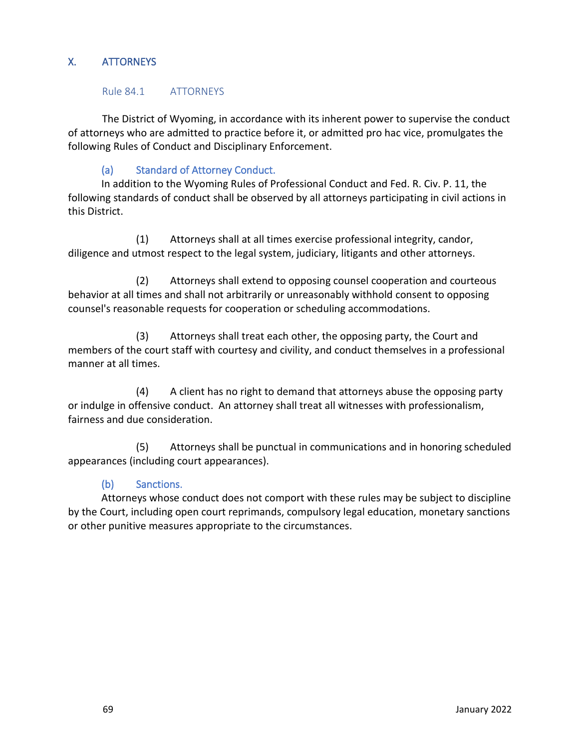# X. ATTORNEYS

## Rule 84.1 ATTORNEYS

The District of Wyoming, in accordance with its inherent power to supervise the conduct of attorneys who are admitted to practice before it, or admitted pro hac vice, promulgates the following Rules of Conduct and Disciplinary Enforcement.

### (a) Standard of Attorney Conduct.

In addition to the Wyoming Rules of Professional Conduct and Fed. R. Civ. P. 11, the following standards of conduct shall be observed by all attorneys participating in civil actions in this District.

(1) Attorneys shall at all times exercise professional integrity, candor, diligence and utmost respect to the legal system, judiciary, litigants and other attorneys.

(2) Attorneys shall extend to opposing counsel cooperation and courteous behavior at all times and shall not arbitrarily or unreasonably withhold consent to opposing counsel's reasonable requests for cooperation or scheduling accommodations.

(3) Attorneys shall treat each other, the opposing party, the Court and members of the court staff with courtesy and civility, and conduct themselves in a professional manner at all times.

(4) A client has no right to demand that attorneys abuse the opposing party or indulge in offensive conduct. An attorney shall treat all witnesses with professionalism, fairness and due consideration.

(5) Attorneys shall be punctual in communications and in honoring scheduled appearances (including court appearances).

### (b) Sanctions.

Attorneys whose conduct does not comport with these rules may be subject to discipline by the Court, including open court reprimands, compulsory legal education, monetary sanctions or other punitive measures appropriate to the circumstances.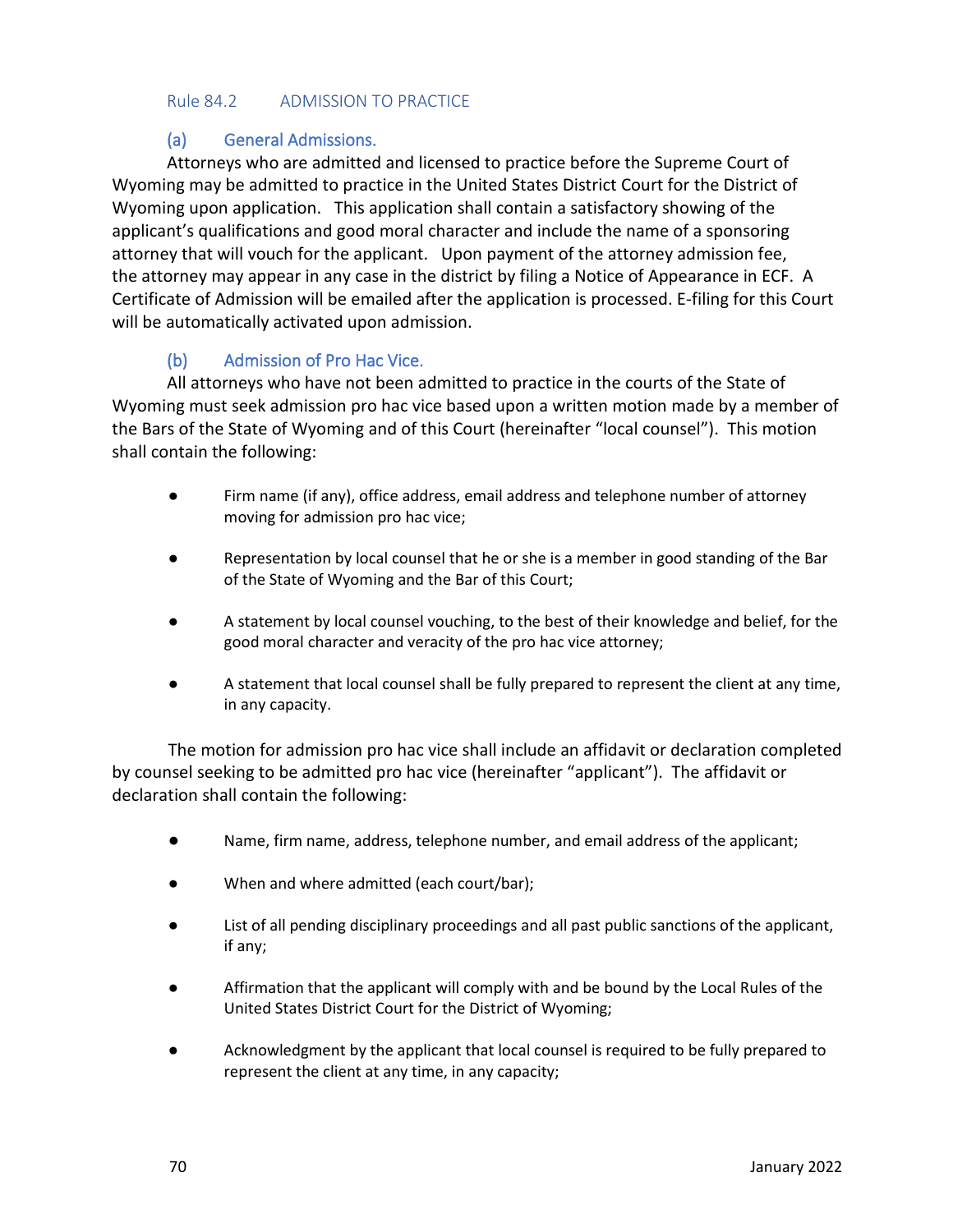## Rule 84.2 ADMISSION TO PRACTICE

### (a) General Admissions.

Attorneys who are admitted and licensed to practice before the Supreme Court of Wyoming may be admitted to practice in the United States District Court for the District of Wyoming upon application. This application shall contain a satisfactory showing of the applicant's qualifications and good moral character and include the name of a sponsoring attorney that will vouch for the applicant. Upon payment of the attorney admission fee, the attorney may appear in any case in the district by filing a Notice of Appearance in ECF. A Certificate of Admission will be emailed after the application is processed. E-filing for this Court will be automatically activated upon admission.

### (b) Admission of Pro Hac Vice.

All attorneys who have not been admitted to practice in the courts of the State of Wyoming must seek admission pro hac vice based upon a written motion made by a member of the Bars of the State of Wyoming and of this Court (hereinafter "local counsel"). This motion shall contain the following:

- Firm name (if any), office address, email address and telephone number of attorney moving for admission pro hac vice;
- Representation by local counsel that he or she is a member in good standing of the Bar of the State of Wyoming and the Bar of this Court;
- A statement by local counsel vouching, to the best of their knowledge and belief, for the good moral character and veracity of the pro hac vice attorney;
- A statement that local counsel shall be fully prepared to represent the client at any time, in any capacity.

The motion for admission pro hac vice shall include an affidavit or declaration completed by counsel seeking to be admitted pro hac vice (hereinafter "applicant"). The affidavit or declaration shall contain the following:

- Name, firm name, address, telephone number, and email address of the applicant;
- When and where admitted (each court/bar);
- List of all pending disciplinary proceedings and all past public sanctions of the applicant, if any;
- Affirmation that the applicant will comply with and be bound by the Local Rules of the United States District Court for the District of Wyoming;
- Acknowledgment by the applicant that local counsel is required to be fully prepared to represent the client at any time, in any capacity;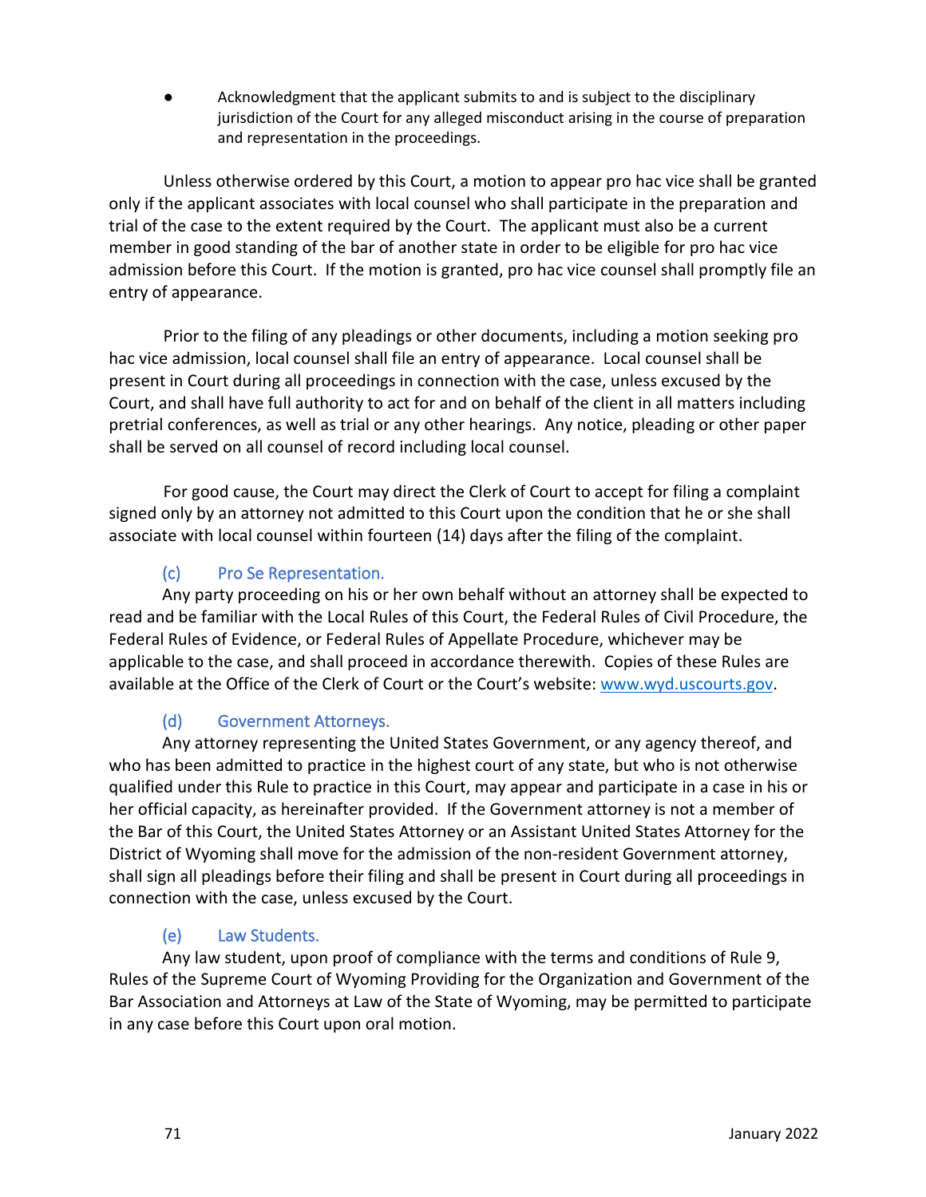- Acknowledgment that the applicant submits to and is subject to the disciplinary jurisdiction of the Court for any alleged misconduct arising in the course of preparation and representation in the proceedings.

Unless otherwise ordered by this Court, a motion to appear pro hac vice shall be granted only if the applicant associates with local counsel who shall participate in the preparation and trial of the case to the extent required by the Court. The applicant must also be a current member in good standing of the bar of another state in order to be eligible for pro hac vice admission before this Court. If the motion is granted, pro hac vice counsel shall promptly file an entry of appearance.

Prior to the filing of any pleadings or other documents, including a motion seeking pro hac vice admission, local counsel shall file an entry of appearance. Local counsel shall be present in Court during all proceedings in connection with the case, unless excused by the Court, and shall have full authority to act for and on behalf of the client in all matters including pretrial conferences, as well as trial or any other hearings. Any notice, pleading or other paper shall be served on all counsel of record including local counsel.

For good cause, the Court may direct the Clerk of Court to accept for filing a complaint signed only by an attorney not admitted to this Court upon the condition that he or she shall associate with local counsel within fourteen (14) days after the filing of the complaint.

### (c) Pro Se Representation.

Any party proceeding on his or her own behalf without an attorney shall be expected to read and be familiar with the Local Rules of this Court, the Federal Rules of Civil Procedure, the Federal Rules of Evidence, or Federal Rules of Appellate Procedure, whichever may be applicable to the case, and shall proceed in accordance therewith. Copies of these Rules are available at the Office of the Clerk of Court or the Court's website: [www.wyd.uscourts.gov](http://www.wyd.uscourts.gov).

### (d) Government Attorneys.

Any attorney representing the United States Government, or any agency thereof, and who has been admitted to practice in the highest court of any state, but who is not otherwise qualified under this Rule to practice in this Court, may appear and participate in a case in his or her official capacity, as hereinafter provided. If the Government attorney is not a member of the Bar of this Court, the United States Attorney or an Assistant United States Attorney for the District of Wyoming shall move for the admission of the non-resident Government attorney, shall sign all pleadings before their filing and shall be present in Court during all proceedings in connection with the case, unless excused by the Court.

### (e) Law Students.

Any law student, upon proof of compliance with the terms and conditions of Rule 9, Rules of the Supreme Court of Wyoming Providing for the Organization and Government of the Bar Association and Attorneys at Law of the State of Wyoming, may be permitted to participate in any case before this Court upon oral motion.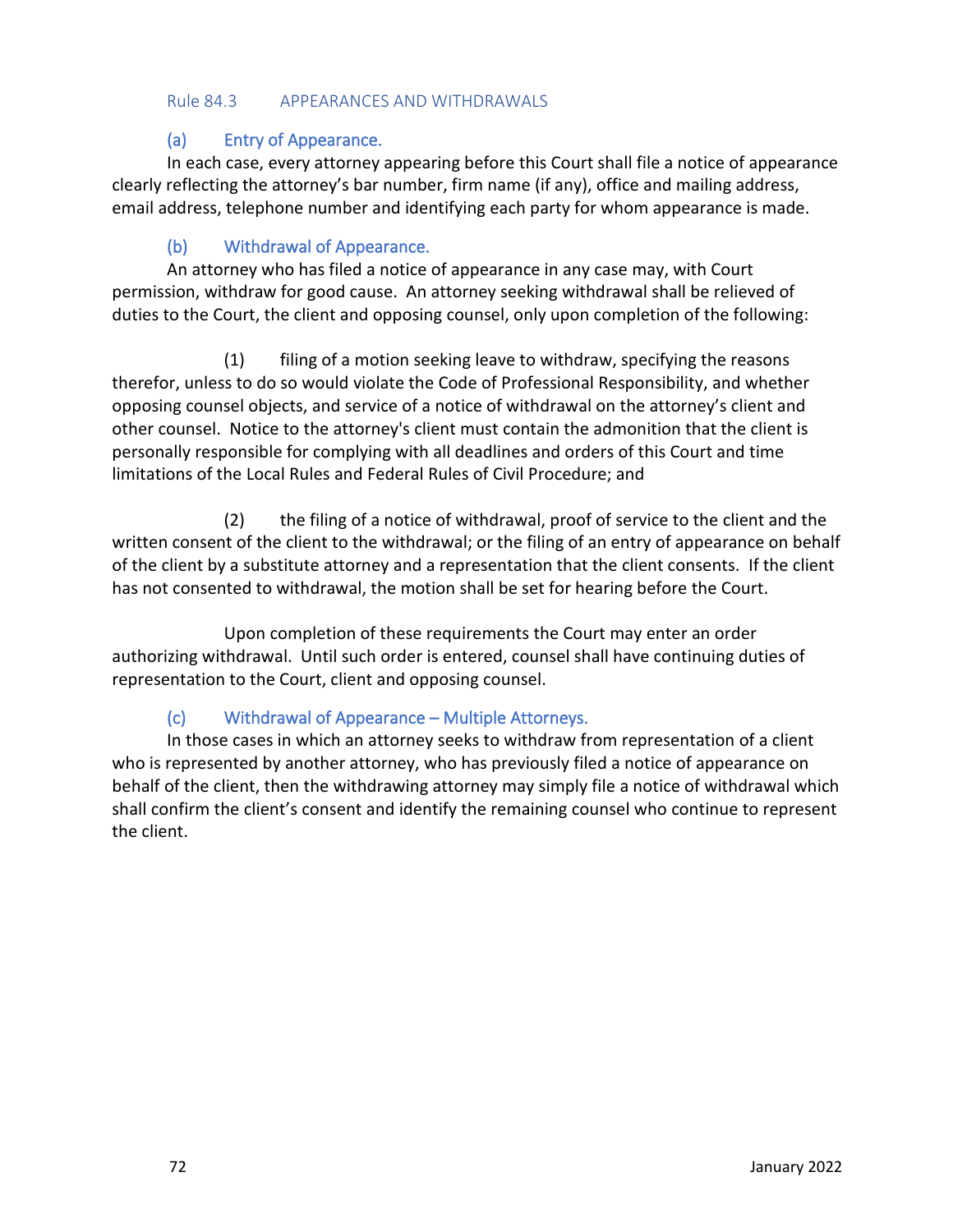## Rule 84.3 APPEARANCES AND WITHDRAWALS

### (a) Entry of Appearance.

In each case, every attorney appearing before this Court shall file a notice of appearance clearly reflecting the attorney's bar number, firm name (if any), office and mailing address, email address, telephone number and identifying each party for whom appearance is made.

### (b) Withdrawal of Appearance.

An attorney who has filed a notice of appearance in any case may, with Court permission, withdraw for good cause. An attorney seeking withdrawal shall be relieved of duties to the Court, the client and opposing counsel, only upon completion of the following:

(1) filing of a motion seeking leave to withdraw, specifying the reasons therefor, unless to do so would violate the Code of Professional Responsibility, and whether opposing counsel objects, and service of a notice of withdrawal on the attorney's client and other counsel. Notice to the attorney's client must contain the admonition that the client is personally responsible for complying with all deadlines and orders of this Court and time limitations of the Local Rules and Federal Rules of Civil Procedure; and

(2) the filing of a notice of withdrawal, proof of service to the client and the written consent of the client to the withdrawal; or the filing of an entry of appearance on behalf of the client by a substitute attorney and a representation that the client consents. If the client has not consented to withdrawal, the motion shall be set for hearing before the Court.

Upon completion of these requirements the Court may enter an order authorizing withdrawal. Until such order is entered, counsel shall have continuing duties of representation to the Court, client and opposing counsel.

### (c) Withdrawal of Appearance – Multiple Attorneys.

In those cases in which an attorney seeks to withdraw from representation of a client who is represented by another attorney, who has previously filed a notice of appearance on behalf of the client, then the withdrawing attorney may simply file a notice of withdrawal which shall confirm the client's consent and identify the remaining counsel who continue to represent the client.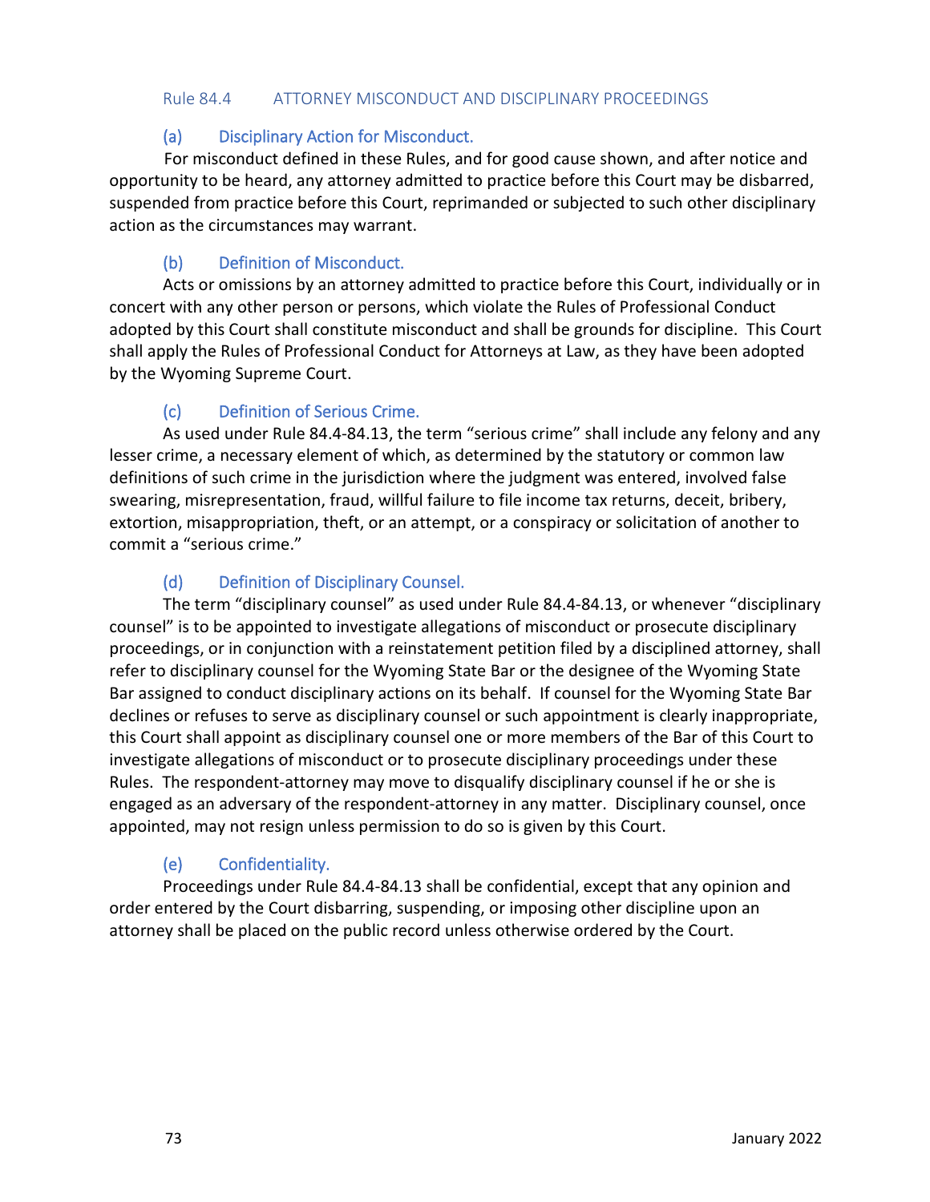## Rule 84.4 ATTORNEY MISCONDUCT AND DISCIPLINARY PROCEEDINGS

### (a) Disciplinary Action for Misconduct.

For misconduct defined in these Rules, and for good cause shown, and after notice and opportunity to be heard, any attorney admitted to practice before this Court may be disbarred, suspended from practice before this Court, reprimanded or subjected to such other disciplinary action as the circumstances may warrant.

### (b) Definition of Misconduct.

Acts or omissions by an attorney admitted to practice before this Court, individually or in concert with any other person or persons, which violate the Rules of Professional Conduct adopted by this Court shall constitute misconduct and shall be grounds for discipline. This Court shall apply the Rules of Professional Conduct for Attorneys at Law, as they have been adopted by the Wyoming Supreme Court.

### (c) Definition of Serious Crime.

As used under Rule 84.4-84.13, the term "serious crime" shall include any felony and any lesser crime, a necessary element of which, as determined by the statutory or common law definitions of such crime in the jurisdiction where the judgment was entered, involved false swearing, misrepresentation, fraud, willful failure to file income tax returns, deceit, bribery, extortion, misappropriation, theft, or an attempt, or a conspiracy or solicitation of another to commit a "serious crime."

### (d) Definition of Disciplinary Counsel.

The term "disciplinary counsel" as used under Rule 84.4-84.13, or whenever "disciplinary counsel" is to be appointed to investigate allegations of misconduct or prosecute disciplinary proceedings, or in conjunction with a reinstatement petition filed by a disciplined attorney, shall refer to disciplinary counsel for the Wyoming State Bar or the designee of the Wyoming State Bar assigned to conduct disciplinary actions on its behalf. If counsel for the Wyoming State Bar declines or refuses to serve as disciplinary counsel or such appointment is clearly inappropriate, this Court shall appoint as disciplinary counsel one or more members of the Bar of this Court to investigate allegations of misconduct or to prosecute disciplinary proceedings under these Rules. The respondent-attorney may move to disqualify disciplinary counsel if he or she is engaged as an adversary of the respondent-attorney in any matter. Disciplinary counsel, once appointed, may not resign unless permission to do so is given by this Court.

### (e) Confidentiality.

Proceedings under Rule 84.4-84.13 shall be confidential, except that any opinion and order entered by the Court disbarring, suspending, or imposing other discipline upon an attorney shall be placed on the public record unless otherwise ordered by the Court.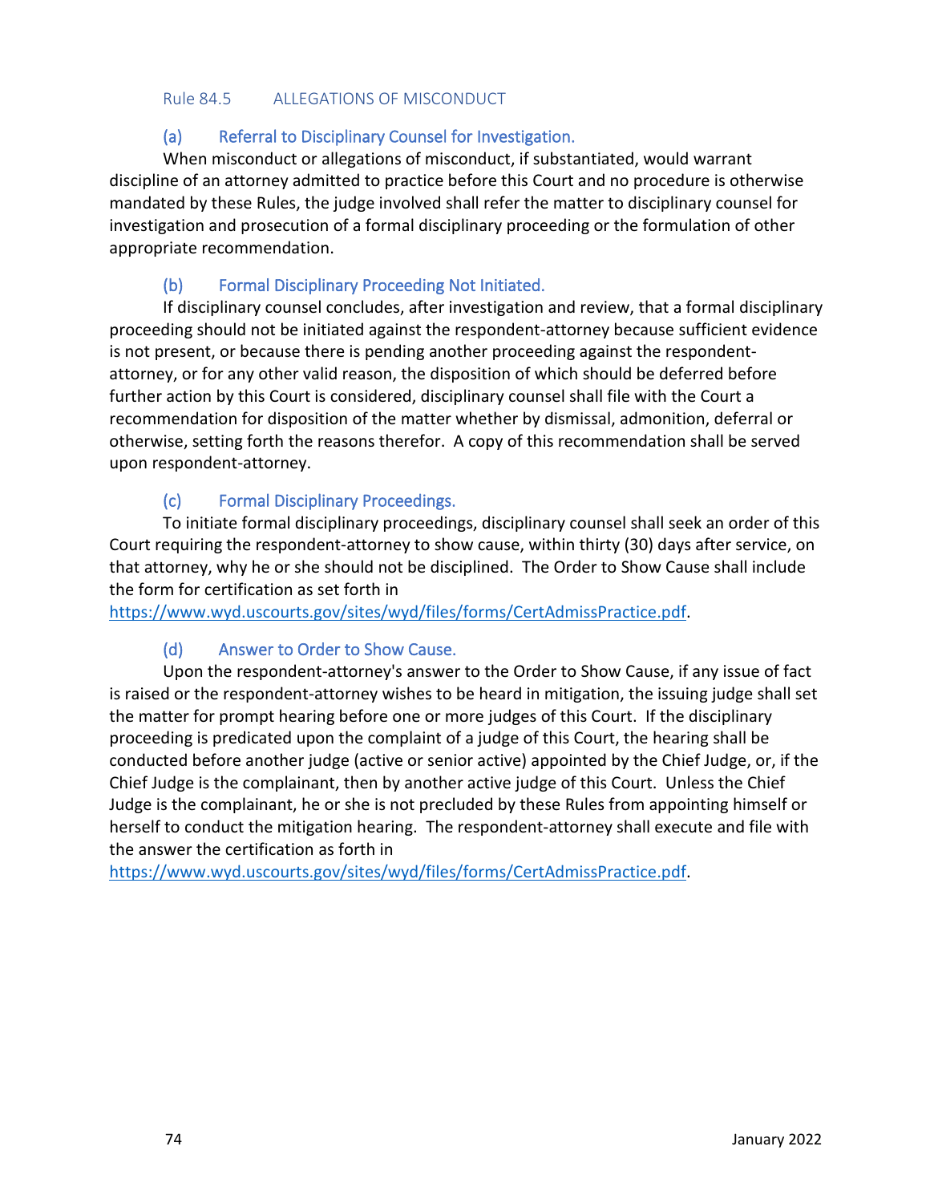## Rule 84.5 ALLEGATIONS OF MISCONDUCT

### (a) Referral to Disciplinary Counsel for Investigation.

When misconduct or allegations of misconduct, if substantiated, would warrant discipline of an attorney admitted to practice before this Court and no procedure is otherwise mandated by these Rules, the judge involved shall refer the matter to disciplinary counsel for investigation and prosecution of a formal disciplinary proceeding or the formulation of other appropriate recommendation.

### (b) Formal Disciplinary Proceeding Not Initiated.

If disciplinary counsel concludes, after investigation and review, that a formal disciplinary proceeding should not be initiated against the respondent-attorney because sufficient evidence is not present, or because there is pending another proceeding against the respondent-attorney, or for any other valid reason, the disposition of which should be deferred before further action by this Court is considered, disciplinary counsel shall file with the Court a recommendation for disposition of the matter whether by dismissal, admonition, deferral or otherwise, setting forth the reasons therefor. A copy of this recommendation shall be served upon respondent-attorney.

### (c) Formal Disciplinary Proceedings.

To initiate formal disciplinary proceedings, disciplinary counsel shall seek an order of this Court requiring the respondent-attorney to show cause, within thirty (30) days after service, on that attorney, why he or she should not be disciplined. The Order to Show Cause shall include the form for certification as set forth in https://www.wyd.uscourts.gov/sites/wyd/files/forms/CertAdmissPractice.pdf.

### (d) Answer to Order to Show Cause.

Upon the respondent-attorney's answer to the Order to Show Cause, if any issue of fact is raised or the respondent-attorney wishes to be heard in mitigation, the issuing judge shall set the matter for prompt hearing before one or more judges of this Court. If the disciplinary proceeding is predicated upon the complaint of a judge of this Court, the hearing shall be conducted before another judge (active or senior active) appointed by the Chief Judge, or, if the Chief Judge is the complainant, then by another active judge of this Court. Unless the Chief Judge is the complainant, he or she is not precluded by these Rules from appointing himself or herself to conduct the mitigation hearing. The respondent-attorney shall execute and file with the answer the certification as forth in https://www.wyd.uscourts.gov/sites/wyd/files/forms/CertAdmissPractice.pdf.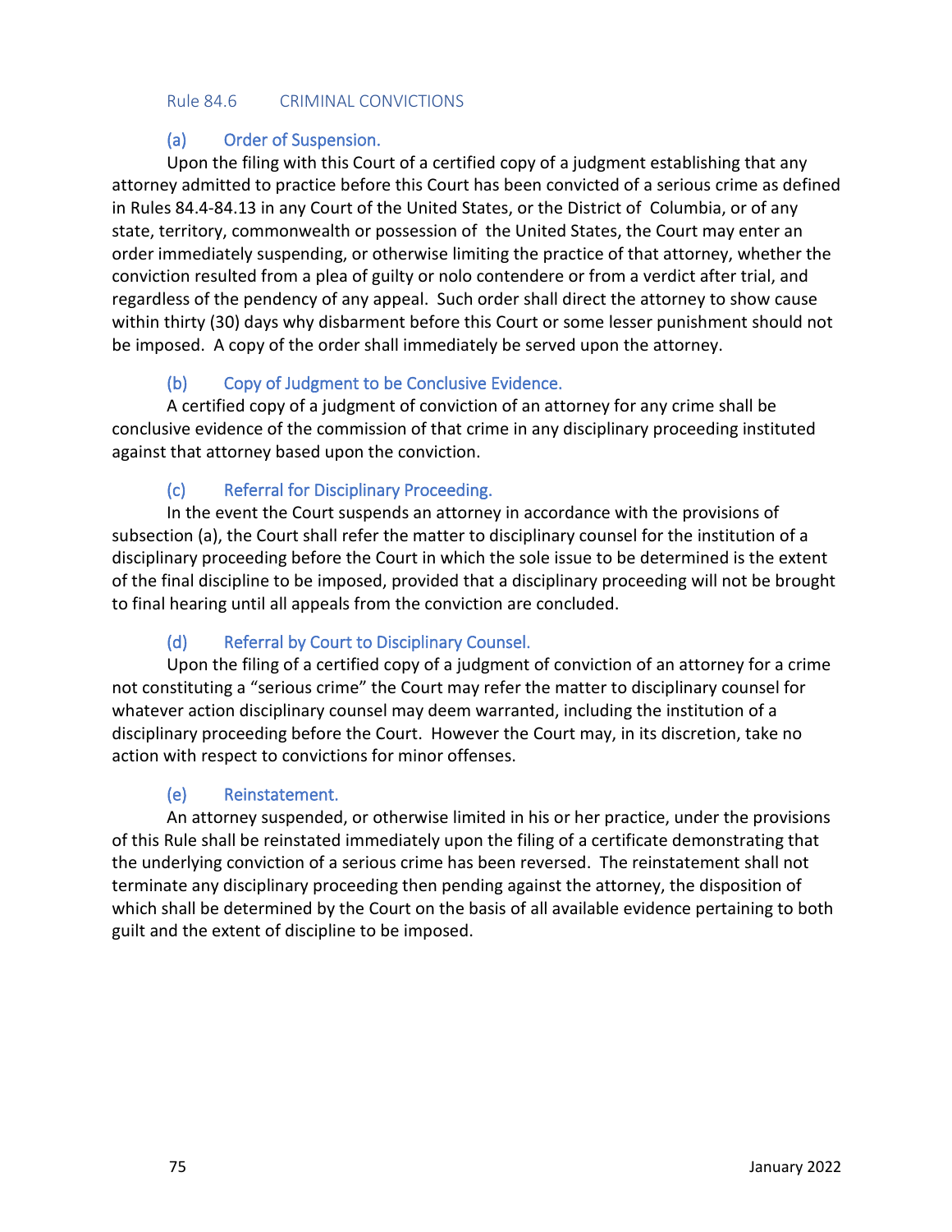## Rule 84.6 CRIMINAL CONVICTIONS

### (a) Order of Suspension.

Upon the filing with this Court of a certified copy of a judgment establishing that any attorney admitted to practice before this Court has been convicted of a serious crime as defined in Rules 84.4-84.13 in any Court of the United States, or the District of Columbia, or of any state, territory, commonwealth or possession of the United States, the Court may enter an order immediately suspending, or otherwise limiting the practice of that attorney, whether the conviction resulted from a plea of guilty or nolo contendere or from a verdict after trial, and regardless of the pendency of any appeal. Such order shall direct the attorney to show cause within thirty (30) days why disbarment before this Court or some lesser punishment should not be imposed. A copy of the order shall immediately be served upon the attorney.

### (b) Copy of Judgment to be Conclusive Evidence.

A certified copy of a judgment of conviction of an attorney for any crime shall be conclusive evidence of the commission of that crime in any disciplinary proceeding instituted against that attorney based upon the conviction.

### (c) Referral for Disciplinary Proceeding.

In the event the Court suspends an attorney in accordance with the provisions of subsection (a), the Court shall refer the matter to disciplinary counsel for the institution of a disciplinary proceeding before the Court in which the sole issue to be determined is the extent of the final discipline to be imposed, provided that a disciplinary proceeding will not be brought to final hearing until all appeals from the conviction are concluded.

### (d) Referral by Court to Disciplinary Counsel.

Upon the filing of a certified copy of a judgment of conviction of an attorney for a crime not constituting a "serious crime" the Court may refer the matter to disciplinary counsel for whatever action disciplinary counsel may deem warranted, including the institution of a disciplinary proceeding before the Court. However the Court may, in its discretion, take no action with respect to convictions for minor offenses.

### (e) Reinstatement.

An attorney suspended, or otherwise limited in his or her practice, under the provisions of this Rule shall be reinstated immediately upon the filing of a certificate demonstrating that the underlying conviction of a serious crime has been reversed. The reinstatement shall not terminate any disciplinary proceeding then pending against the attorney, the disposition of which shall be determined by the Court on the basis of all available evidence pertaining to both guilt and the extent of discipline to be imposed.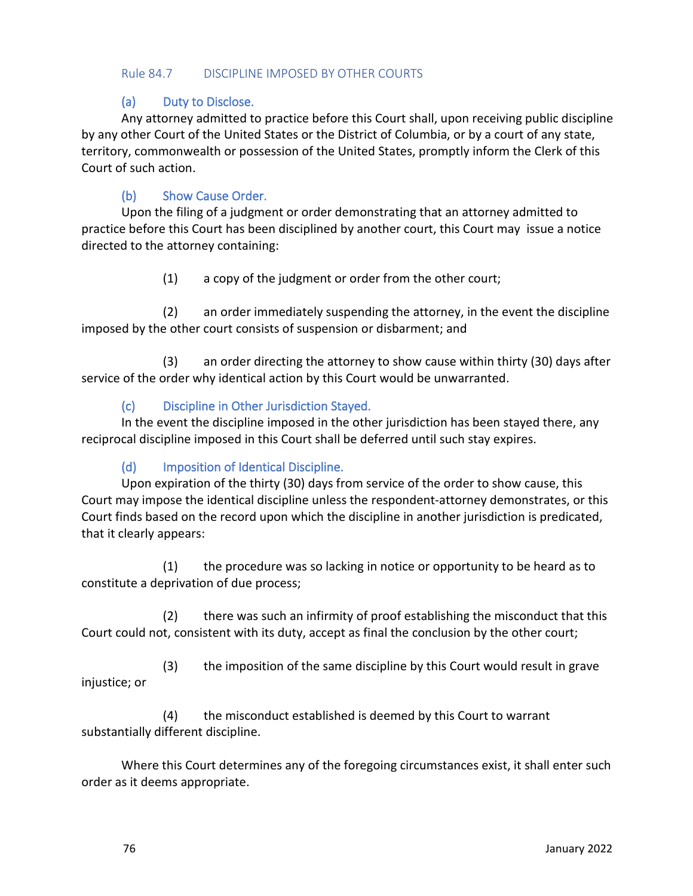## Rule 84.7 DISCIPLINE IMPOSED BY OTHER COURTS

### (a) Duty to Disclose.

Any attorney admitted to practice before this Court shall, upon receiving public discipline by any other Court of the United States or the District of Columbia, or by a court of any state, territory, commonwealth or possession of the United States, promptly inform the Clerk of this Court of such action.

### (b) Show Cause Order.

Upon the filing of a judgment or order demonstrating that an attorney admitted to practice before this Court has been disciplined by another court, this Court may issue a notice directed to the attorney containing:

(1) a copy of the judgment or order from the other court;

(2) an order immediately suspending the attorney, in the event the discipline imposed by the other court consists of suspension or disbarment; and

(3) an order directing the attorney to show cause within thirty (30) days after service of the order why identical action by this Court would be unwarranted.

### (c) Discipline in Other Jurisdiction Stayed.

In the event the discipline imposed in the other jurisdiction has been stayed there, any reciprocal discipline imposed in this Court shall be deferred until such stay expires.

### (d) Imposition of Identical Discipline.

Upon expiration of the thirty (30) days from service of the order to show cause, this Court may impose the identical discipline unless the respondent-attorney demonstrates, or this Court finds based on the record upon which the discipline in another jurisdiction is predicated, that it clearly appears:

(1) the procedure was so lacking in notice or opportunity to be heard as to constitute a deprivation of due process;

(2) there was such an infirmity of proof establishing the misconduct that this Court could not, consistent with its duty, accept as final the conclusion by the other court;

(3) the imposition of the same discipline by this Court would result in grave injustice; or

(4) the misconduct established is deemed by this Court to warrant substantially different discipline.

Where this Court determines any of the foregoing circumstances exist, it shall enter such order as it deems appropriate.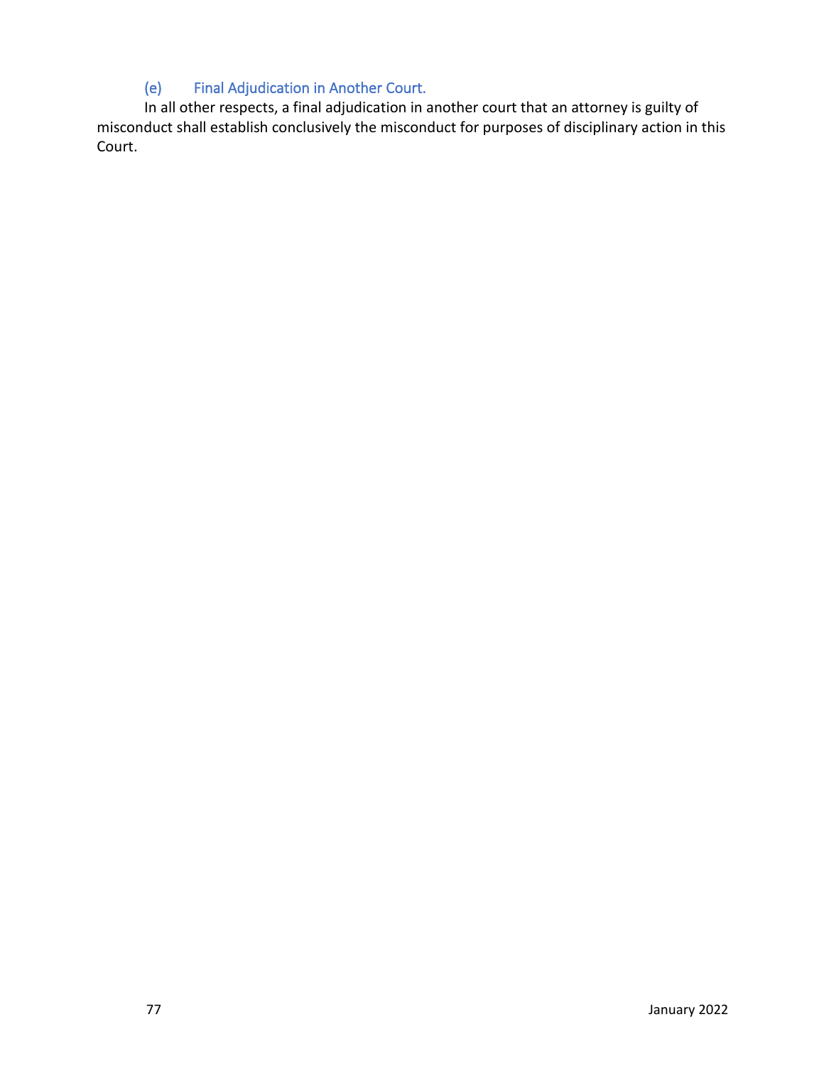### (e) Final Adjudication in Another Court.

In all other respects, a final adjudication in another court that an attorney is guilty of misconduct shall establish conclusively the misconduct for purposes of disciplinary action in this Court.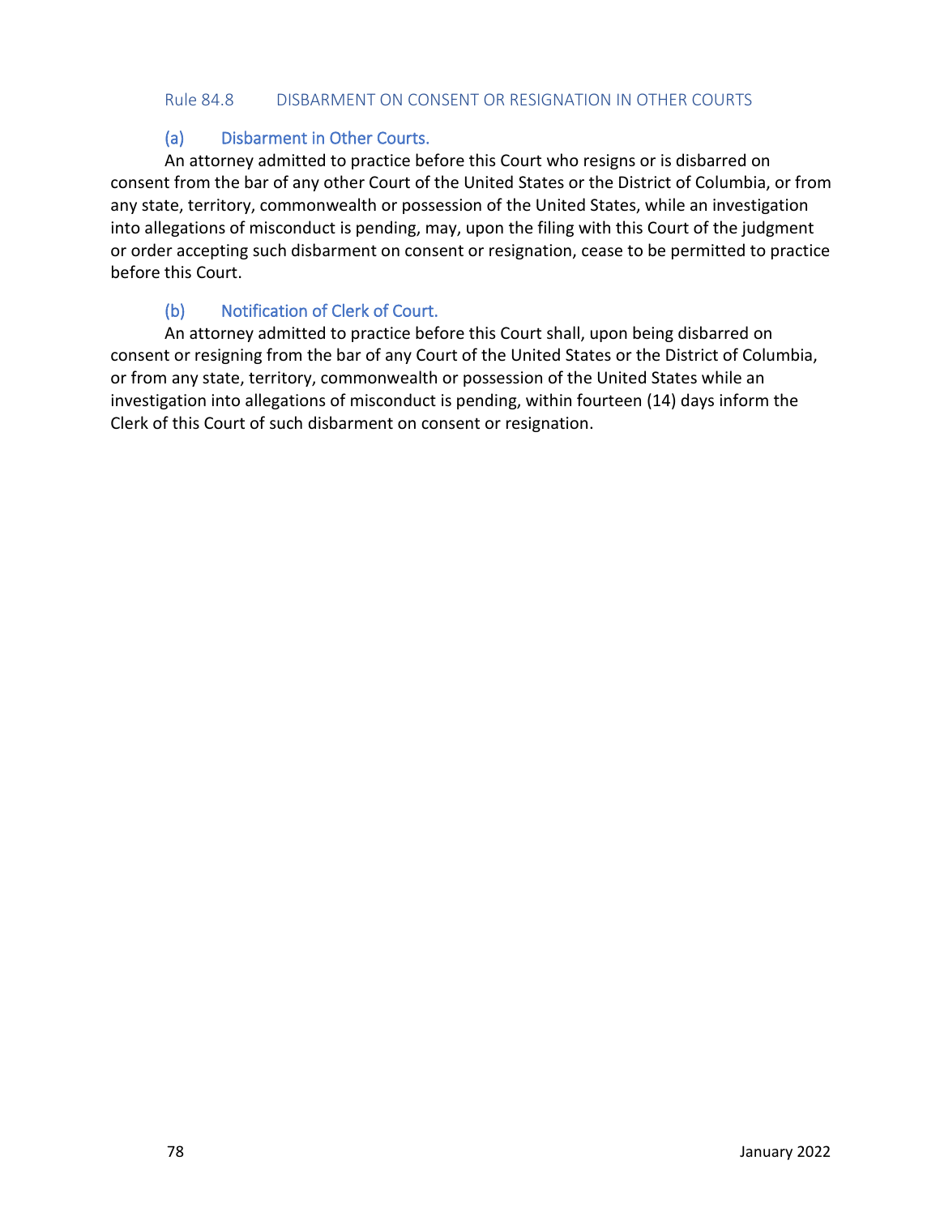## Rule 84.8 DISBARMENT ON CONSENT OR RESIGNATION IN OTHER COURTS

### (a) Disbarment in Other Courts.

An attorney admitted to practice before this Court who resigns or is disbarred on consent from the bar of any other Court of the United States or the District of Columbia, or from any state, territory, commonwealth or possession of the United States, while an investigation into allegations of misconduct is pending, may, upon the filing with this Court of the judgment or order accepting such disbarment on consent or resignation, cease to be permitted to practice before this Court.

### (b) Notification of Clerk of Court.

An attorney admitted to practice before this Court shall, upon being disbarred on consent or resigning from the bar of any Court of the United States or the District of Columbia, or from any state, territory, commonwealth or possession of the United States while an investigation into allegations of misconduct is pending, within fourteen (14) days inform the Clerk of this Court of such disbarment on consent or resignation.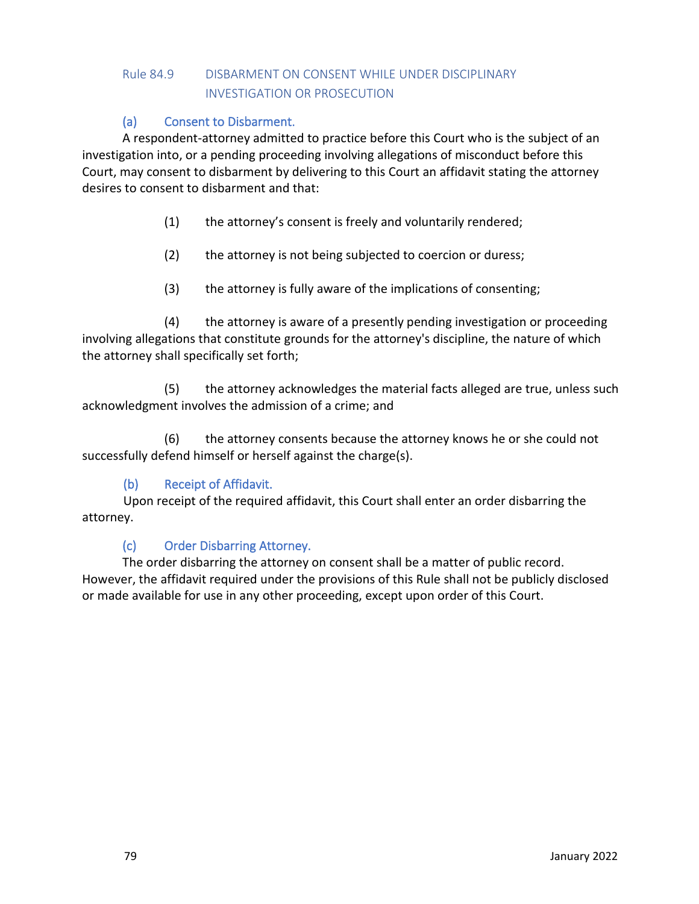## Rule 84.9 DISBARMENT ON CONSENT WHILE UNDER DISCIPLINARY INVESTIGATION OR PROSECUTION

### (a) Consent to Disbarment.

A respondent-attorney admitted to practice before this Court who is the subject of an investigation into, or a pending proceeding involving allegations of misconduct before this Court, may consent to disbarment by delivering to this Court an affidavit stating the attorney desires to consent to disbarment and that:

(1) the attorney's consent is freely and voluntarily rendered;

(2) the attorney is not being subjected to coercion or duress;

(3) the attorney is fully aware of the implications of consenting;

(4) the attorney is aware of a presently pending investigation or proceeding involving allegations that constitute grounds for the attorney's discipline, the nature of which the attorney shall specifically set forth;

(5) the attorney acknowledges the material facts alleged are true, unless such acknowledgment involves the admission of a crime; and

(6) the attorney consents because the attorney knows he or she could not successfully defend himself or herself against the charge(s).

### (b) Receipt of Affidavit.

Upon receipt of the required affidavit, this Court shall enter an order disbarring the attorney.

### (c) Order Disbarring Attorney.

The order disbarring the attorney on consent shall be a matter of public record. However, the affidavit required under the provisions of this Rule shall not be publicly disclosed or made available for use in any other proceeding, except upon order of this Court.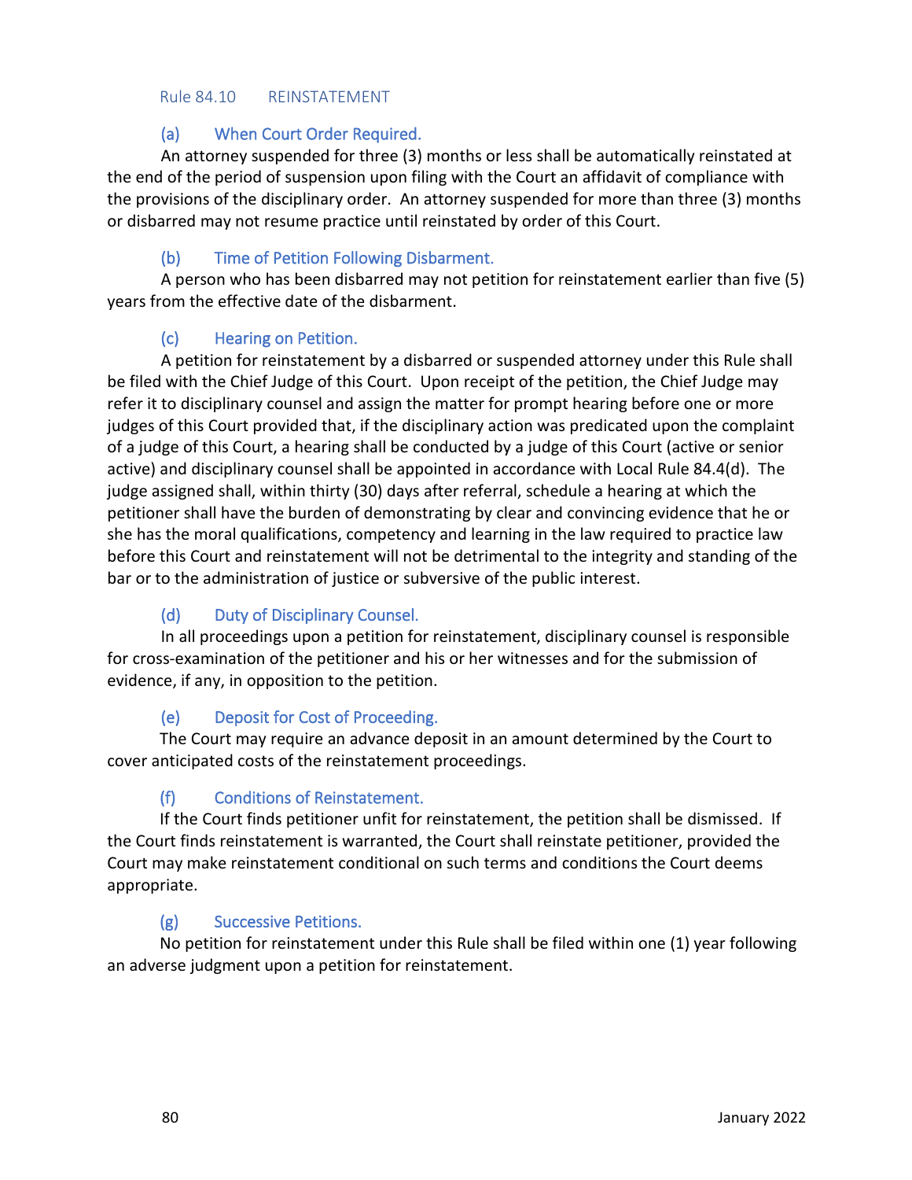## Rule 84.10 REINSTATEMENT

### (a) When Court Order Required.

An attorney suspended for three (3) months or less shall be automatically reinstated at the end of the period of suspension upon filing with the Court an affidavit of compliance with the provisions of the disciplinary order. An attorney suspended for more than three (3) months or disbarred may not resume practice until reinstated by order of this Court.

### (b) Time of Petition Following Disbarment.

A person who has been disbarred may not petition for reinstatement earlier than five (5) years from the effective date of the disbarment.

### (c) Hearing on Petition.

A petition for reinstatement by a disbarred or suspended attorney under this Rule shall be filed with the Chief Judge of this Court. Upon receipt of the petition, the Chief Judge may refer it to disciplinary counsel and assign the matter for prompt hearing before one or more judges of this Court provided that, if the disciplinary action was predicated upon the complaint of a judge of this Court, a hearing shall be conducted by a judge of this Court (active or senior active) and disciplinary counsel shall be appointed in accordance with Local Rule 84.4(d). The judge assigned shall, within thirty (30) days after referral, schedule a hearing at which the petitioner shall have the burden of demonstrating by clear and convincing evidence that he or she has the moral qualifications, competency and learning in the law required to practice law before this Court and reinstatement will not be detrimental to the integrity and standing of the bar or to the administration of justice or subversive of the public interest.

### (d) Duty of Disciplinary Counsel.

In all proceedings upon a petition for reinstatement, disciplinary counsel is responsible for cross-examination of the petitioner and his or her witnesses and for the submission of evidence, if any, in opposition to the petition.

### (e) Deposit for Cost of Proceeding.

The Court may require an advance deposit in an amount determined by the Court to cover anticipated costs of the reinstatement proceedings.

### (f) Conditions of Reinstatement.

If the Court finds petitioner unfit for reinstatement, the petition shall be dismissed. If the Court finds reinstatement is warranted, the Court shall reinstate petitioner, provided the Court may make reinstatement conditional on such terms and conditions the Court deems appropriate.

### (g) Successive Petitions.

No petition for reinstatement under this Rule shall be filed within one (1) year following an adverse judgment upon a petition for reinstatement.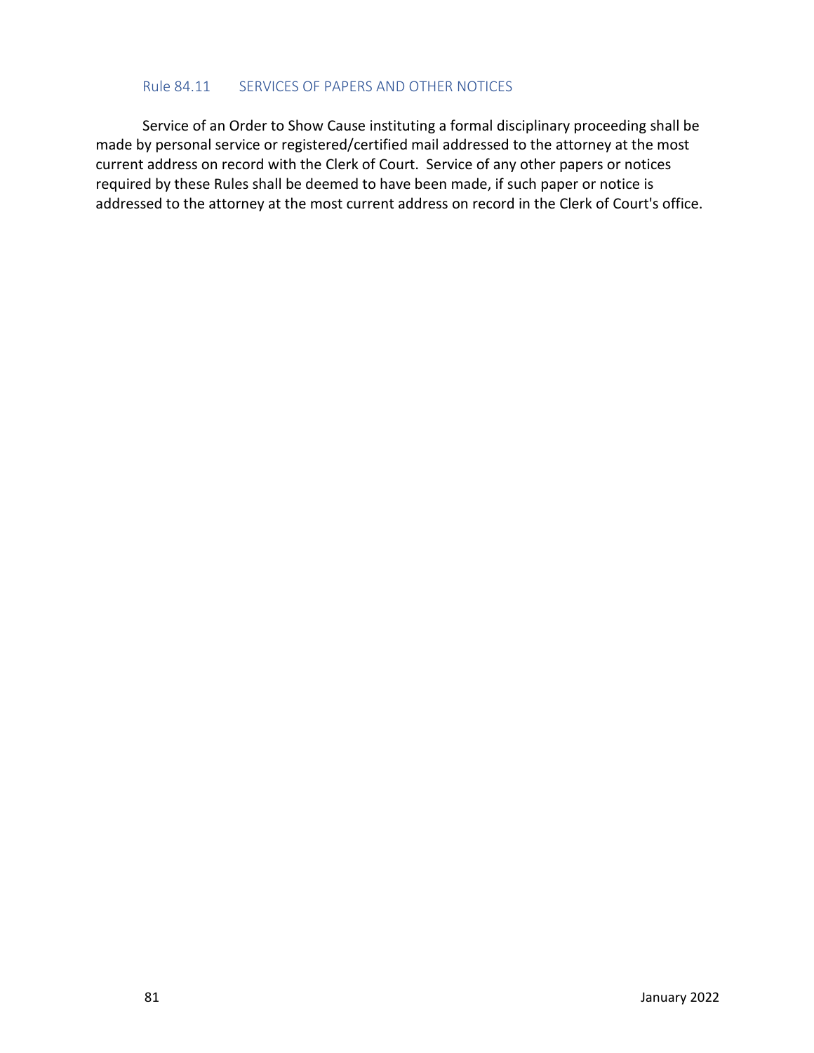### Rule 84.11 SERVICES OF PAPERS AND OTHER NOTICES

Service of an Order to Show Cause instituting a formal disciplinary proceeding shall be made by personal service or registered/certified mail addressed to the attorney at the most current address on record with the Clerk of Court. Service of any other papers or notices required by these Rules shall be deemed to have been made, if such paper or notice is addressed to the attorney at the most current address on record in the Clerk of Court's office.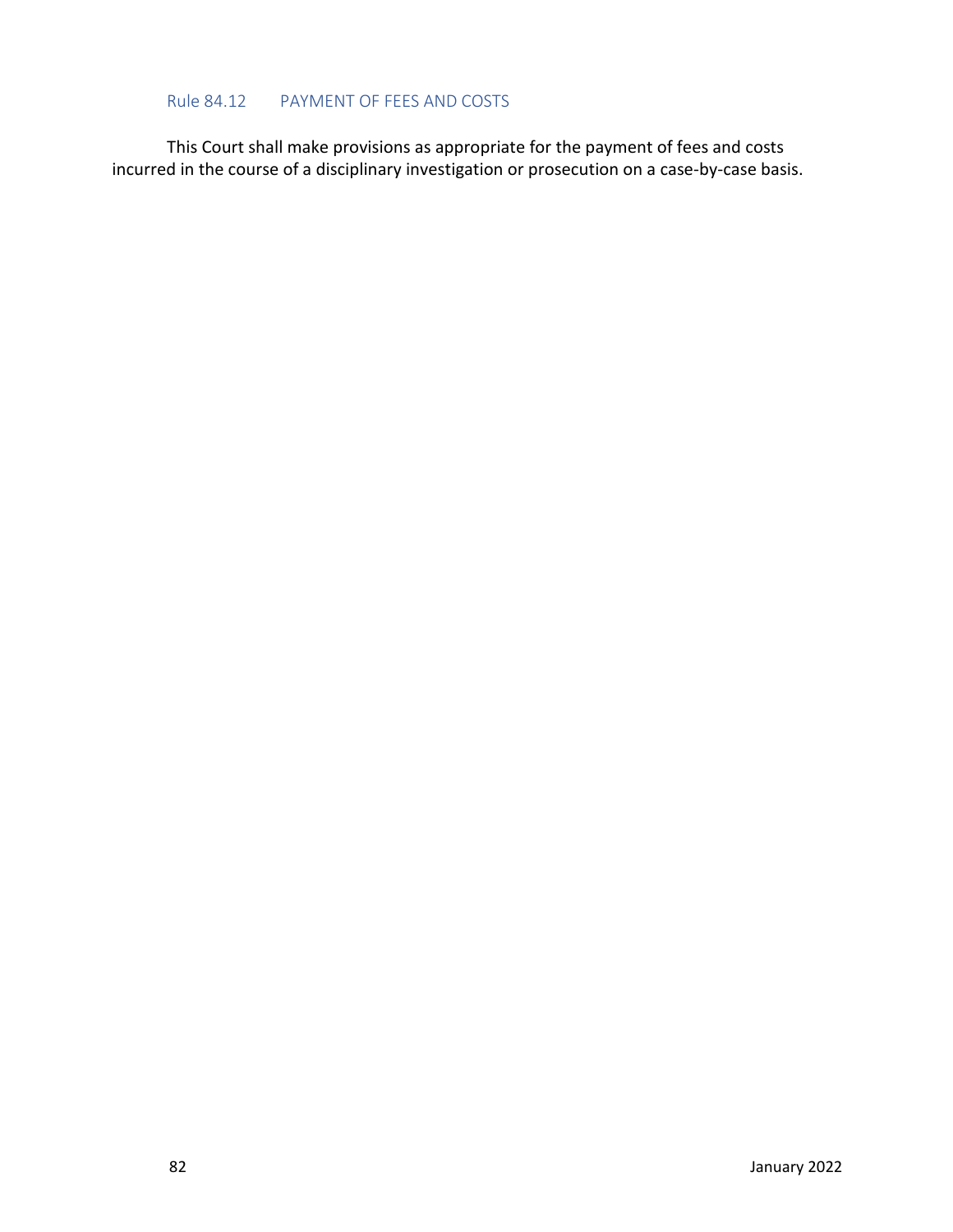### Rule 84.12 PAYMENT OF FEES AND COSTS

This Court shall make provisions as appropriate for the payment of fees and costs incurred in the course of a disciplinary investigation or prosecution on a case-by-case basis.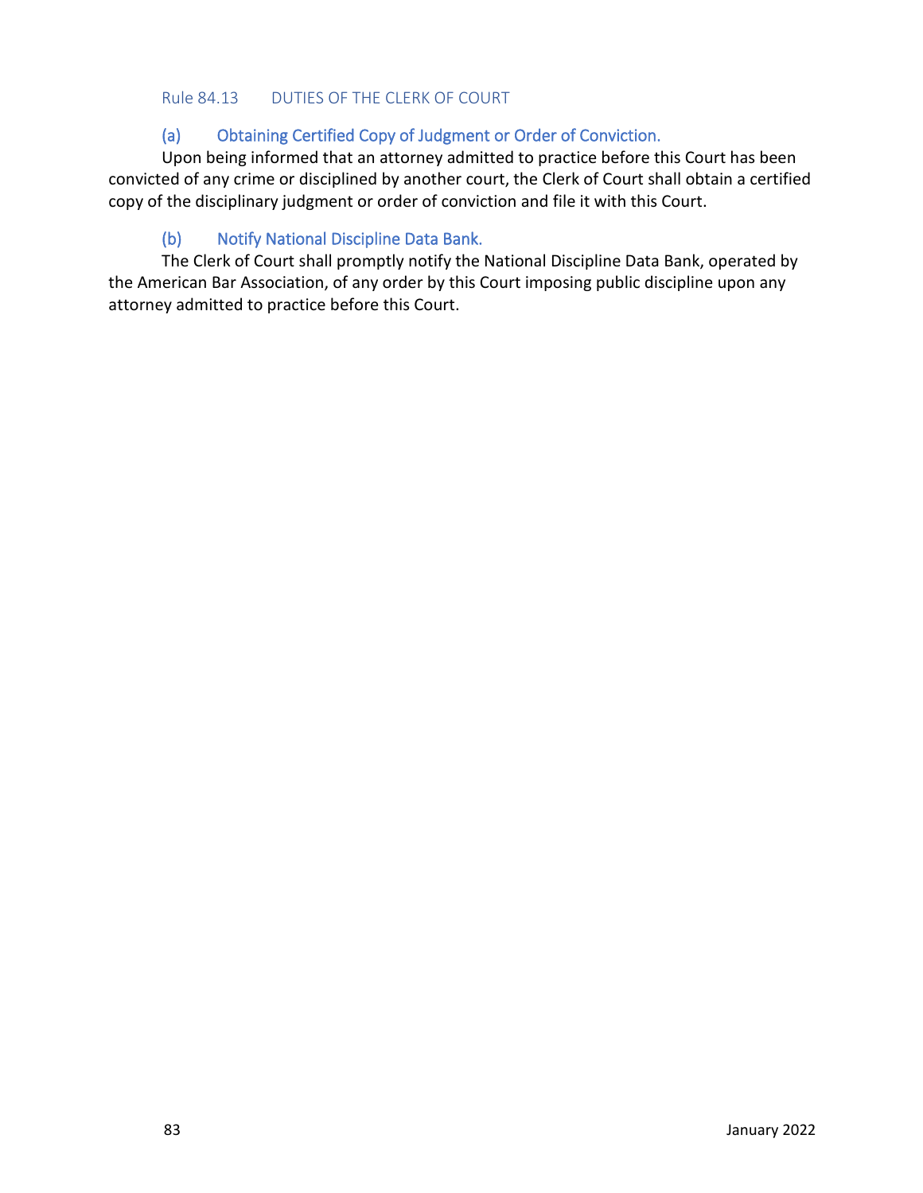## Rule 84.13 DUTIES OF THE CLERK OF COURT

### (a) Obtaining Certified Copy of Judgment or Order of Conviction.

Upon being informed that an attorney admitted to practice before this Court has been convicted of any crime or disciplined by another court, the Clerk of Court shall obtain a certified copy of the disciplinary judgment or order of conviction and file it with this Court.

### (b) Notify National Discipline Data Bank.

The Clerk of Court shall promptly notify the National Discipline Data Bank, operated by the American Bar Association, of any order by this Court imposing public discipline upon any attorney admitted to practice before this Court.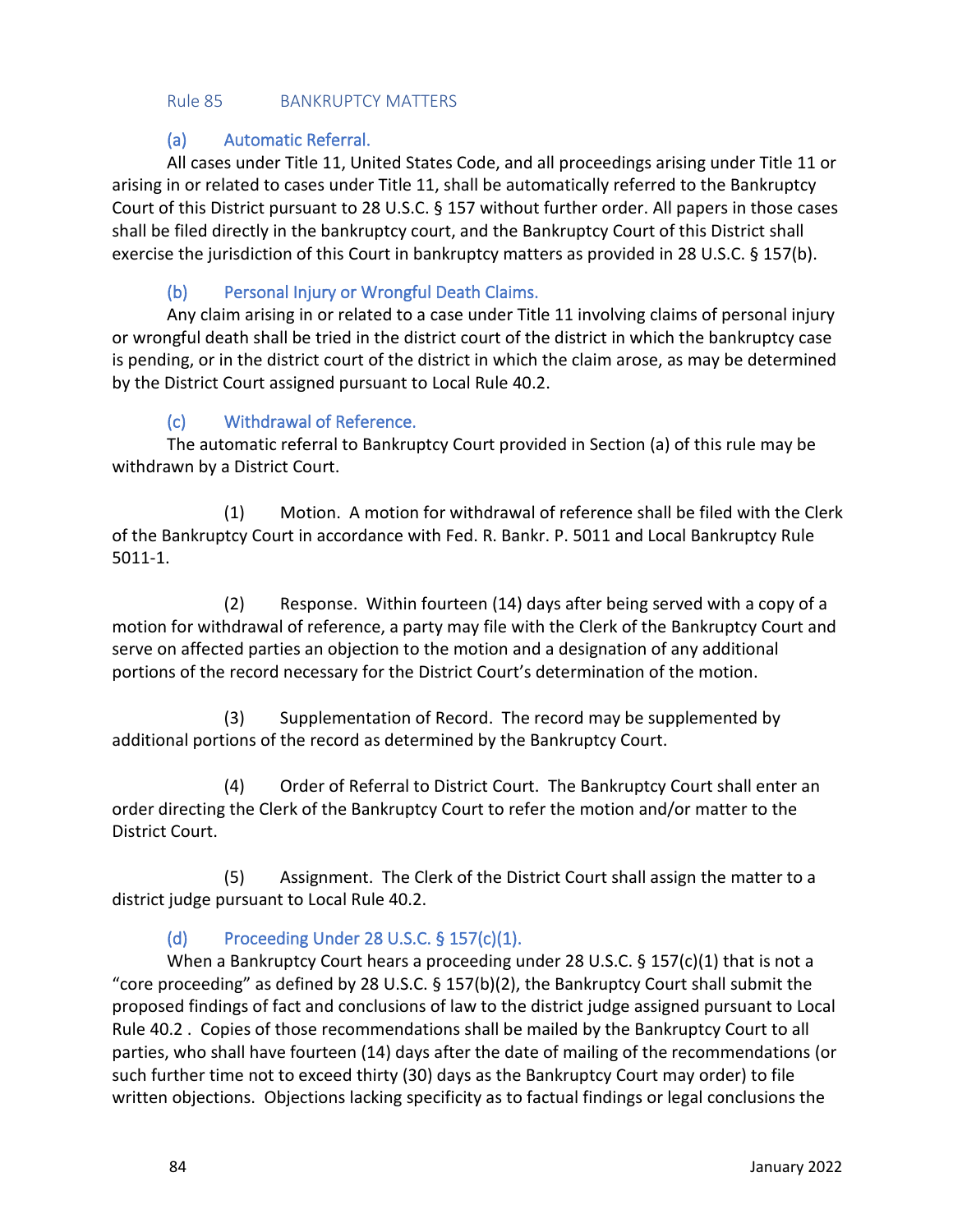## Rule 85 BANKRUPTCY MATTERS

### (a) Automatic Referral.

All cases under Title 11, United States Code, and all proceedings arising under Title 11 or arising in or related to cases under Title 11, shall be automatically referred to the Bankruptcy Court of this District pursuant to 28 U.S.C. § 157 without further order. All papers in those cases shall be filed directly in the bankruptcy court, and the Bankruptcy Court of this District shall exercise the jurisdiction of this Court in bankruptcy matters as provided in 28 U.S.C. § 157(b).

### (b) Personal Injury or Wrongful Death Claims.

Any claim arising in or related to a case under Title 11 involving claims of personal injury or wrongful death shall be tried in the district court of the district in which the bankruptcy case is pending, or in the district court of the district in which the claim arose, as may be determined by the District Court assigned pursuant to Local Rule 40.2.

### (c) Withdrawal of Reference.

The automatic referral to Bankruptcy Court provided in Section (a) of this rule may be withdrawn by a District Court.

(1) Motion. A motion for withdrawal of reference shall be filed with the Clerk of the Bankruptcy Court in accordance with Fed. R. Bankr. P. 5011 and Local Bankruptcy Rule 5011-1.

(2) Response. Within fourteen (14) days after being served with a copy of a motion for withdrawal of reference, a party may file with the Clerk of the Bankruptcy Court and serve on affected parties an objection to the motion and a designation of any additional portions of the record necessary for the District Court's determination of the motion.

(3) Supplementation of Record. The record may be supplemented by additional portions of the record as determined by the Bankruptcy Court.

(4) Order of Referral to District Court. The Bankruptcy Court shall enter an order directing the Clerk of the Bankruptcy Court to refer the motion and/or matter to the District Court.

(5) Assignment. The Clerk of the District Court shall assign the matter to a district judge pursuant to Local Rule 40.2.

### (d) Proceeding Under 28 U.S.C. § 157(c)(1).

When a Bankruptcy Court hears a proceeding under 28 U.S.C. § 157(c)(1) that is not a "core proceeding" as defined by 28 U.S.C. § 157(b)(2), the Bankruptcy Court shall submit the proposed findings of fact and conclusions of law to the district judge assigned pursuant to Local Rule 40.2 . Copies of those recommendations shall be mailed by the Bankruptcy Court to all parties, who shall have fourteen (14) days after the date of mailing of the recommendations (or such further time not to exceed thirty (30) days as the Bankruptcy Court may order) to file written objections. Objections lacking specificity as to factual findings or legal conclusions the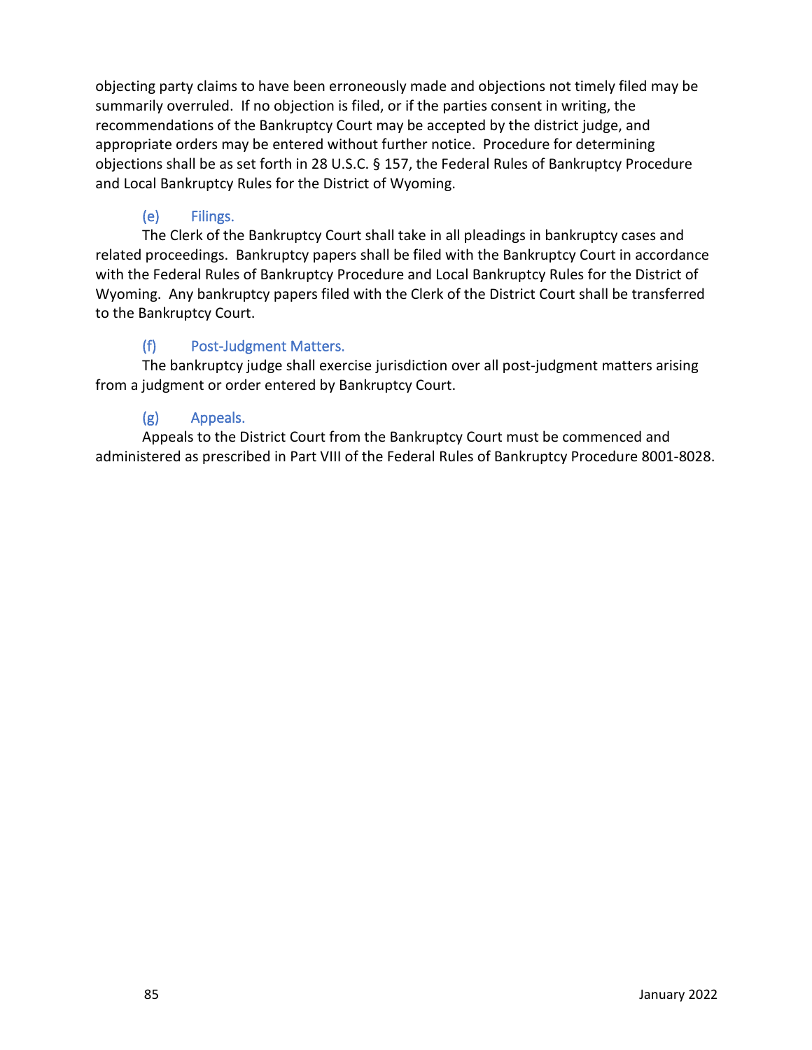objecting party claims to have been erroneously made and objections not timely filed may be summarily overruled. If no objection is filed, or if the parties consent in writing, the recommendations of the Bankruptcy Court may be accepted by the district judge, and appropriate orders may be entered without further notice. Procedure for determining objections shall be as set forth in 28 U.S.C. § 157, the Federal Rules of Bankruptcy Procedure and Local Bankruptcy Rules for the District of Wyoming.

### (e) Filings.

The Clerk of the Bankruptcy Court shall take in all pleadings in bankruptcy cases and related proceedings. Bankruptcy papers shall be filed with the Bankruptcy Court in accordance with the Federal Rules of Bankruptcy Procedure and Local Bankruptcy Rules for the District of Wyoming. Any bankruptcy papers filed with the Clerk of the District Court shall be transferred to the Bankruptcy Court.

### (f) Post-Judgment Matters.

The bankruptcy judge shall exercise jurisdiction over all post-judgment matters arising from a judgment or order entered by Bankruptcy Court.

### (g) Appeals.

Appeals to the District Court from the Bankruptcy Court must be commenced and administered as prescribed in Part VIII of the Federal Rules of Bankruptcy Procedure 8001-8028.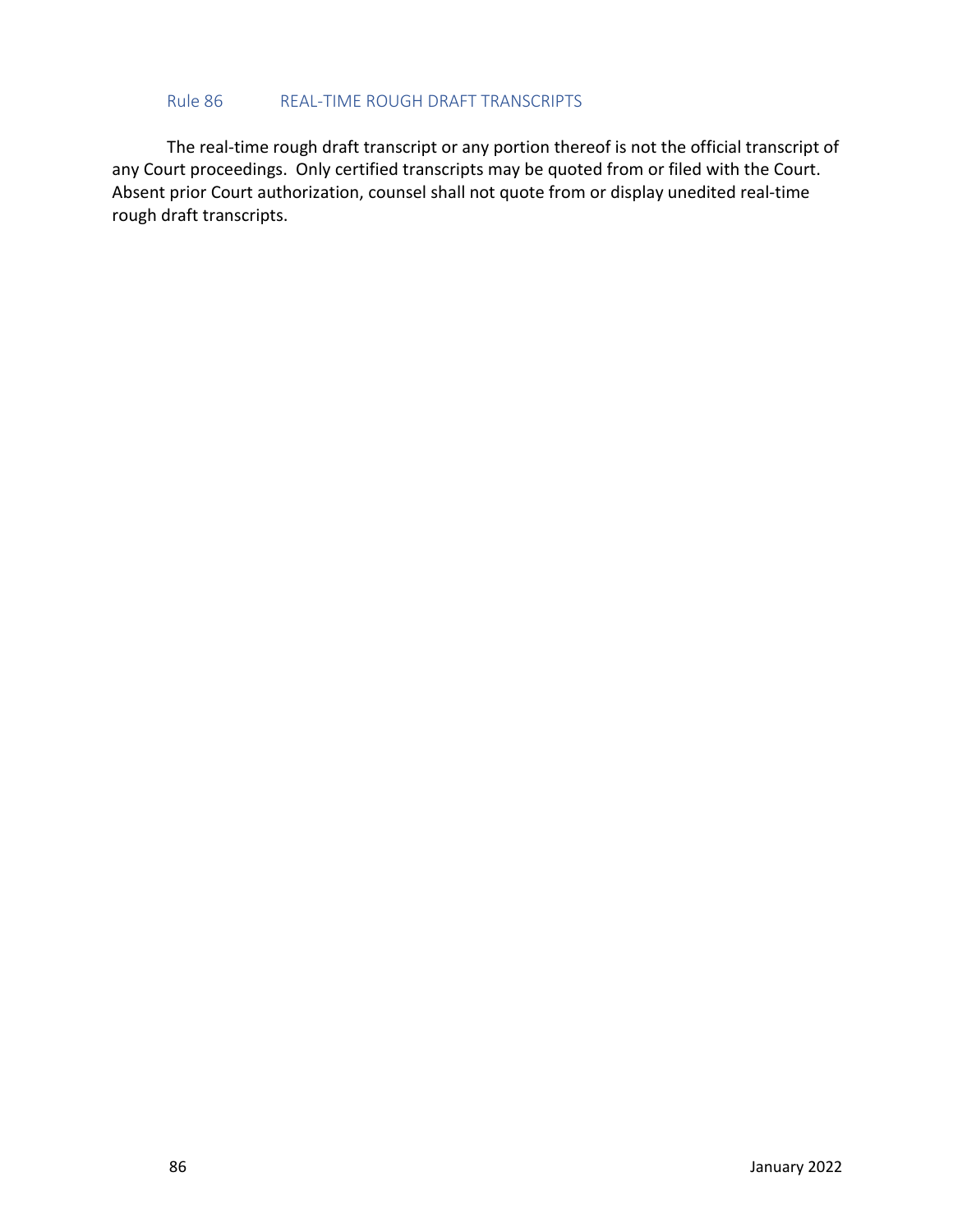## Rule 86 REAL-TIME ROUGH DRAFT TRANSCRIPTS

The real-time rough draft transcript or any portion thereof is not the official transcript of any Court proceedings. Only certified transcripts may be quoted from or filed with the Court. Absent prior Court authorization, counsel shall not quote from or display unedited real-time rough draft transcripts.